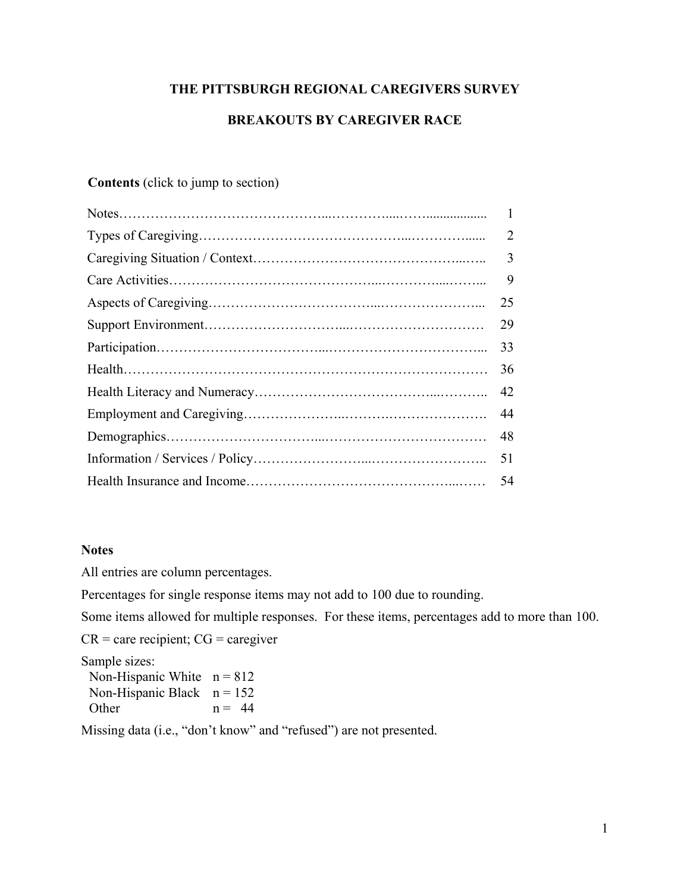# THE PITTSBURGH REGIONAL CAREGIVERS SURVEY

## BREAKOUTS BY CAREGIVER RACE

**Contents** (click to jump to section)

| Section | Page |
|---|---|
| Notes | 1 |
| Types of Caregiving | 2 |
| Caregiving Situation / Context | 3 |
| Care Activities | 9 |
| Aspects of Caregiving | 25 |
| Support Environment | 29 |
| Participation | 33 |
| Health | 36 |
| Health Literacy and Numeracy | 42 |
| Employment and Caregiving | 44 |
| Demographics | 48 |
| Information / Services / Policy | 51 |
| Health Insurance and Income | 54 |

### Notes

All entries are column percentages.

Percentages for single response items may not add to 100 due to rounding.

Some items allowed for multiple responses. For these items, percentages add to more than 100.

CR = care recipient; CG = caregiver

Sample sizes:

| Group | n |
|---|---|
| Non-Hispanic White | n = 812 |
| Non-Hispanic Black | n = 152 |
| Other | n = 44 |

Missing data (i.e., "don't know" and "refused") are not presented.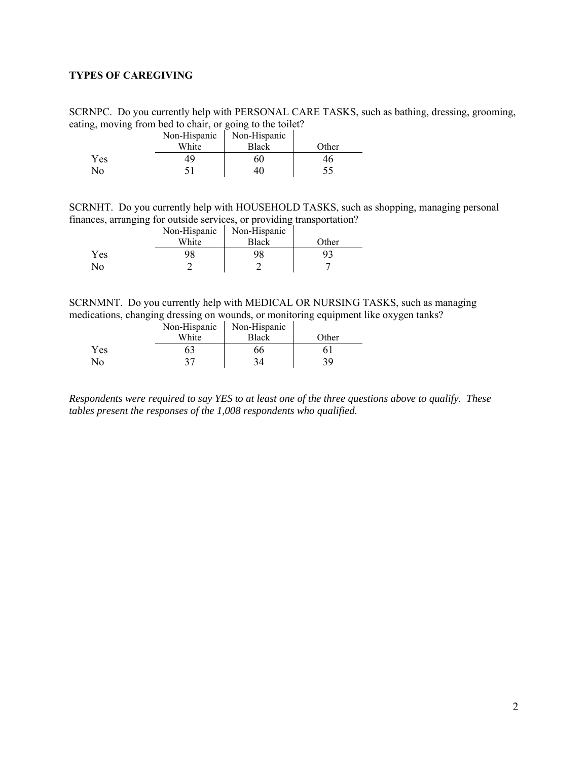## TYPES OF CAREGIVING

SCRNPC. Do you currently help with PERSONAL CARE TASKS, such as bathing, dressing, grooming, eating, moving from bed to chair, or going to the toilet?

| | Non-Hispanic White | Non-Hispanic Black | Other |
|---|---|---|---|
| Yes | 49 | 60 | 46 |
| No | 51 | 40 | 55 |

SCRNHT. Do you currently help with HOUSEHOLD TASKS, such as shopping, managing personal finances, arranging for outside services, or providing transportation?

| | Non-Hispanic White | Non-Hispanic Black | Other |
|---|---|---|---|
| Yes | 98 | 98 | 93 |
| No | 2 | 2 | 7 |

SCRNMNT. Do you currently help with MEDICAL OR NURSING TASKS, such as managing medications, changing dressing on wounds, or monitoring equipment like oxygen tanks?

| | Non-Hispanic White | Non-Hispanic Black | Other |
|---|---|---|---|
| Yes | 63 | 66 | 61 |
| No | 37 | 34 | 39 |

*Respondents were required to say YES to at least one of the three questions above to qualify. These tables present the responses of the 1,008 respondents who qualified.*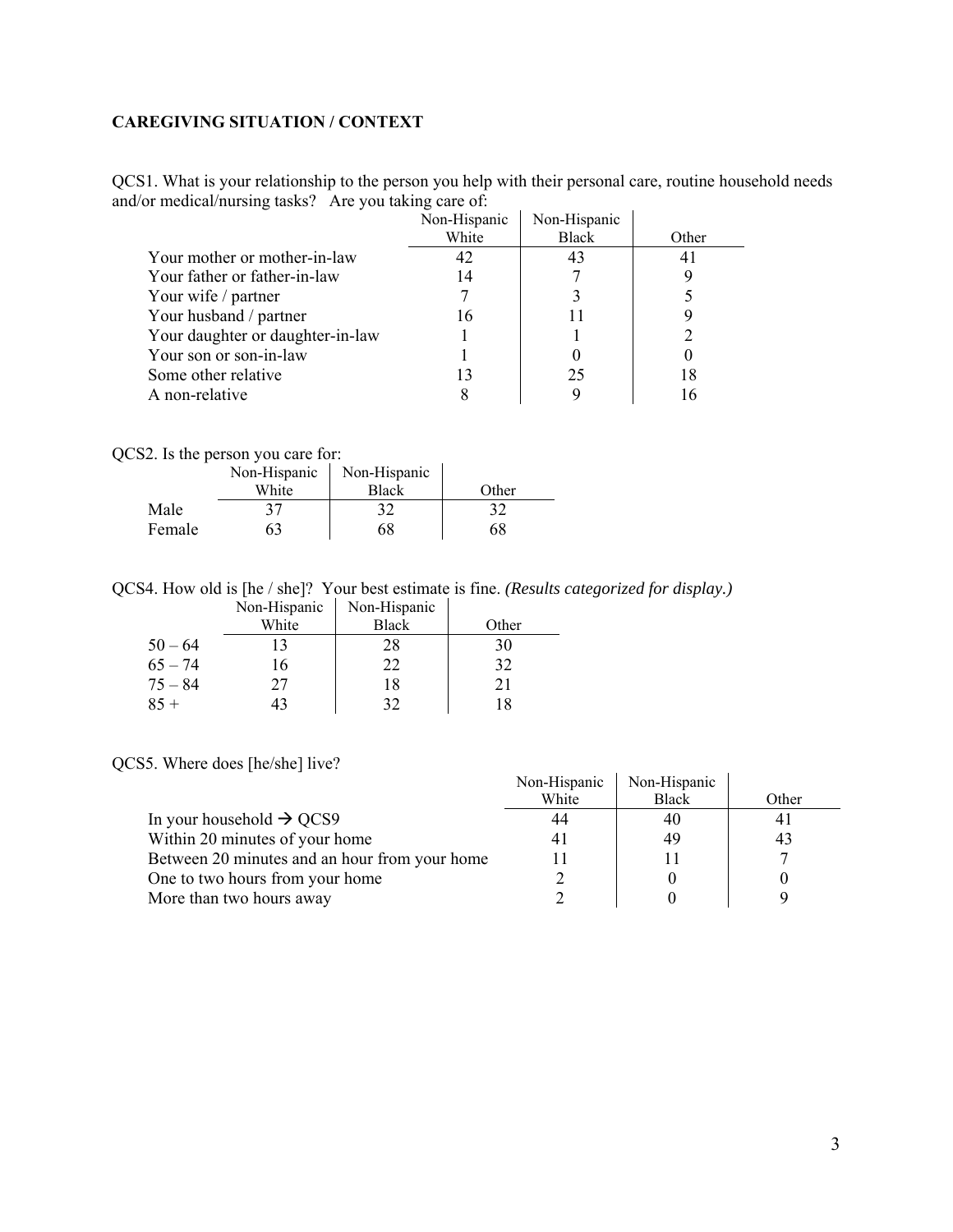## CAREGIVING SITUATION / CONTEXT

QCS1. What is your relationship to the person you help with their personal care, routine household needs and/or medical/nursing tasks? Are you taking care of:

| | Non-Hispanic White | Non-Hispanic Black | Other |
|---|---|---|---|
| Your mother or mother-in-law | 42 | 43 | 41 |
| Your father or father-in-law | 14 | 7 | 9 |
| Your wife / partner | 7 | 3 | 5 |
| Your husband / partner | 16 | 11 | 9 |
| Your daughter or daughter-in-law | 1 | 1 | 2 |
| Your son or son-in-law | 1 | 0 | 0 |
| Some other relative | 13 | 25 | 18 |
| A non-relative | 8 | 9 | 16 |

QCS2. Is the person you care for:

| | Non-Hispanic White | Non-Hispanic Black | Other |
|---|---|---|---|
| Male | 37 | 32 | 32 |
| Female | 63 | 68 | 68 |

QCS4. How old is [he / she]? Your best estimate is fine. *(Results categorized for display.)*

| | Non-Hispanic White | Non-Hispanic Black | Other |
|---|---|---|---|
| 50 – 64 | 13 | 28 | 30 |
| 65 – 74 | 16 | 22 | 32 |
| 75 – 84 | 27 | 18 | 21 |
| 85 + | 43 | 32 | 18 |

QCS5. Where does [he/she] live?

| | Non-Hispanic White | Non-Hispanic Black | Other |
|---|---|---|---|
| In your household → QCS9 | 44 | 40 | 41 |
| Within 20 minutes of your home | 41 | 49 | 43 |
| Between 20 minutes and an hour from your home | 11 | 11 | 7 |
| One to two hours from your home | 2 | 0 | 0 |
| More than two hours away | 2 | 0 | 9 |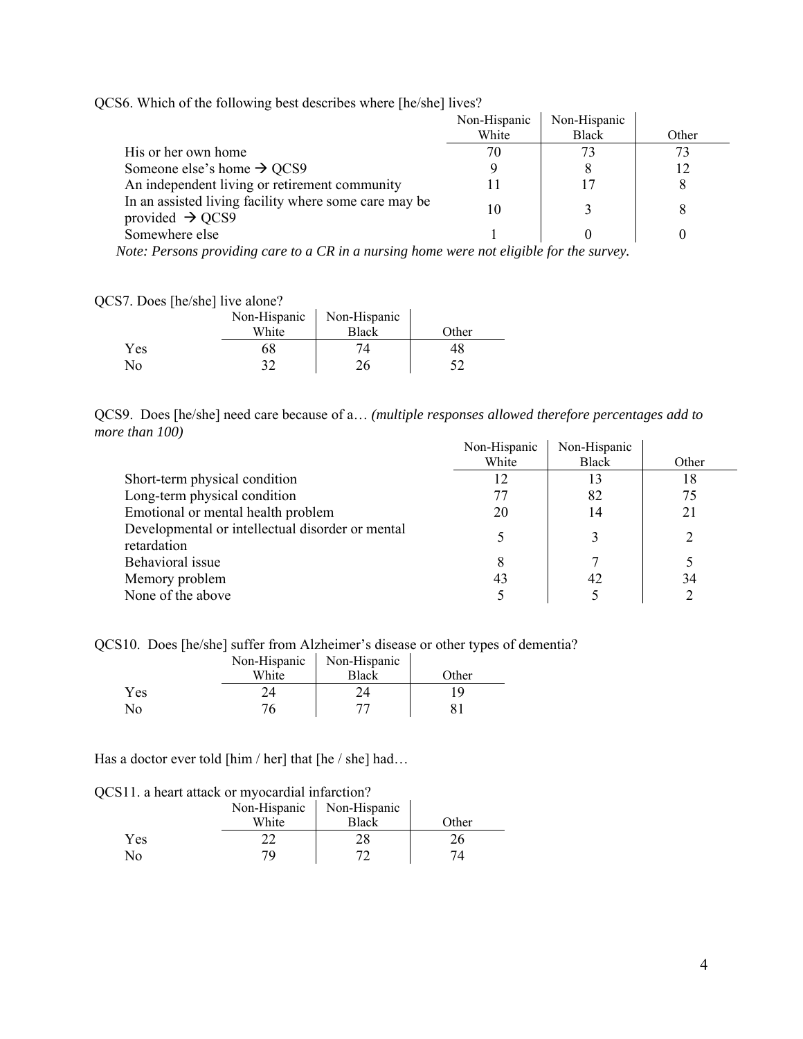QCS6. Which of the following best describes where [he/she] lives?

| | Non-Hispanic White | Non-Hispanic Black | Other |
|---|---|---|---|
| His or her own home | 70 | 73 | 73 |
| Someone else's home → QCS9 | 9 | 8 | 12 |
| An independent living or retirement community | 11 | 17 | 8 |
| In an assisted living facility where some care may be provided → QCS9 | 10 | 3 | 8 |
| Somewhere else | 1 | 0 | 0 |

*Note: Persons providing care to a CR in a nursing home were not eligible for the survey.*

QCS7. Does [he/she] live alone?

| | Non-Hispanic White | Non-Hispanic Black | Other |
|---|---|---|---|
| Yes | 68 | 74 | 48 |
| No | 32 | 26 | 52 |

QCS9. Does [he/she] need care because of a… *(multiple responses allowed therefore percentages add to more than 100)*

| | Non-Hispanic White | Non-Hispanic Black | Other |
|---|---|---|---|
| Short-term physical condition | 12 | 13 | 18 |
| Long-term physical condition | 77 | 82 | 75 |
| Emotional or mental health problem | 20 | 14 | 21 |
| Developmental or intellectual disorder or mental retardation | 5 | 3 | 2 |
| Behavioral issue | 8 | 7 | 5 |
| Memory problem | 43 | 42 | 34 |
| None of the above | 5 | 5 | 2 |

QCS10. Does [he/she] suffer from Alzheimer's disease or other types of dementia?

| | Non-Hispanic White | Non-Hispanic Black | Other |
|---|---|---|---|
| Yes | 24 | 24 | 19 |
| No | 76 | 77 | 81 |

Has a doctor ever told [him / her] that [he / she] had…

QCS11. a heart attack or myocardial infarction?

| | Non-Hispanic White | Non-Hispanic Black | Other |
|---|---|---|---|
| Yes | 22 | 28 | 26 |
| No | 79 | 72 | 74 |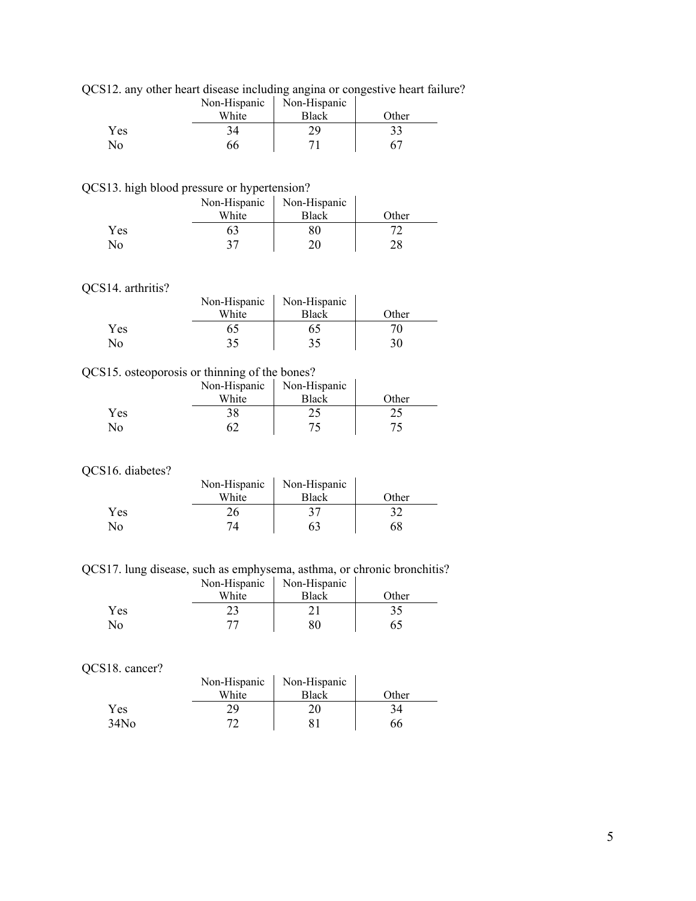QCS12. any other heart disease including angina or congestive heart failure?

| | Non-Hispanic White | Non-Hispanic Black | Other |
|---|---|---|---|
| Yes | 34 | 29 | 33 |
| No | 66 | 71 | 67 |

QCS13. high blood pressure or hypertension?

| | Non-Hispanic White | Non-Hispanic Black | Other |
|---|---|---|---|
| Yes | 63 | 80 | 72 |
| No | 37 | 20 | 28 |

QCS14. arthritis?

| | Non-Hispanic White | Non-Hispanic Black | Other |
|---|---|---|---|
| Yes | 65 | 65 | 70 |
| No | 35 | 35 | 30 |

QCS15. osteoporosis or thinning of the bones?

| | Non-Hispanic White | Non-Hispanic Black | Other |
|---|---|---|---|
| Yes | 38 | 25 | 25 |
| No | 62 | 75 | 75 |

QCS16. diabetes?

| | Non-Hispanic White | Non-Hispanic Black | Other |
|---|---|---|---|
| Yes | 26 | 37 | 32 |
| No | 74 | 63 | 68 |

QCS17. lung disease, such as emphysema, asthma, or chronic bronchitis?

| | Non-Hispanic White | Non-Hispanic Black | Other |
|---|---|---|---|
| Yes | 23 | 21 | 35 |
| No | 77 | 80 | 65 |

QCS18. cancer?

| | Non-Hispanic White | Non-Hispanic Black | Other |
|---|---|---|---|
| Yes | 29 | 20 | 34 |
| 34No | 72 | 81 | 66 |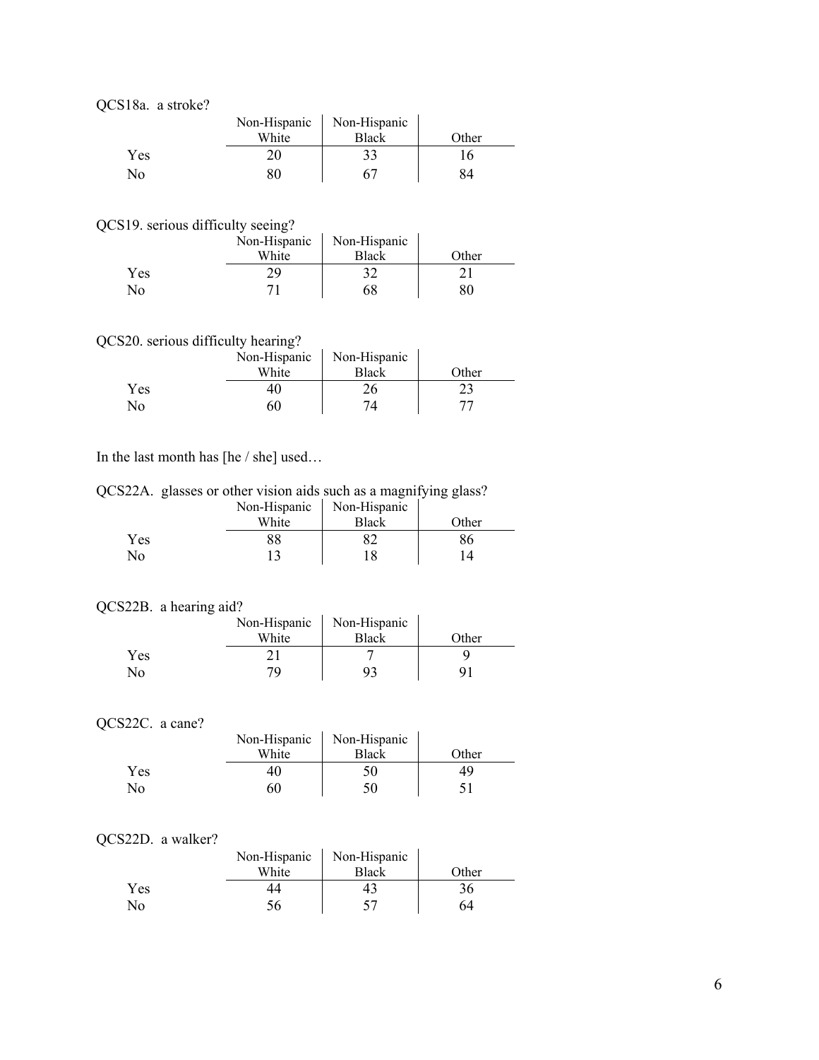QCS18a. a stroke?

| | Non-Hispanic White | Non-Hispanic Black | Other |
|---|---|---|---|
| Yes | 20 | 33 | 16 |
| No | 80 | 67 | 84 |

QCS19. serious difficulty seeing?

| | Non-Hispanic White | Non-Hispanic Black | Other |
|---|---|---|---|
| Yes | 29 | 32 | 21 |
| No | 71 | 68 | 80 |

QCS20. serious difficulty hearing?

| | Non-Hispanic White | Non-Hispanic Black | Other |
|---|---|---|---|
| Yes | 40 | 26 | 23 |
| No | 60 | 74 | 77 |

In the last month has [he / she] used…

QCS22A. glasses or other vision aids such as a magnifying glass?

| | Non-Hispanic White | Non-Hispanic Black | Other |
|---|---|---|---|
| Yes | 88 | 82 | 86 |
| No | 13 | 18 | 14 |

QCS22B. a hearing aid?

| | Non-Hispanic White | Non-Hispanic Black | Other |
|---|---|---|---|
| Yes | 21 | 7 | 9 |
| No | 79 | 93 | 91 |

QCS22C. a cane?

| | Non-Hispanic White | Non-Hispanic Black | Other |
|---|---|---|---|
| Yes | 40 | 50 | 49 |
| No | 60 | 50 | 51 |

QCS22D. a walker?

| | Non-Hispanic White | Non-Hispanic Black | Other |
|---|---|---|---|
| Yes | 44 | 43 | 36 |
| No | 56 | 57 | 64 |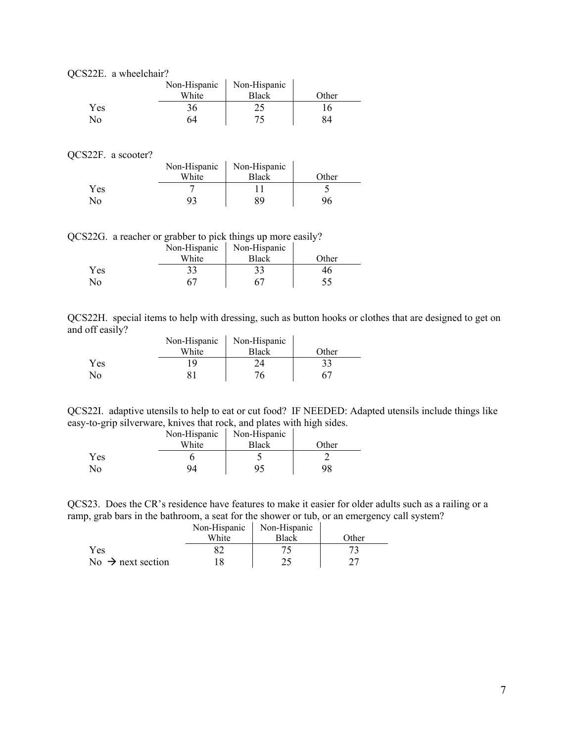QCS22E. a wheelchair?

| | Non-Hispanic White | Non-Hispanic Black | Other |
|---|---|---|---|
| Yes | 36 | 25 | 16 |
| No | 64 | 75 | 84 |

QCS22F. a scooter?

| | Non-Hispanic White | Non-Hispanic Black | Other |
|---|---|---|---|
| Yes | 7 | 11 | 5 |
| No | 93 | 89 | 96 |

QCS22G. a reacher or grabber to pick things up more easily?

| | Non-Hispanic White | Non-Hispanic Black | Other |
|---|---|---|---|
| Yes | 33 | 33 | 46 |
| No | 67 | 67 | 55 |

QCS22H. special items to help with dressing, such as button hooks or clothes that are designed to get on and off easily?

| | Non-Hispanic White | Non-Hispanic Black | Other |
|---|---|---|---|
| Yes | 19 | 24 | 33 |
| No | 81 | 76 | 67 |

QCS22I. adaptive utensils to help to eat or cut food? IF NEEDED: Adapted utensils include things like easy-to-grip silverware, knives that rock, and plates with high sides.

| | Non-Hispanic White | Non-Hispanic Black | Other |
|---|---|---|---|
| Yes | 6 | 5 | 2 |
| No | 94 | 95 | 98 |

QCS23. Does the CR's residence have features to make it easier for older adults such as a railing or a ramp, grab bars in the bathroom, a seat for the shower or tub, or an emergency call system?

| | Non-Hispanic White | Non-Hispanic Black | Other |
|---|---|---|---|
| Yes | 82 | 75 | 73 |
| No → next section | 18 | 25 | 27 |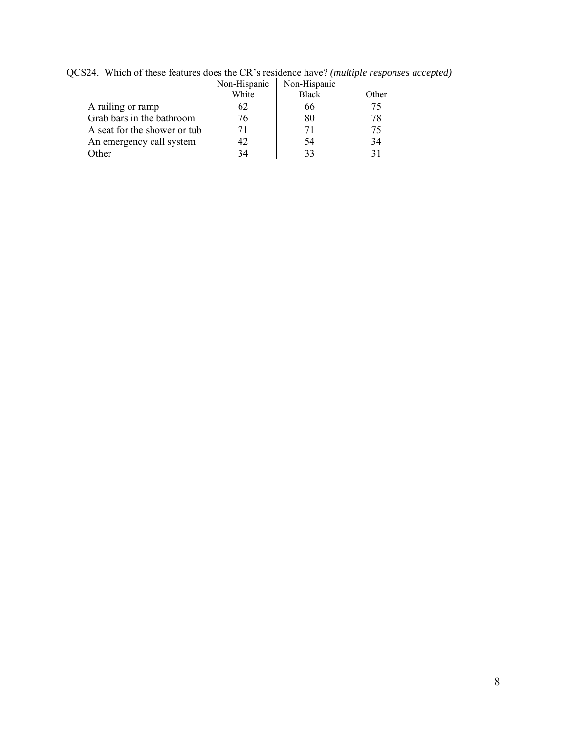QCS24. Which of these features does the CR's residence have? *(multiple responses accepted)*

| | Non-Hispanic White | Non-Hispanic Black | Other |
|---|---|---|---|
| A railing or ramp | 62 | 66 | 75 |
| Grab bars in the bathroom | 76 | 80 | 78 |
| A seat for the shower or tub | 71 | 71 | 75 |
| An emergency call system | 42 | 54 | 34 |
| Other | 34 | 33 | 31 |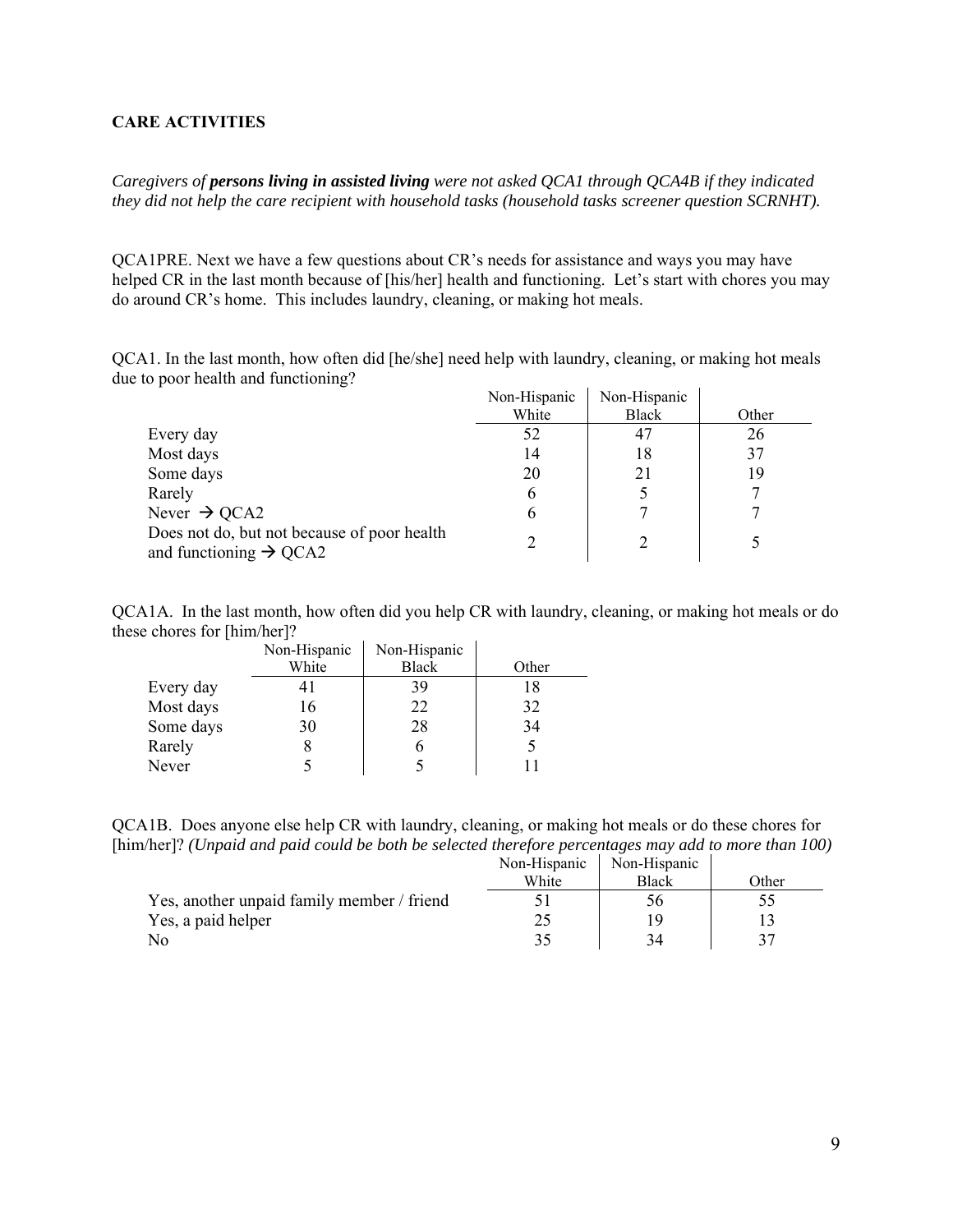**CARE ACTIVITIES**

*Caregivers of **persons living in assisted living** were not asked QCA1 through QCA4B if they indicated they did not help the care recipient with household tasks (household tasks screener question SCRNHT).*

QCA1PRE. Next we have a few questions about CR's needs for assistance and ways you may have helped CR in the last month because of [his/her] health and functioning. Let's start with chores you may do around CR's home. This includes laundry, cleaning, or making hot meals.

QCA1. In the last month, how often did [he/she] need help with laundry, cleaning, or making hot meals due to poor health and functioning?

| | Non-Hispanic White | Non-Hispanic Black | Other |
|---|---|---|---|
| Every day | 52 | 47 | 26 |
| Most days | 14 | 18 | 37 |
| Some days | 20 | 21 | 19 |
| Rarely | 6 | 5 | 7 |
| Never → QCA2 | 6 | 7 | 7 |
| Does not do, but not because of poor health and functioning → QCA2 | 2 | 2 | 5 |

QCA1A. In the last month, how often did you help CR with laundry, cleaning, or making hot meals or do these chores for [him/her]?

| | Non-Hispanic White | Non-Hispanic Black | Other |
|---|---|---|---|
| Every day | 41 | 39 | 18 |
| Most days | 16 | 22 | 32 |
| Some days | 30 | 28 | 34 |
| Rarely | 8 | 6 | 5 |
| Never | 5 | 5 | 11 |

QCA1B. Does anyone else help CR with laundry, cleaning, or making hot meals or do these chores for [him/her]? *(Unpaid and paid could be both be selected therefore percentages may add to more than 100)*

| | Non-Hispanic White | Non-Hispanic Black | Other |
|---|---|---|---|
| Yes, another unpaid family member / friend | 51 | 56 | 55 |
| Yes, a paid helper | 25 | 19 | 13 |
| No | 35 | 34 | 37 |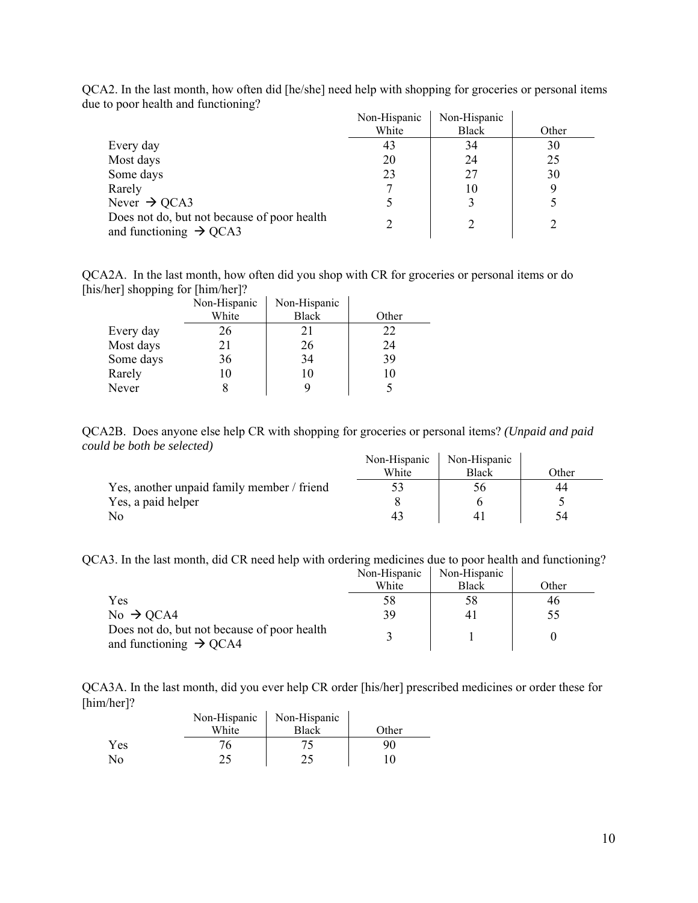QCA2. In the last month, how often did [he/she] need help with shopping for groceries or personal items due to poor health and functioning?

| | Non-Hispanic White | Non-Hispanic Black | Other |
|---|---|---|---|
| Every day | 43 | 34 | 30 |
| Most days | 20 | 24 | 25 |
| Some days | 23 | 27 | 30 |
| Rarely | 7 | 10 | 9 |
| Never → QCA3 | 5 | 3 | 5 |
| Does not do, but not because of poor health and functioning → QCA3 | 2 | 2 | 2 |

QCA2A. In the last month, how often did you shop with CR for groceries or personal items or do [his/her] shopping for [him/her]?

| | Non-Hispanic White | Non-Hispanic Black | Other |
|---|---|---|---|
| Every day | 26 | 21 | 22 |
| Most days | 21 | 26 | 24 |
| Some days | 36 | 34 | 39 |
| Rarely | 10 | 10 | 10 |
| Never | 8 | 9 | 5 |

QCA2B. Does anyone else help CR with shopping for groceries or personal items? *(Unpaid and paid could be both be selected)*

| | Non-Hispanic White | Non-Hispanic Black | Other |
|---|---|---|---|
| Yes, another unpaid family member / friend | 53 | 56 | 44 |
| Yes, a paid helper | 8 | 6 | 5 |
| No | 43 | 41 | 54 |

QCA3. In the last month, did CR need help with ordering medicines due to poor health and functioning?

| | Non-Hispanic White | Non-Hispanic Black | Other |
|---|---|---|---|
| Yes | 58 | 58 | 46 |
| No → QCA4 | 39 | 41 | 55 |
| Does not do, but not because of poor health and functioning → QCA4 | 3 | 1 | 0 |

QCA3A. In the last month, did you ever help CR order [his/her] prescribed medicines or order these for [him/her]?

| | Non-Hispanic White | Non-Hispanic Black | Other |
|---|---|---|---|
| Yes | 76 | 75 | 90 |
| No | 25 | 25 | 10 |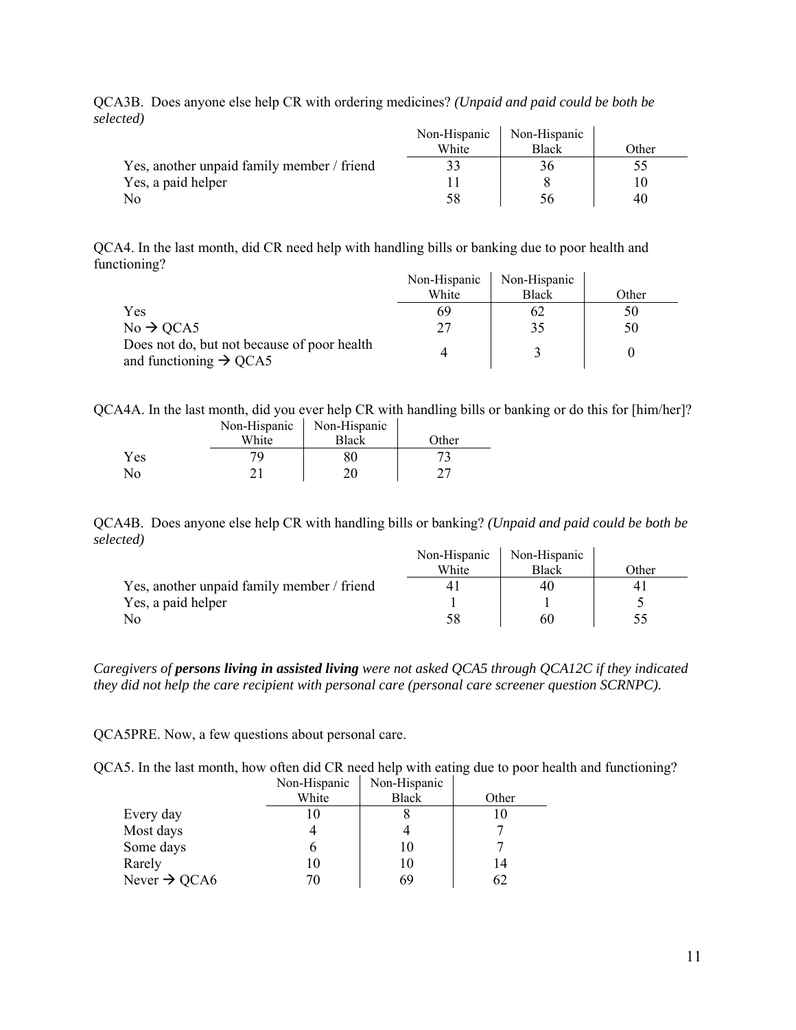QCA3B. Does anyone else help CR with ordering medicines? *(Unpaid and paid could be both be selected)*

| | Non-Hispanic White | Non-Hispanic Black | Other |
|---|---|---|---|
| Yes, another unpaid family member / friend | 33 | 36 | 55 |
| Yes, a paid helper | 11 | 8 | 10 |
| No | 58 | 56 | 40 |

QCA4. In the last month, did CR need help with handling bills or banking due to poor health and functioning?

| | Non-Hispanic White | Non-Hispanic Black | Other |
|---|---|---|---|
| Yes | 69 | 62 | 50 |
| No → QCA5 | 27 | 35 | 50 |
| Does not do, but not because of poor health and functioning → QCA5 | 4 | 3 | 0 |

QCA4A. In the last month, did you ever help CR with handling bills or banking or do this for [him/her]?

| | Non-Hispanic White | Non-Hispanic Black | Other |
|---|---|---|---|
| Yes | 79 | 80 | 73 |
| No | 21 | 20 | 27 |

QCA4B. Does anyone else help CR with handling bills or banking? *(Unpaid and paid could be both be selected)*

| | Non-Hispanic White | Non-Hispanic Black | Other |
|---|---|---|---|
| Yes, another unpaid family member / friend | 41 | 40 | 41 |
| Yes, a paid helper | 1 | 1 | 5 |
| No | 58 | 60 | 55 |

*Caregivers of **persons living in assisted living** were not asked QCA5 through QCA12C if they indicated they did not help the care recipient with personal care (personal care screener question SCRNPC).*

QCA5PRE. Now, a few questions about personal care.

QCA5. In the last month, how often did CR need help with eating due to poor health and functioning?

| | Non-Hispanic White | Non-Hispanic Black | Other |
|---|---|---|---|
| Every day | 10 | 8 | 10 |
| Most days | 4 | 4 | 7 |
| Some days | 6 | 10 | 7 |
| Rarely | 10 | 10 | 14 |
| Never → QCA6 | 70 | 69 | 62 |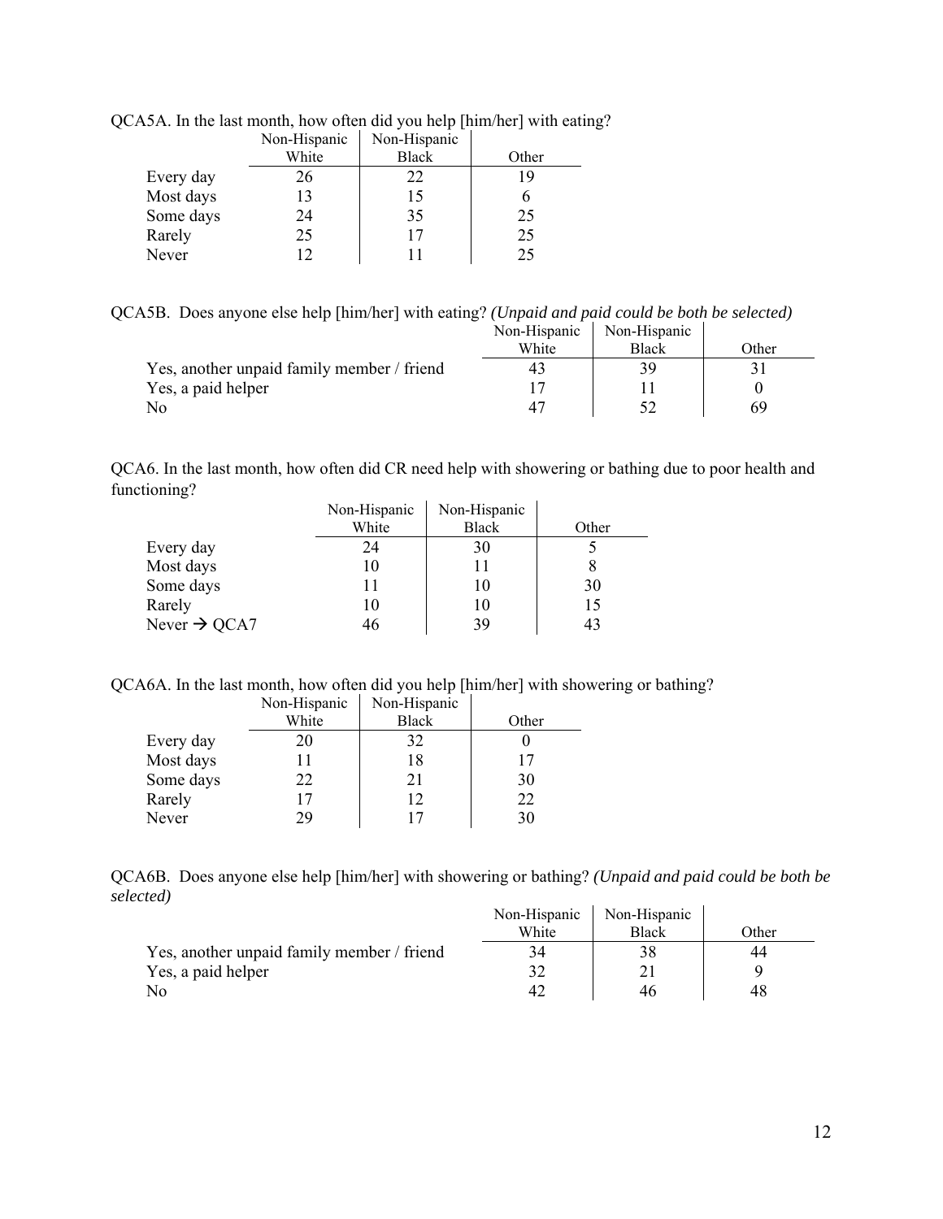QCA5A. In the last month, how often did you help [him/her] with eating?

| | Non-Hispanic White | Non-Hispanic Black | Other |
|---|---|---|---|
| Every day | 26 | 22 | 19 |
| Most days | 13 | 15 | 6 |
| Some days | 24 | 35 | 25 |
| Rarely | 25 | 17 | 25 |
| Never | 12 | 11 | 25 |

QCA5B. Does anyone else help [him/her] with eating? *(Unpaid and paid could be both be selected)*

| | Non-Hispanic White | Non-Hispanic Black | Other |
|---|---|---|---|
| Yes, another unpaid family member / friend | 43 | 39 | 31 |
| Yes, a paid helper | 17 | 11 | 0 |
| No | 47 | 52 | 69 |

QCA6. In the last month, how often did CR need help with showering or bathing due to poor health and functioning?

| | Non-Hispanic White | Non-Hispanic Black | Other |
|---|---|---|---|
| Every day | 24 | 30 | 5 |
| Most days | 10 | 11 | 8 |
| Some days | 11 | 10 | 30 |
| Rarely | 10 | 10 | 15 |
| Never → QCA7 | 46 | 39 | 43 |

QCA6A. In the last month, how often did you help [him/her] with showering or bathing?

| | Non-Hispanic White | Non-Hispanic Black | Other |
|---|---|---|---|
| Every day | 20 | 32 | 0 |
| Most days | 11 | 18 | 17 |
| Some days | 22 | 21 | 30 |
| Rarely | 17 | 12 | 22 |
| Never | 29 | 17 | 30 |

QCA6B. Does anyone else help [him/her] with showering or bathing? *(Unpaid and paid could be both be selected)*

| | Non-Hispanic White | Non-Hispanic Black | Other |
|---|---|---|---|
| Yes, another unpaid family member / friend | 34 | 38 | 44 |
| Yes, a paid helper | 32 | 21 | 9 |
| No | 42 | 46 | 48 |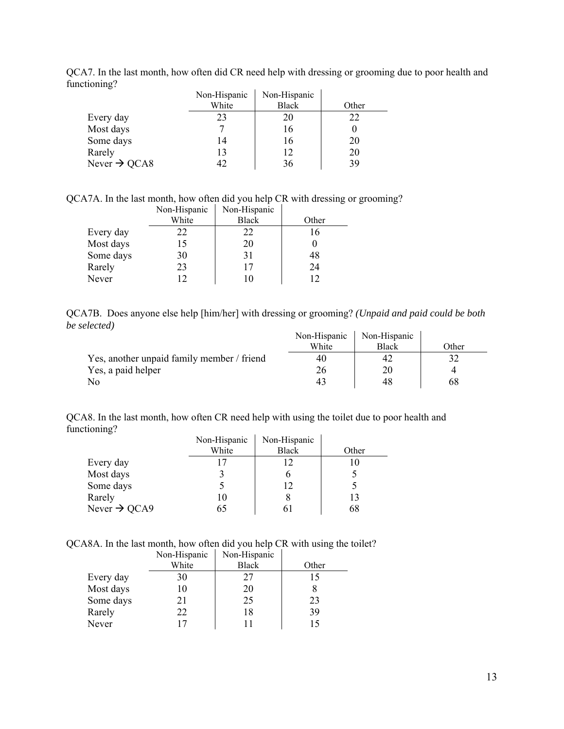QCA7. In the last month, how often did CR need help with dressing or grooming due to poor health and functioning?

| | Non-Hispanic White | Non-Hispanic Black | Other |
|---|---|---|---|
| Every day | 23 | 20 | 22 |
| Most days | 7 | 16 | 0 |
| Some days | 14 | 16 | 20 |
| Rarely | 13 | 12 | 20 |
| Never → QCA8 | 42 | 36 | 39 |

QCA7A. In the last month, how often did you help CR with dressing or grooming?

| | Non-Hispanic White | Non-Hispanic Black | Other |
|---|---|---|---|
| Every day | 22 | 22 | 16 |
| Most days | 15 | 20 | 0 |
| Some days | 30 | 31 | 48 |
| Rarely | 23 | 17 | 24 |
| Never | 12 | 10 | 12 |

QCA7B. Does anyone else help [him/her] with dressing or grooming? *(Unpaid and paid could be both be selected)*

| | Non-Hispanic White | Non-Hispanic Black | Other |
|---|---|---|---|
| Yes, another unpaid family member / friend | 40 | 42 | 32 |
| Yes, a paid helper | 26 | 20 | 4 |
| No | 43 | 48 | 68 |

QCA8. In the last month, how often CR need help with using the toilet due to poor health and functioning?

| | Non-Hispanic White | Non-Hispanic Black | Other |
|---|---|---|---|
| Every day | 17 | 12 | 10 |
| Most days | 3 | 6 | 5 |
| Some days | 5 | 12 | 5 |
| Rarely | 10 | 8 | 13 |
| Never → QCA9 | 65 | 61 | 68 |

QCA8A. In the last month, how often did you help CR with using the toilet?

| | Non-Hispanic White | Non-Hispanic Black | Other |
|---|---|---|---|
| Every day | 30 | 27 | 15 |
| Most days | 10 | 20 | 8 |
| Some days | 21 | 25 | 23 |
| Rarely | 22 | 18 | 39 |
| Never | 17 | 11 | 15 |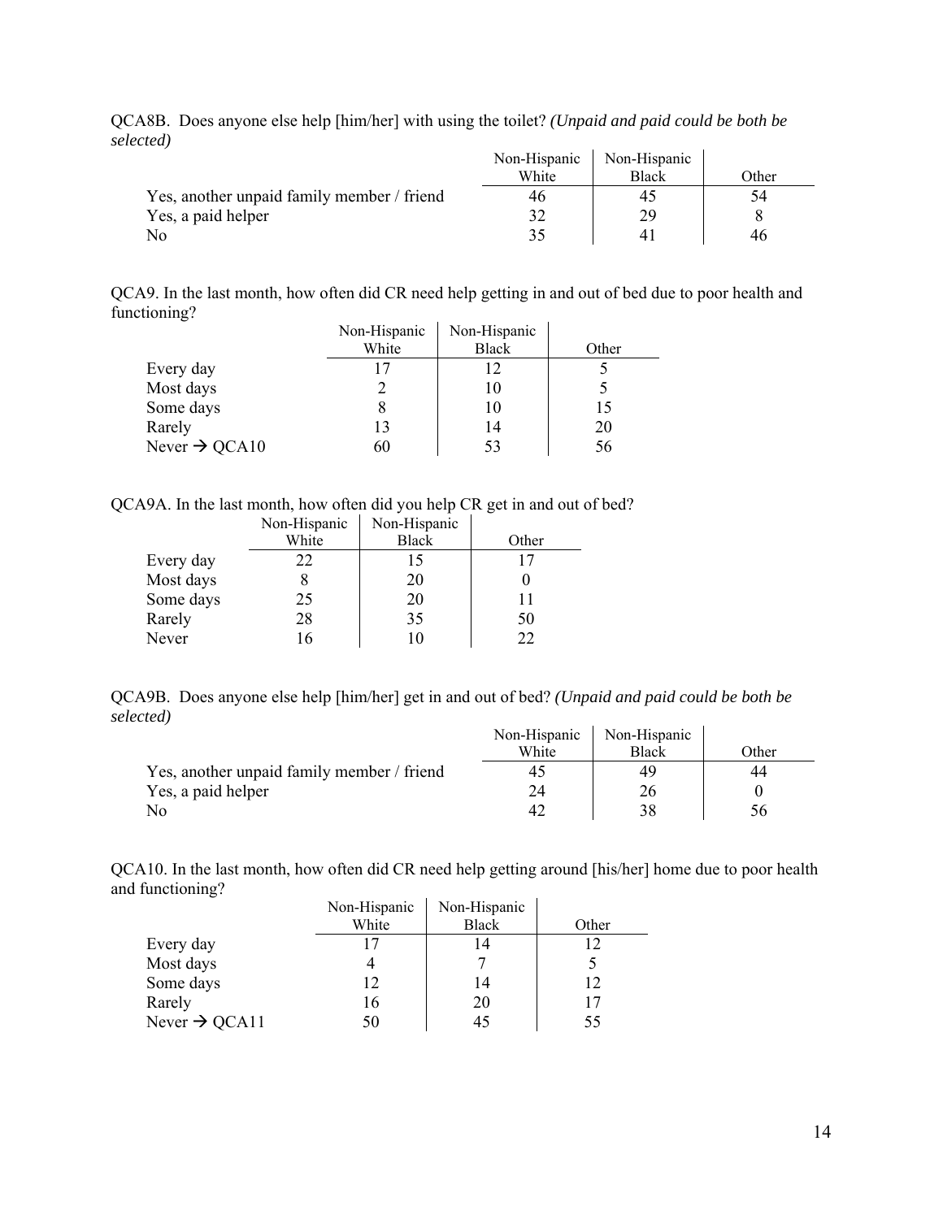QCA8B. Does anyone else help [him/her] with using the toilet? *(Unpaid and paid could be both be selected)*

| | Non-Hispanic White | Non-Hispanic Black | Other |
|---|---|---|---|
| Yes, another unpaid family member / friend | 46 | 45 | 54 |
| Yes, a paid helper | 32 | 29 | 8 |
| No | 35 | 41 | 46 |

QCA9. In the last month, how often did CR need help getting in and out of bed due to poor health and functioning?

| | Non-Hispanic White | Non-Hispanic Black | Other |
|---|---|---|---|
| Every day | 17 | 12 | 5 |
| Most days | 2 | 10 | 5 |
| Some days | 8 | 10 | 15 |
| Rarely | 13 | 14 | 20 |
| Never → QCA10 | 60 | 53 | 56 |

QCA9A. In the last month, how often did you help CR get in and out of bed?

| | Non-Hispanic White | Non-Hispanic Black | Other |
|---|---|---|---|
| Every day | 22 | 15 | 17 |
| Most days | 8 | 20 | 0 |
| Some days | 25 | 20 | 11 |
| Rarely | 28 | 35 | 50 |
| Never | 16 | 10 | 22 |

QCA9B. Does anyone else help [him/her] get in and out of bed? *(Unpaid and paid could be both be selected)*

| | Non-Hispanic White | Non-Hispanic Black | Other |
|---|---|---|---|
| Yes, another unpaid family member / friend | 45 | 49 | 44 |
| Yes, a paid helper | 24 | 26 | 0 |
| No | 42 | 38 | 56 |

QCA10. In the last month, how often did CR need help getting around [his/her] home due to poor health and functioning?

| | Non-Hispanic White | Non-Hispanic Black | Other |
|---|---|---|---|
| Every day | 17 | 14 | 12 |
| Most days | 4 | 7 | 5 |
| Some days | 12 | 14 | 12 |
| Rarely | 16 | 20 | 17 |
| Never → QCA11 | 50 | 45 | 55 |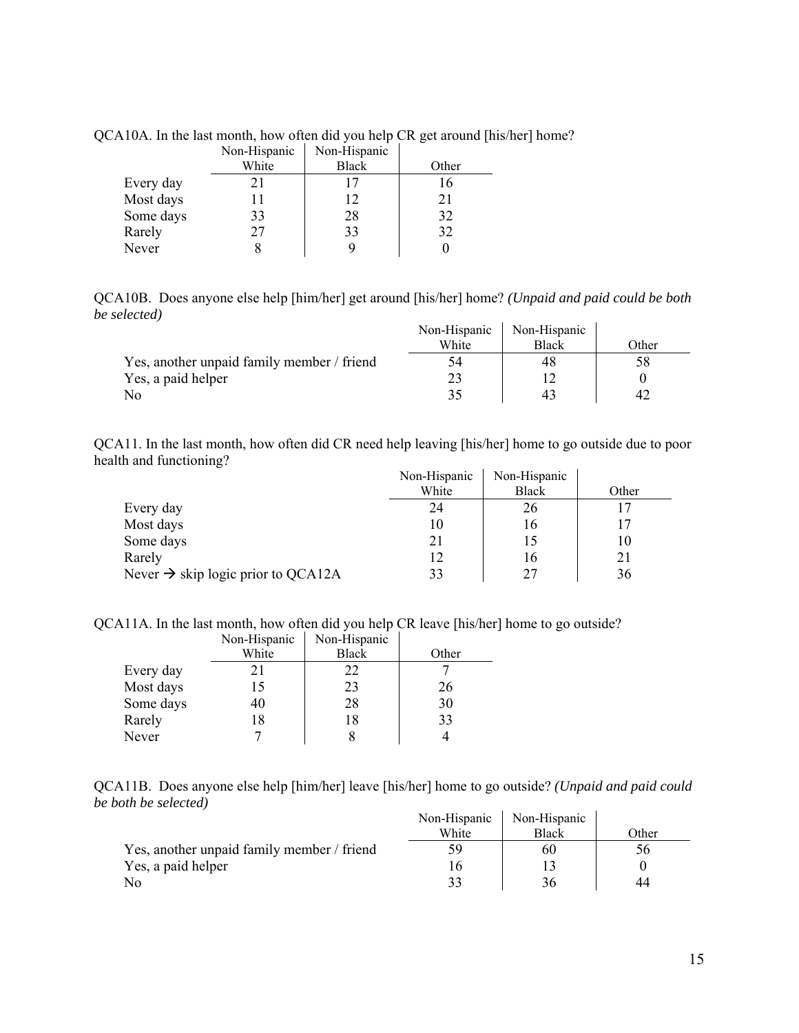QCA10A. In the last month, how often did you help CR get around [his/her] home?

| | Non-Hispanic White | Non-Hispanic Black | Other |
|---|---|---|---|
| Every day | 21 | 17 | 16 |
| Most days | 11 | 12 | 21 |
| Some days | 33 | 28 | 32 |
| Rarely | 27 | 33 | 32 |
| Never | 8 | 9 | 0 |

QCA10B. Does anyone else help [him/her] get around [his/her] home? *(Unpaid and paid could be both be selected)*

| | Non-Hispanic White | Non-Hispanic Black | Other |
|---|---|---|---|
| Yes, another unpaid family member / friend | 54 | 48 | 58 |
| Yes, a paid helper | 23 | 12 | 0 |
| No | 35 | 43 | 42 |

QCA11. In the last month, how often did CR need help leaving [his/her] home to go outside due to poor health and functioning?

| | Non-Hispanic White | Non-Hispanic Black | Other |
|---|---|---|---|
| Every day | 24 | 26 | 17 |
| Most days | 10 | 16 | 17 |
| Some days | 21 | 15 | 10 |
| Rarely | 12 | 16 | 21 |
| Never → skip logic prior to QCA12A | 33 | 27 | 36 |

QCA11A. In the last month, how often did you help CR leave [his/her] home to go outside?

| | Non-Hispanic White | Non-Hispanic Black | Other |
|---|---|---|---|
| Every day | 21 | 22 | 7 |
| Most days | 15 | 23 | 26 |
| Some days | 40 | 28 | 30 |
| Rarely | 18 | 18 | 33 |
| Never | 7 | 8 | 4 |

QCA11B. Does anyone else help [him/her] leave [his/her] home to go outside? *(Unpaid and paid could be both be selected)*

| | Non-Hispanic White | Non-Hispanic Black | Other |
|---|---|---|---|
| Yes, another unpaid family member / friend | 59 | 60 | 56 |
| Yes, a paid helper | 16 | 13 | 0 |
| No | 33 | 36 | 44 |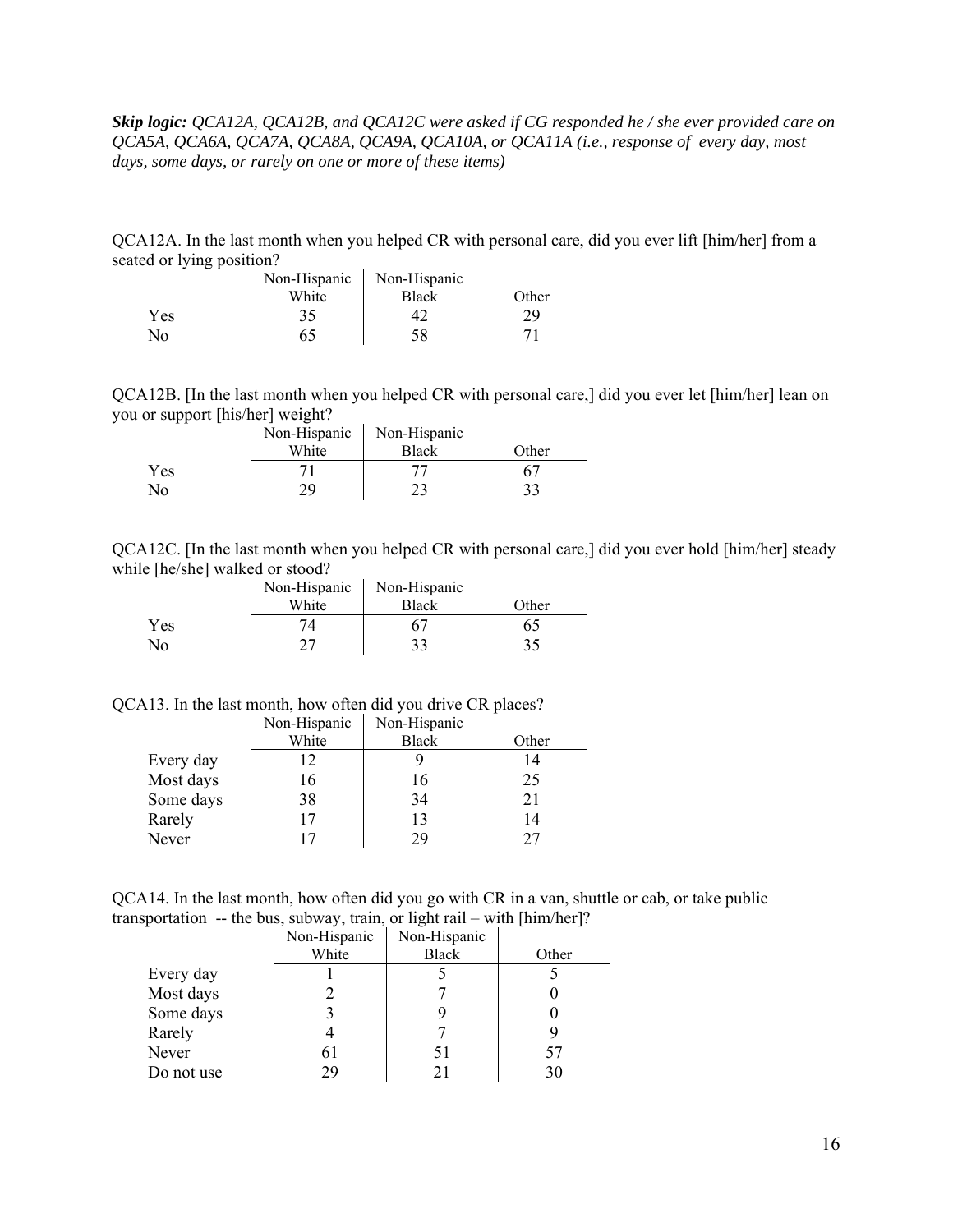***Skip logic:*** *QCA12A, QCA12B, and QCA12C were asked if CG responded he / she ever provided care on QCA5A, QCA6A, QCA7A, QCA8A, QCA9A, QCA10A, or QCA11A (i.e., response of every day, most days, some days, or rarely on one or more of these items)*

QCA12A. In the last month when you helped CR with personal care, did you ever lift [him/her] from a seated or lying position?

| | Non-Hispanic White | Non-Hispanic Black | Other |
|---|---|---|---|
| Yes | 35 | 42 | 29 |
| No | 65 | 58 | 71 |

QCA12B. [In the last month when you helped CR with personal care,] did you ever let [him/her] lean on you or support [his/her] weight?

| | Non-Hispanic White | Non-Hispanic Black | Other |
|---|---|---|---|
| Yes | 71 | 77 | 67 |
| No | 29 | 23 | 33 |

QCA12C. [In the last month when you helped CR with personal care,] did you ever hold [him/her] steady while [he/she] walked or stood?

| | Non-Hispanic White | Non-Hispanic Black | Other |
|---|---|---|---|
| Yes | 74 | 67 | 65 |
| No | 27 | 33 | 35 |

QCA13. In the last month, how often did you drive CR places?

| | Non-Hispanic White | Non-Hispanic Black | Other |
|---|---|---|---|
| Every day | 12 | 9 | 14 |
| Most days | 16 | 16 | 25 |
| Some days | 38 | 34 | 21 |
| Rarely | 17 | 13 | 14 |
| Never | 17 | 29 | 27 |

QCA14. In the last month, how often did you go with CR in a van, shuttle or cab, or take public transportation -- the bus, subway, train, or light rail – with [him/her]?

| | Non-Hispanic White | Non-Hispanic Black | Other |
|---|---|---|---|
| Every day | 1 | 5 | 5 |
| Most days | 2 | 7 | 0 |
| Some days | 3 | 9 | 0 |
| Rarely | 4 | 7 | 9 |
| Never | 61 | 51 | 57 |
| Do not use | 29 | 21 | 30 |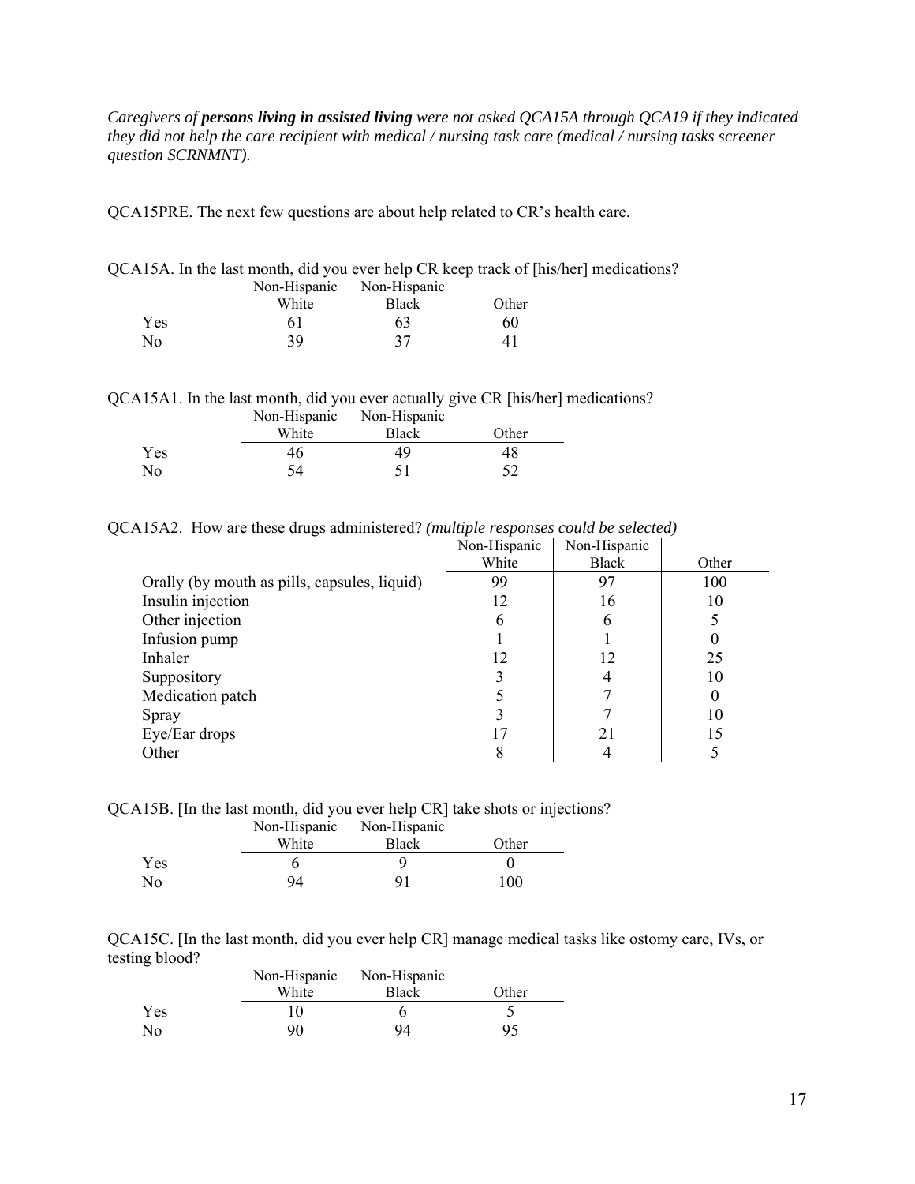*Caregivers of **persons living in assisted living** were not asked QCA15A through QCA19 if they indicated they did not help the care recipient with medical / nursing task care (medical / nursing tasks screener question SCRNMNT).*

QCA15PRE. The next few questions are about help related to CR's health care.

QCA15A. In the last month, did you ever help CR keep track of [his/her] medications?

| | Non-Hispanic White | Non-Hispanic Black | Other |
|---|---|---|---|
| Yes | 61 | 63 | 60 |
| No | 39 | 37 | 41 |

QCA15A1. In the last month, did you ever actually give CR [his/her] medications?

| | Non-Hispanic White | Non-Hispanic Black | Other |
|---|---|---|---|
| Yes | 46 | 49 | 48 |
| No | 54 | 51 | 52 |

QCA15A2. How are these drugs administered? *(multiple responses could be selected)*

| | Non-Hispanic White | Non-Hispanic Black | Other |
|---|---|---|---|
| Orally (by mouth as pills, capsules, liquid) | 99 | 97 | 100 |
| Insulin injection | 12 | 16 | 10 |
| Other injection | 6 | 6 | 5 |
| Infusion pump | 1 | 1 | 0 |
| Inhaler | 12 | 12 | 25 |
| Suppository | 3 | 4 | 10 |
| Medication patch | 5 | 7 | 0 |
| Spray | 3 | 7 | 10 |
| Eye/Ear drops | 17 | 21 | 15 |
| Other | 8 | 4 | 5 |

QCA15B. [In the last month, did you ever help CR] take shots or injections?

| | Non-Hispanic White | Non-Hispanic Black | Other |
|---|---|---|---|
| Yes | 6 | 9 | 0 |
| No | 94 | 91 | 100 |

QCA15C. [In the last month, did you ever help CR] manage medical tasks like ostomy care, IVs, or testing blood?

| | Non-Hispanic White | Non-Hispanic Black | Other |
|---|---|---|---|
| Yes | 10 | 6 | 5 |
| No | 90 | 94 | 95 |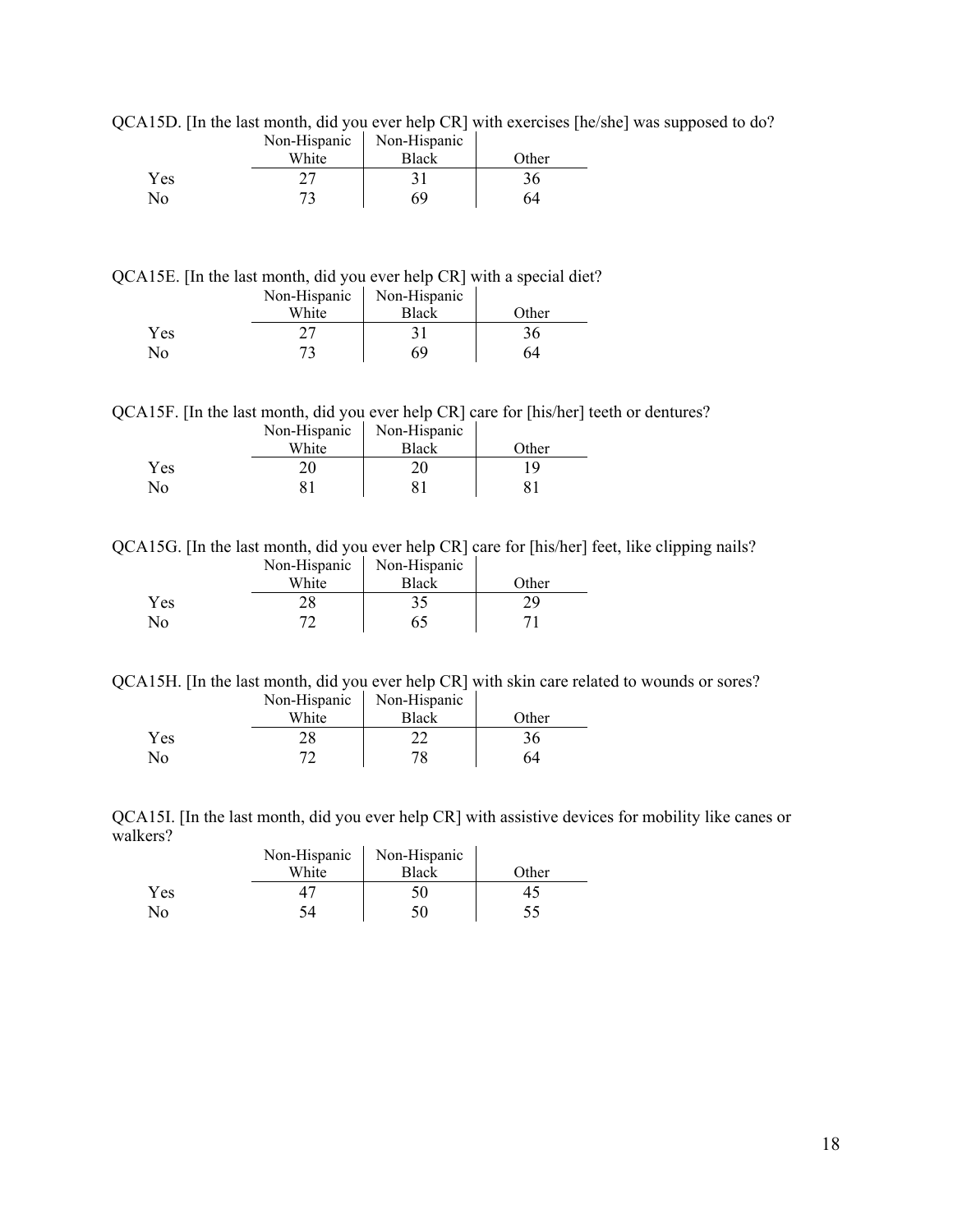QCA15D. [In the last month, did you ever help CR] with exercises [he/she] was supposed to do?

| | Non-Hispanic White | Non-Hispanic Black | Other |
|---|---|---|---|
| Yes | 27 | 31 | 36 |
| No | 73 | 69 | 64 |

QCA15E. [In the last month, did you ever help CR] with a special diet?

| | Non-Hispanic White | Non-Hispanic Black | Other |
|---|---|---|---|
| Yes | 27 | 31 | 36 |
| No | 73 | 69 | 64 |

QCA15F. [In the last month, did you ever help CR] care for [his/her] teeth or dentures?

| | Non-Hispanic White | Non-Hispanic Black | Other |
|---|---|---|---|
| Yes | 20 | 20 | 19 |
| No | 81 | 81 | 81 |

QCA15G. [In the last month, did you ever help CR] care for [his/her] feet, like clipping nails?

| | Non-Hispanic White | Non-Hispanic Black | Other |
|---|---|---|---|
| Yes | 28 | 35 | 29 |
| No | 72 | 65 | 71 |

QCA15H. [In the last month, did you ever help CR] with skin care related to wounds or sores?

| | Non-Hispanic White | Non-Hispanic Black | Other |
|---|---|---|---|
| Yes | 28 | 22 | 36 |
| No | 72 | 78 | 64 |

QCA15I. [In the last month, did you ever help CR] with assistive devices for mobility like canes or walkers?

| | Non-Hispanic White | Non-Hispanic Black | Other |
|---|---|---|---|
| Yes | 47 | 50 | 45 |
| No | 54 | 50 | 55 |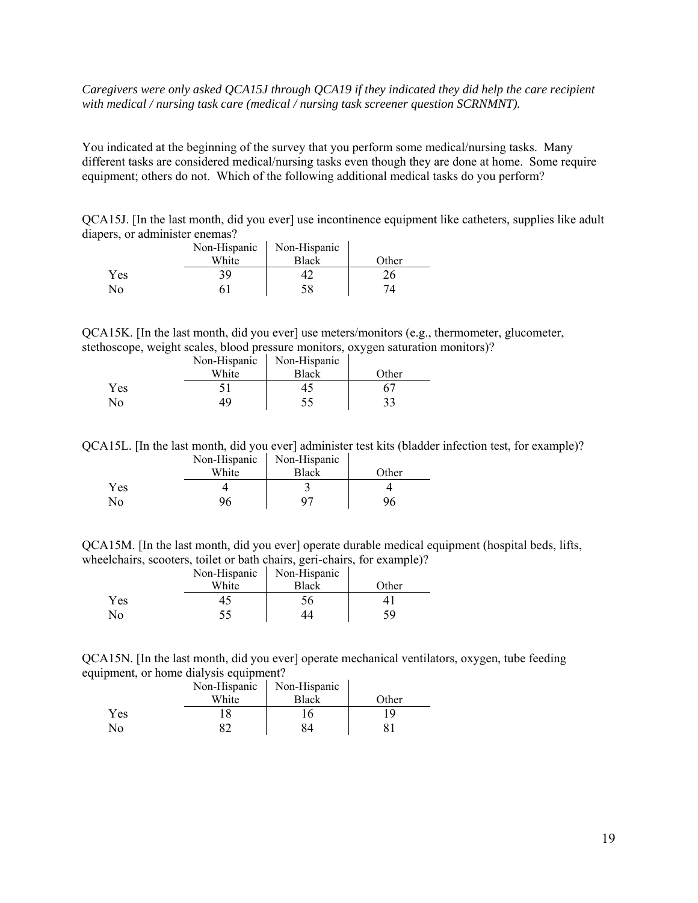*Caregivers were only asked QCA15J through QCA19 if they indicated they did help the care recipient with medical / nursing task care (medical / nursing task screener question SCRNMNT).*

You indicated at the beginning of the survey that you perform some medical/nursing tasks. Many different tasks are considered medical/nursing tasks even though they are done at home. Some require equipment; others do not. Which of the following additional medical tasks do you perform?

QCA15J. [In the last month, did you ever] use incontinence equipment like catheters, supplies like adult diapers, or administer enemas?

| | Non-Hispanic White | Non-Hispanic Black | Other |
|---|---|---|---|
| Yes | 39 | 42 | 26 |
| No | 61 | 58 | 74 |

QCA15K. [In the last month, did you ever] use meters/monitors (e.g., thermometer, glucometer, stethoscope, weight scales, blood pressure monitors, oxygen saturation monitors)?

| | Non-Hispanic White | Non-Hispanic Black | Other |
|---|---|---|---|
| Yes | 51 | 45 | 67 |
| No | 49 | 55 | 33 |

QCA15L. [In the last month, did you ever] administer test kits (bladder infection test, for example)?

| | Non-Hispanic White | Non-Hispanic Black | Other |
|---|---|---|---|
| Yes | 4 | 3 | 4 |
| No | 96 | 97 | 96 |

QCA15M. [In the last month, did you ever] operate durable medical equipment (hospital beds, lifts, wheelchairs, scooters, toilet or bath chairs, geri-chairs, for example)?

| | Non-Hispanic White | Non-Hispanic Black | Other |
|---|---|---|---|
| Yes | 45 | 56 | 41 |
| No | 55 | 44 | 59 |

QCA15N. [In the last month, did you ever] operate mechanical ventilators, oxygen, tube feeding equipment, or home dialysis equipment?

| | Non-Hispanic White | Non-Hispanic Black | Other |
|---|---|---|---|
| Yes | 18 | 16 | 19 |
| No | 82 | 84 | 81 |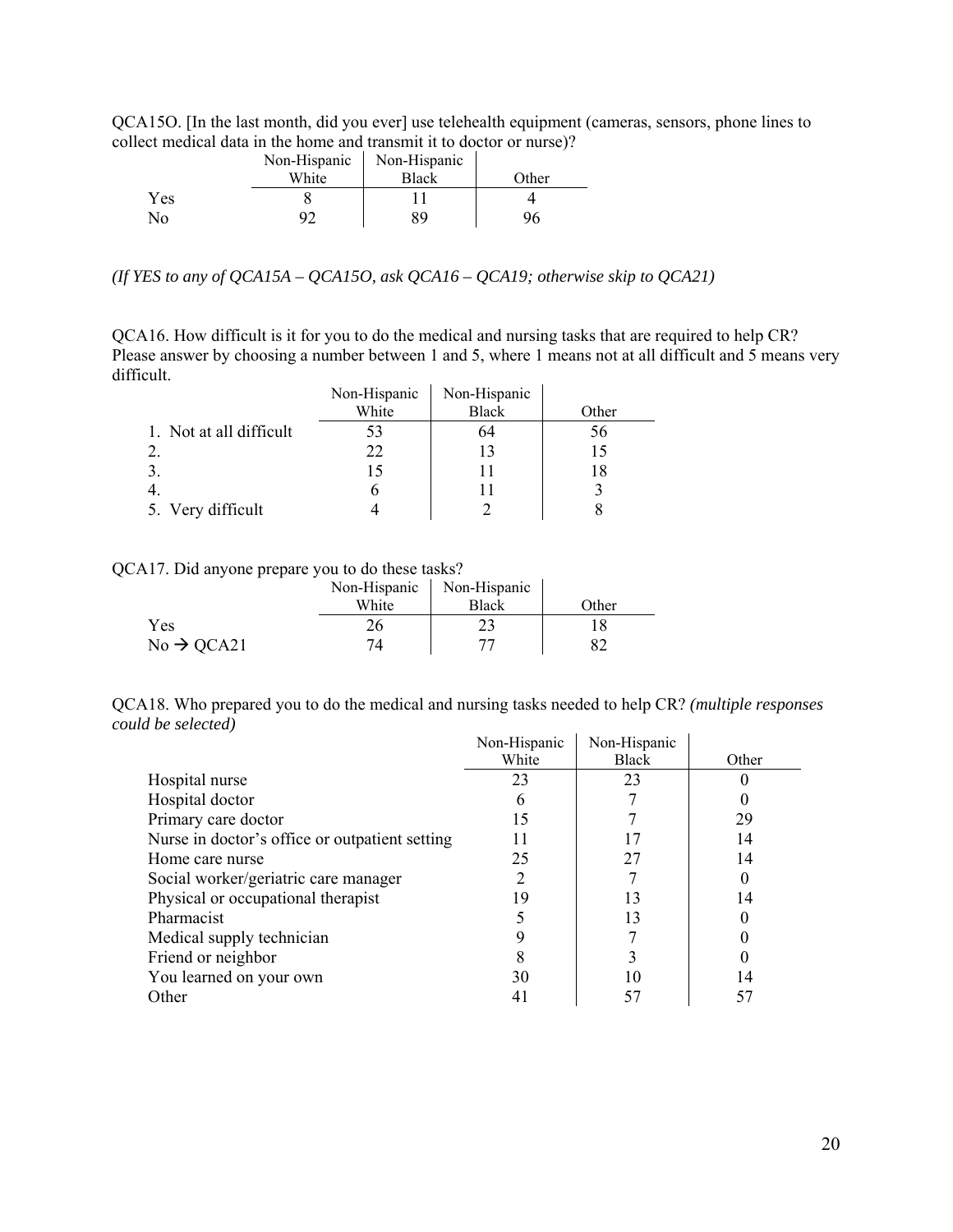QCA15O. [In the last month, did you ever] use telehealth equipment (cameras, sensors, phone lines to collect medical data in the home and transmit it to doctor or nurse)?

| | Non-Hispanic White | Non-Hispanic Black | Other |
|---|---|---|---|
| Yes | 8 | 11 | 4 |
| No | 92 | 89 | 96 |

*(If YES to any of QCA15A – QCA15O, ask QCA16 – QCA19; otherwise skip to QCA21)*

QCA16. How difficult is it for you to do the medical and nursing tasks that are required to help CR? Please answer by choosing a number between 1 and 5, where 1 means not at all difficult and 5 means very difficult.

| | Non-Hispanic White | Non-Hispanic Black | Other |
|---|---|---|---|
| 1. Not at all difficult | 53 | 64 | 56 |
| 2. | 22 | 13 | 15 |
| 3. | 15 | 11 | 18 |
| 4. | 6 | 11 | 3 |
| 5. Very difficult | 4 | 2 | 8 |

QCA17. Did anyone prepare you to do these tasks?

| | Non-Hispanic White | Non-Hispanic Black | Other |
|---|---|---|---|
| Yes | 26 | 23 | 18 |
| No → QCA21 | 74 | 77 | 82 |

QCA18. Who prepared you to do the medical and nursing tasks needed to help CR? *(multiple responses could be selected)*

| | Non-Hispanic White | Non-Hispanic Black | Other |
|---|---|---|---|
| Hospital nurse | 23 | 23 | 0 |
| Hospital doctor | 6 | 7 | 0 |
| Primary care doctor | 15 | 7 | 29 |
| Nurse in doctor's office or outpatient setting | 11 | 17 | 14 |
| Home care nurse | 25 | 27 | 14 |
| Social worker/geriatric care manager | 2 | 7 | 0 |
| Physical or occupational therapist | 19 | 13 | 14 |
| Pharmacist | 5 | 13 | 0 |
| Medical supply technician | 9 | 7 | 0 |
| Friend or neighbor | 8 | 3 | 0 |
| You learned on your own | 30 | 10 | 14 |
| Other | 41 | 57 | 57 |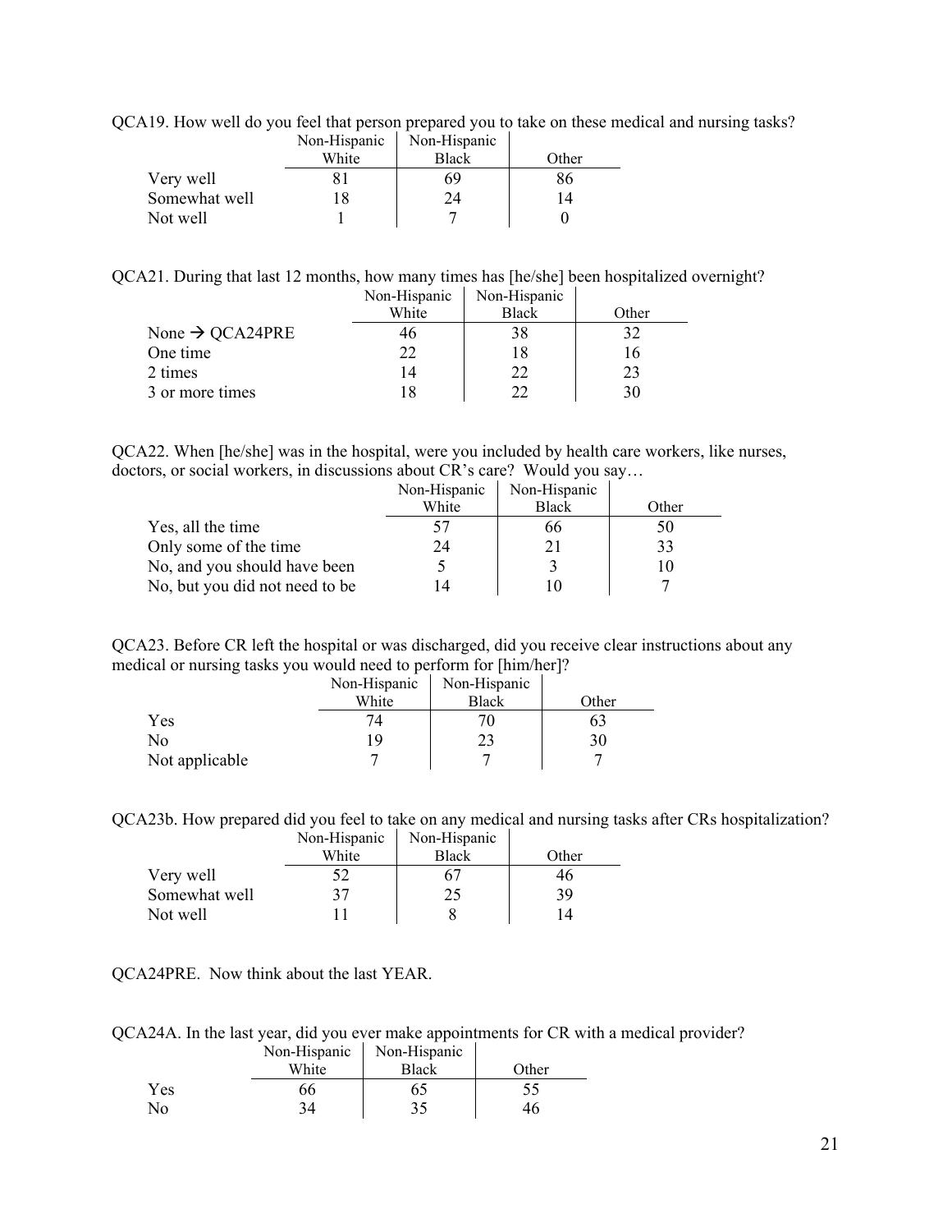QCA19. How well do you feel that person prepared you to take on these medical and nursing tasks?

| | Non-Hispanic White | Non-Hispanic Black | Other |
|---|---|---|---|
| Very well | 81 | 69 | 86 |
| Somewhat well | 18 | 24 | 14 |
| Not well | 1 | 7 | 0 |

QCA21. During that last 12 months, how many times has [he/she] been hospitalized overnight?

| | Non-Hispanic White | Non-Hispanic Black | Other |
|---|---|---|---|
| None → QCA24PRE | 46 | 38 | 32 |
| One time | 22 | 18 | 16 |
| 2 times | 14 | 22 | 23 |
| 3 or more times | 18 | 22 | 30 |

QCA22. When [he/she] was in the hospital, were you included by health care workers, like nurses, doctors, or social workers, in discussions about CR's care? Would you say…

| | Non-Hispanic White | Non-Hispanic Black | Other |
|---|---|---|---|
| Yes, all the time | 57 | 66 | 50 |
| Only some of the time | 24 | 21 | 33 |
| No, and you should have been | 5 | 3 | 10 |
| No, but you did not need to be | 14 | 10 | 7 |

QCA23. Before CR left the hospital or was discharged, did you receive clear instructions about any medical or nursing tasks you would need to perform for [him/her]?

| | Non-Hispanic White | Non-Hispanic Black | Other |
|---|---|---|---|
| Yes | 74 | 70 | 63 |
| No | 19 | 23 | 30 |
| Not applicable | 7 | 7 | 7 |

QCA23b. How prepared did you feel to take on any medical and nursing tasks after CRs hospitalization?

| | Non-Hispanic White | Non-Hispanic Black | Other |
|---|---|---|---|
| Very well | 52 | 67 | 46 |
| Somewhat well | 37 | 25 | 39 |
| Not well | 11 | 8 | 14 |

QCA24PRE. Now think about the last YEAR.

QCA24A. In the last year, did you ever make appointments for CR with a medical provider?

| | Non-Hispanic White | Non-Hispanic Black | Other |
|---|---|---|---|
| Yes | 66 | 65 | 55 |
| No | 34 | 35 | 46 |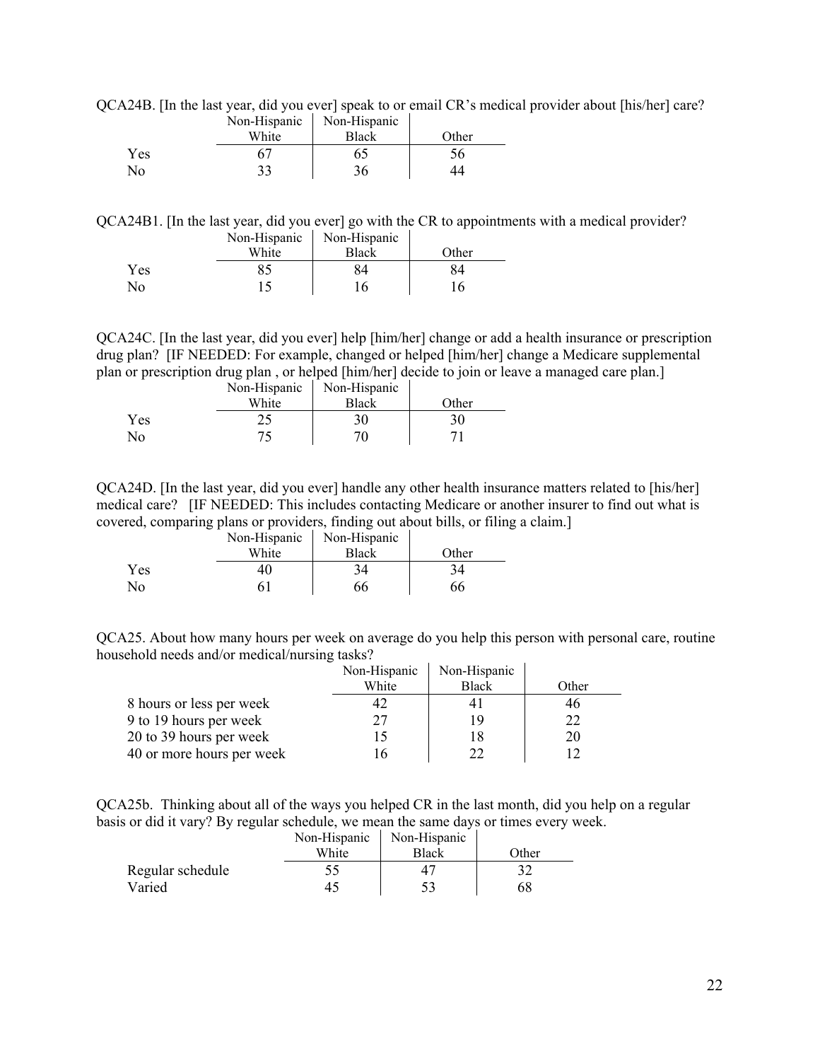QCA24B. [In the last year, did you ever] speak to or email CR's medical provider about [his/her] care?

| | Non-Hispanic White | Non-Hispanic Black | Other |
|---|---|---|---|
| Yes | 67 | 65 | 56 |
| No | 33 | 36 | 44 |

QCA24B1. [In the last year, did you ever] go with the CR to appointments with a medical provider?

| | Non-Hispanic White | Non-Hispanic Black | Other |
|---|---|---|---|
| Yes | 85 | 84 | 84 |
| No | 15 | 16 | 16 |

QCA24C. [In the last year, did you ever] help [him/her] change or add a health insurance or prescription drug plan? [IF NEEDED: For example, changed or helped [him/her] change a Medicare supplemental plan or prescription drug plan , or helped [him/her] decide to join or leave a managed care plan.]

| | Non-Hispanic White | Non-Hispanic Black | Other |
|---|---|---|---|
| Yes | 25 | 30 | 30 |
| No | 75 | 70 | 71 |

QCA24D. [In the last year, did you ever] handle any other health insurance matters related to [his/her] medical care? [IF NEEDED: This includes contacting Medicare or another insurer to find out what is covered, comparing plans or providers, finding out about bills, or filing a claim.]

| | Non-Hispanic White | Non-Hispanic Black | Other |
|---|---|---|---|
| Yes | 40 | 34 | 34 |
| No | 61 | 66 | 66 |

QCA25. About how many hours per week on average do you help this person with personal care, routine household needs and/or medical/nursing tasks?

| | Non-Hispanic White | Non-Hispanic Black | Other |
|---|---|---|---|
| 8 hours or less per week | 42 | 41 | 46 |
| 9 to 19 hours per week | 27 | 19 | 22 |
| 20 to 39 hours per week | 15 | 18 | 20 |
| 40 or more hours per week | 16 | 22 | 12 |

QCA25b. Thinking about all of the ways you helped CR in the last month, did you help on a regular basis or did it vary? By regular schedule, we mean the same days or times every week.

| | Non-Hispanic White | Non-Hispanic Black | Other |
|---|---|---|---|
| Regular schedule | 55 | 47 | 32 |
| Varied | 45 | 53 | 68 |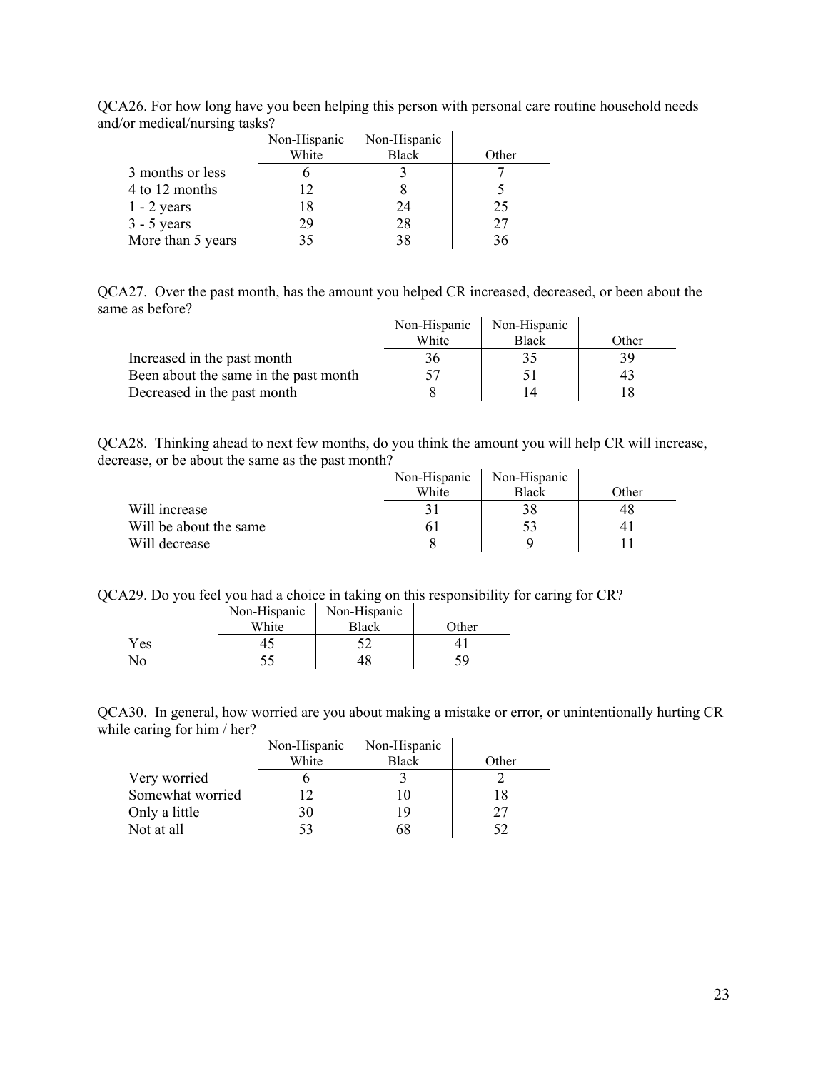QCA26. For how long have you been helping this person with personal care routine household needs and/or medical/nursing tasks?

| | Non-Hispanic White | Non-Hispanic Black | Other |
|---|---|---|---|
| 3 months or less | 6 | 3 | 7 |
| 4 to 12 months | 12 | 8 | 5 |
| 1 - 2 years | 18 | 24 | 25 |
| 3 - 5 years | 29 | 28 | 27 |
| More than 5 years | 35 | 38 | 36 |

QCA27. Over the past month, has the amount you helped CR increased, decreased, or been about the same as before?

| | Non-Hispanic White | Non-Hispanic Black | Other |
|---|---|---|---|
| Increased in the past month | 36 | 35 | 39 |
| Been about the same in the past month | 57 | 51 | 43 |
| Decreased in the past month | 8 | 14 | 18 |

QCA28. Thinking ahead to next few months, do you think the amount you will help CR will increase, decrease, or be about the same as the past month?

| | Non-Hispanic White | Non-Hispanic Black | Other |
|---|---|---|---|
| Will increase | 31 | 38 | 48 |
| Will be about the same | 61 | 53 | 41 |
| Will decrease | 8 | 9 | 11 |

QCA29. Do you feel you had a choice in taking on this responsibility for caring for CR?

| | Non-Hispanic White | Non-Hispanic Black | Other |
|---|---|---|---|
| Yes | 45 | 52 | 41 |
| No | 55 | 48 | 59 |

QCA30. In general, how worried are you about making a mistake or error, or unintentionally hurting CR while caring for him / her?

| | Non-Hispanic White | Non-Hispanic Black | Other |
|---|---|---|---|
| Very worried | 6 | 3 | 2 |
| Somewhat worried | 12 | 10 | 18 |
| Only a little | 30 | 19 | 27 |
| Not at all | 53 | 68 | 52 |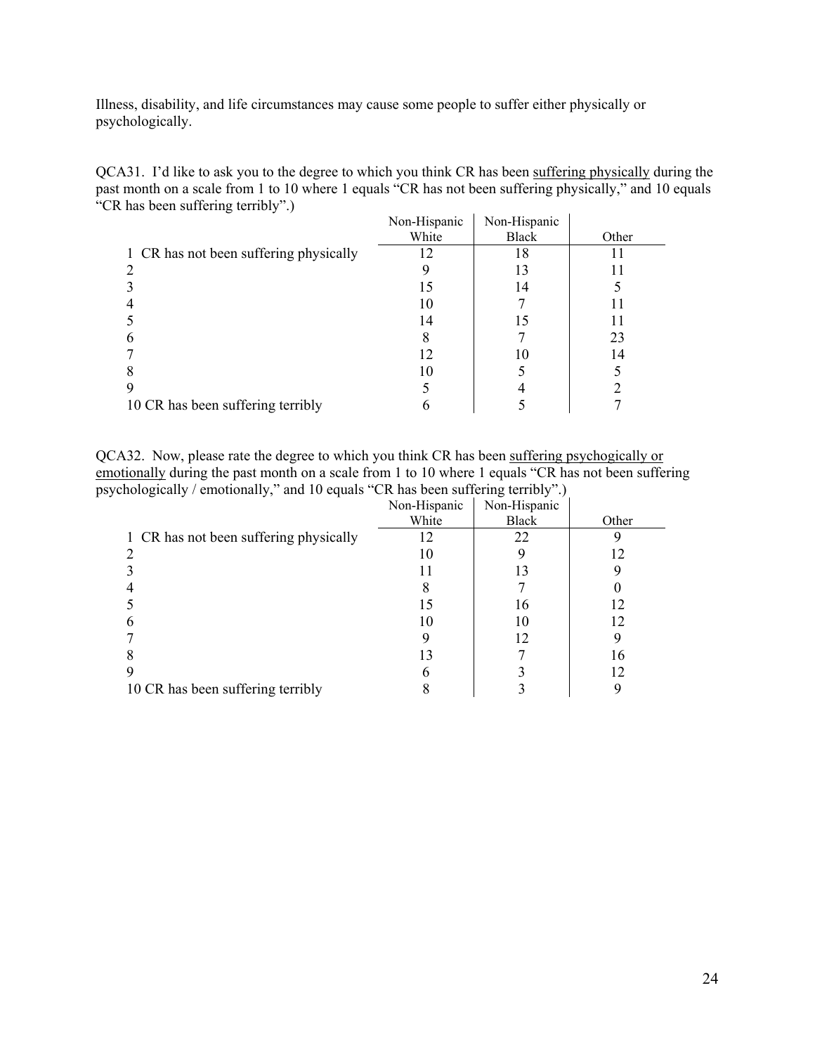Illness, disability, and life circumstances may cause some people to suffer either physically or psychologically.

QCA31. I'd like to ask you to the degree to which you think CR has been <u>suffering physically</u> during the past month on a scale from 1 to 10 where 1 equals "CR has not been suffering physically," and 10 equals "CR has been suffering terribly".)

| | Non-Hispanic White | Non-Hispanic Black | Other |
|---|---|---|---|
| 1 CR has not been suffering physically | 12 | 18 | 11 |
| 2 | 9 | 13 | 11 |
| 3 | 15 | 14 | 5 |
| 4 | 10 | 7 | 11 |
| 5 | 14 | 15 | 11 |
| 6 | 8 | 7 | 23 |
| 7 | 12 | 10 | 14 |
| 8 | 10 | 5 | 5 |
| 9 | 5 | 4 | 2 |
| 10 CR has been suffering terribly | 6 | 5 | 7 |

QCA32. Now, please rate the degree to which you think CR has been <u>suffering psychogically or emotionally</u> during the past month on a scale from 1 to 10 where 1 equals "CR has not been suffering psychologically / emotionally," and 10 equals "CR has been suffering terribly".)

| | Non-Hispanic White | Non-Hispanic Black | Other |
|---|---|---|---|
| 1 CR has not been suffering physically | 12 | 22 | 9 |
| 2 | 10 | 9 | 12 |
| 3 | 11 | 13 | 9 |
| 4 | 8 | 7 | 0 |
| 5 | 15 | 16 | 12 |
| 6 | 10 | 10 | 12 |
| 7 | 9 | 12 | 9 |
| 8 | 13 | 7 | 16 |
| 9 | 6 | 3 | 12 |
| 10 CR has been suffering terribly | 8 | 3 | 9 |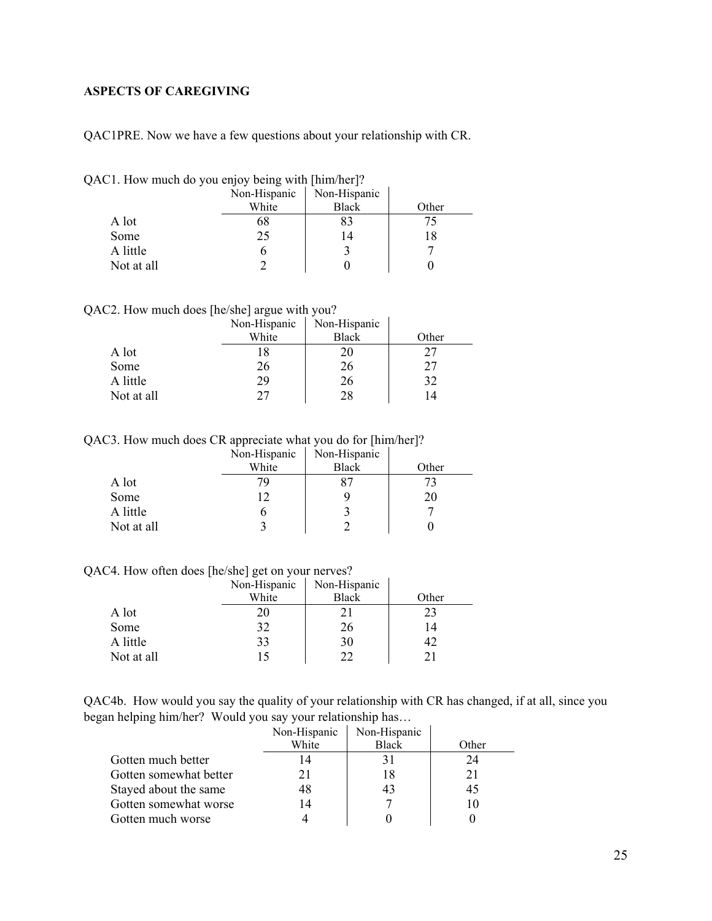**ASPECTS OF CAREGIVING**

QAC1PRE. Now we have a few questions about your relationship with CR.

QAC1. How much do you enjoy being with [him/her]?

| | Non-Hispanic White | Non-Hispanic Black | Other |
|---|---|---|---|
| A lot | 68 | 83 | 75 |
| Some | 25 | 14 | 18 |
| A little | 6 | 3 | 7 |
| Not at all | 2 | 0 | 0 |

QAC2. How much does [he/she] argue with you?

| | Non-Hispanic White | Non-Hispanic Black | Other |
|---|---|---|---|
| A lot | 18 | 20 | 27 |
| Some | 26 | 26 | 27 |
| A little | 29 | 26 | 32 |
| Not at all | 27 | 28 | 14 |

QAC3. How much does CR appreciate what you do for [him/her]?

| | Non-Hispanic White | Non-Hispanic Black | Other |
|---|---|---|---|
| A lot | 79 | 87 | 73 |
| Some | 12 | 9 | 20 |
| A little | 6 | 3 | 7 |
| Not at all | 3 | 2 | 0 |

QAC4. How often does [he/she] get on your nerves?

| | Non-Hispanic White | Non-Hispanic Black | Other |
|---|---|---|---|
| A lot | 20 | 21 | 23 |
| Some | 32 | 26 | 14 |
| A little | 33 | 30 | 42 |
| Not at all | 15 | 22 | 21 |

QAC4b. How would you say the quality of your relationship with CR has changed, if at all, since you began helping him/her? Would you say your relationship has…

| | Non-Hispanic White | Non-Hispanic Black | Other |
|---|---|---|---|
| Gotten much better | 14 | 31 | 24 |
| Gotten somewhat better | 21 | 18 | 21 |
| Stayed about the same | 48 | 43 | 45 |
| Gotten somewhat worse | 14 | 7 | 10 |
| Gotten much worse | 4 | 0 | 0 |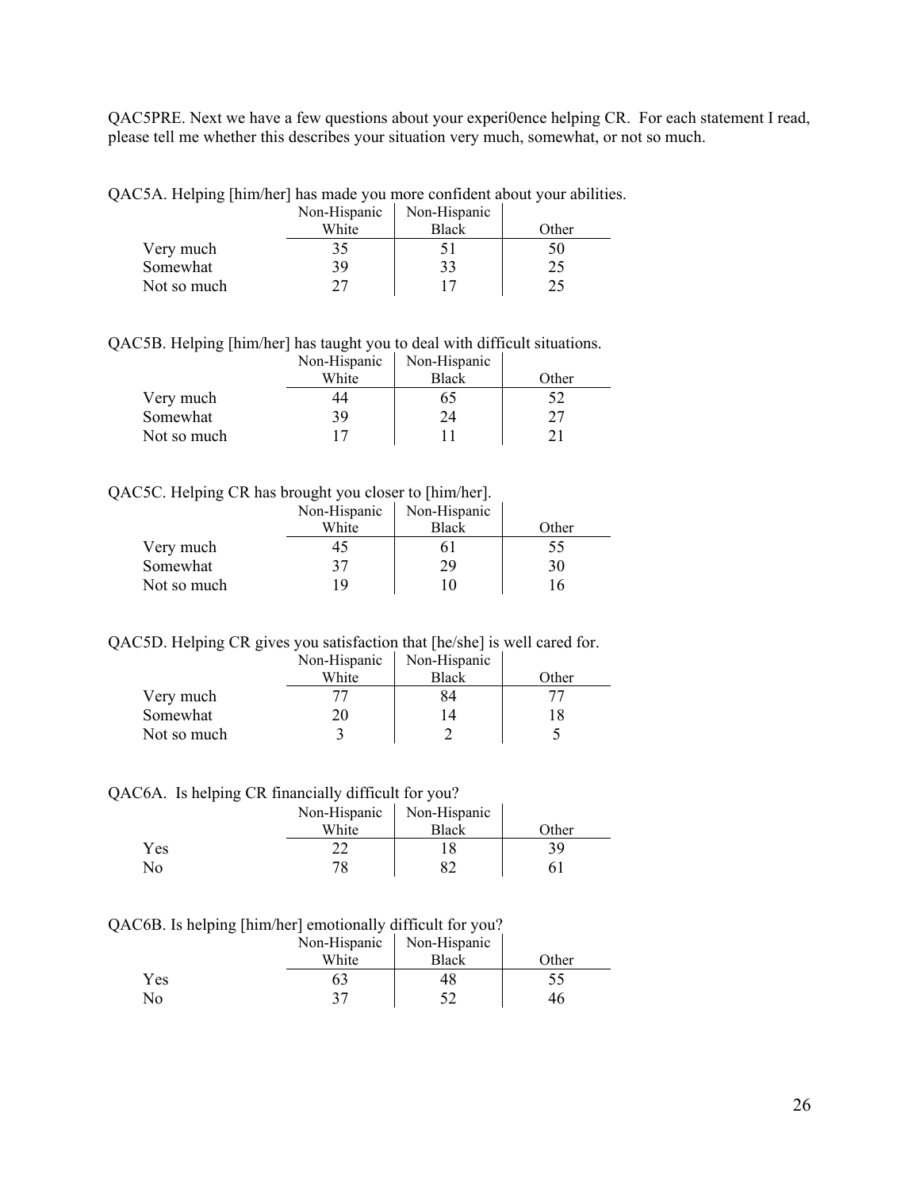QAC5PRE. Next we have a few questions about your experi0ence helping CR. For each statement I read, please tell me whether this describes your situation very much, somewhat, or not so much.

QAC5A. Helping [him/her] has made you more confident about your abilities.

| | Non-Hispanic White | Non-Hispanic Black | Other |
|---|---|---|---|
| Very much | 35 | 51 | 50 |
| Somewhat | 39 | 33 | 25 |
| Not so much | 27 | 17 | 25 |

QAC5B. Helping [him/her] has taught you to deal with difficult situations.

| | Non-Hispanic White | Non-Hispanic Black | Other |
|---|---|---|---|
| Very much | 44 | 65 | 52 |
| Somewhat | 39 | 24 | 27 |
| Not so much | 17 | 11 | 21 |

QAC5C. Helping CR has brought you closer to [him/her].

| | Non-Hispanic White | Non-Hispanic Black | Other |
|---|---|---|---|
| Very much | 45 | 61 | 55 |
| Somewhat | 37 | 29 | 30 |
| Not so much | 19 | 10 | 16 |

QAC5D. Helping CR gives you satisfaction that [he/she] is well cared for.

| | Non-Hispanic White | Non-Hispanic Black | Other |
|---|---|---|---|
| Very much | 77 | 84 | 77 |
| Somewhat | 20 | 14 | 18 |
| Not so much | 3 | 2 | 5 |

QAC6A. Is helping CR financially difficult for you?

| | Non-Hispanic White | Non-Hispanic Black | Other |
|---|---|---|---|
| Yes | 22 | 18 | 39 |
| No | 78 | 82 | 61 |

QAC6B. Is helping [him/her] emotionally difficult for you?

| | Non-Hispanic White | Non-Hispanic Black | Other |
|---|---|---|---|
| Yes | 63 | 48 | 55 |
| No | 37 | 52 | 46 |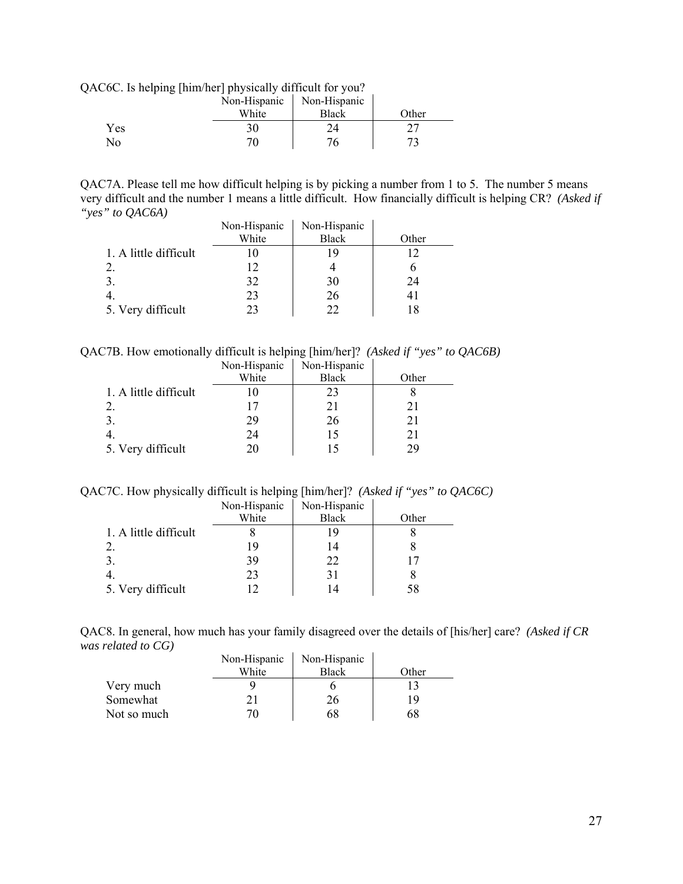QAC6C. Is helping [him/her] physically difficult for you?

| | Non-Hispanic White | Non-Hispanic Black | Other |
|---|---|---|---|
| Yes | 30 | 24 | 27 |
| No | 70 | 76 | 73 |

QAC7A. Please tell me how difficult helping is by picking a number from 1 to 5. The number 5 means very difficult and the number 1 means a little difficult. How financially difficult is helping CR? *(Asked if "yes" to QAC6A)*

| | Non-Hispanic White | Non-Hispanic Black | Other |
|---|---|---|---|
| 1. A little difficult | 10 | 19 | 12 |
| 2. | 12 | 4 | 6 |
| 3. | 32 | 30 | 24 |
| 4. | 23 | 26 | 41 |
| 5. Very difficult | 23 | 22 | 18 |

QAC7B. How emotionally difficult is helping [him/her]? *(Asked if "yes" to QAC6B)*

| | Non-Hispanic White | Non-Hispanic Black | Other |
|---|---|---|---|
| 1. A little difficult | 10 | 23 | 8 |
| 2. | 17 | 21 | 21 |
| 3. | 29 | 26 | 21 |
| 4. | 24 | 15 | 21 |
| 5. Very difficult | 20 | 15 | 29 |

QAC7C. How physically difficult is helping [him/her]? *(Asked if "yes" to QAC6C)*

| | Non-Hispanic White | Non-Hispanic Black | Other |
|---|---|---|---|
| 1. A little difficult | 8 | 19 | 8 |
| 2. | 19 | 14 | 8 |
| 3. | 39 | 22 | 17 |
| 4. | 23 | 31 | 8 |
| 5. Very difficult | 12 | 14 | 58 |

QAC8. In general, how much has your family disagreed over the details of [his/her] care? *(Asked if CR was related to CG)*

| | Non-Hispanic White | Non-Hispanic Black | Other |
|---|---|---|---|
| Very much | 9 | 6 | 13 |
| Somewhat | 21 | 26 | 19 |
| Not so much | 70 | 68 | 68 |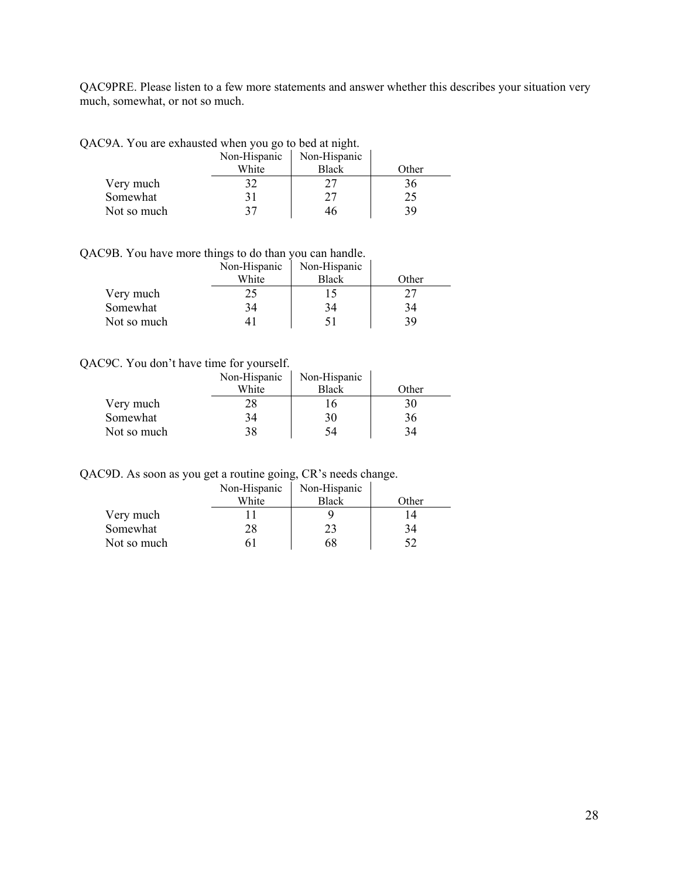QAC9PRE. Please listen to a few more statements and answer whether this describes your situation very much, somewhat, or not so much.

QAC9A. You are exhausted when you go to bed at night.

| | Non-Hispanic White | Non-Hispanic Black | Other |
|---|---|---|---|
| Very much | 32 | 27 | 36 |
| Somewhat | 31 | 27 | 25 |
| Not so much | 37 | 46 | 39 |

QAC9B. You have more things to do than you can handle.

| | Non-Hispanic White | Non-Hispanic Black | Other |
|---|---|---|---|
| Very much | 25 | 15 | 27 |
| Somewhat | 34 | 34 | 34 |
| Not so much | 41 | 51 | 39 |

QAC9C. You don't have time for yourself.

| | Non-Hispanic White | Non-Hispanic Black | Other |
|---|---|---|---|
| Very much | 28 | 16 | 30 |
| Somewhat | 34 | 30 | 36 |
| Not so much | 38 | 54 | 34 |

QAC9D. As soon as you get a routine going, CR's needs change.

| | Non-Hispanic White | Non-Hispanic Black | Other |
|---|---|---|---|
| Very much | 11 | 9 | 14 |
| Somewhat | 28 | 23 | 34 |
| Not so much | 61 | 68 | 52 |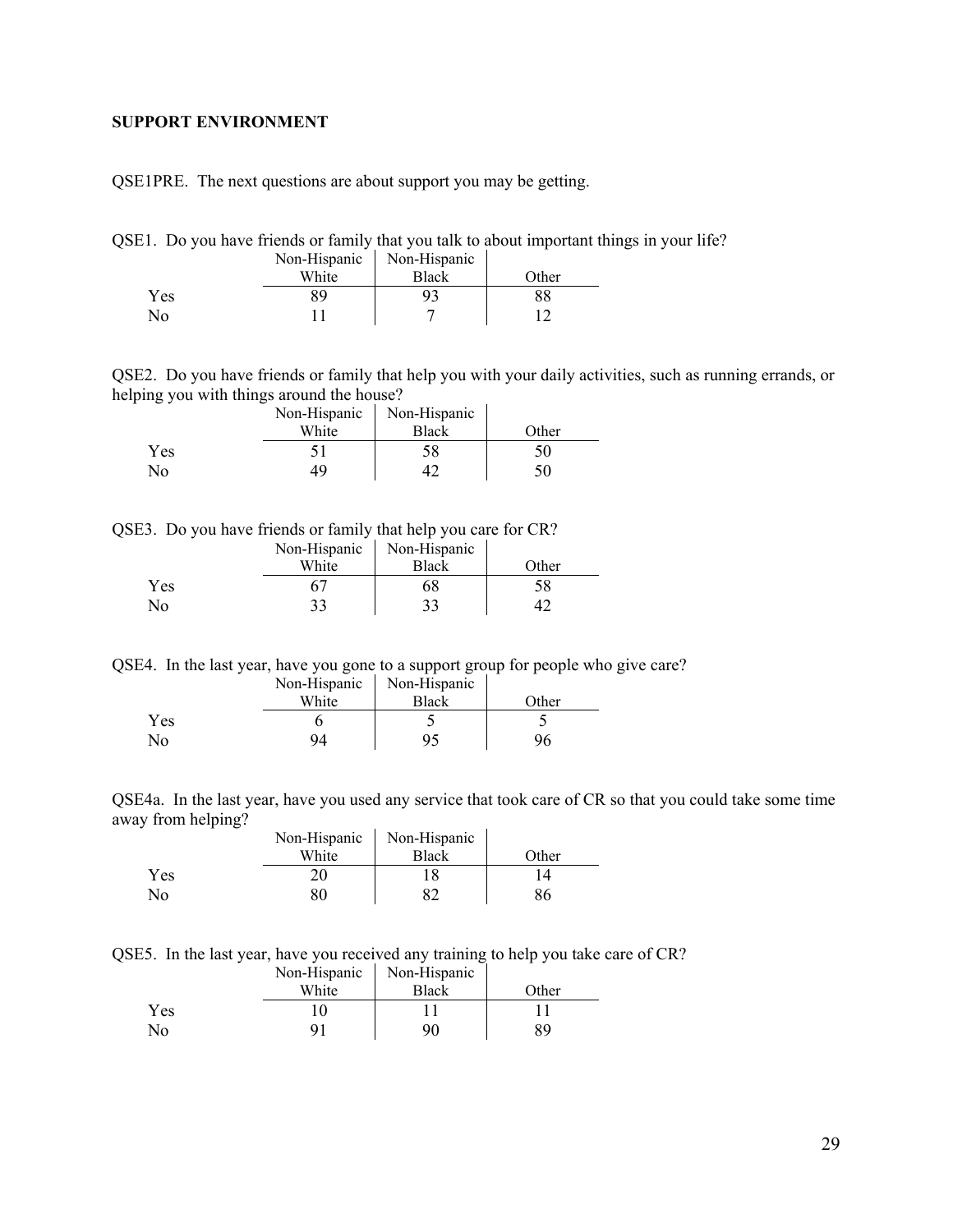**SUPPORT ENVIRONMENT**

QSE1PRE. The next questions are about support you may be getting.

QSE1. Do you have friends or family that you talk to about important things in your life?

| | Non-Hispanic White | Non-Hispanic Black | Other |
|---|---|---|---|
| Yes | 89 | 93 | 88 |
| No | 11 | 7 | 12 |

QSE2. Do you have friends or family that help you with your daily activities, such as running errands, or helping you with things around the house?

| | Non-Hispanic White | Non-Hispanic Black | Other |
|---|---|---|---|
| Yes | 51 | 58 | 50 |
| No | 49 | 42 | 50 |

QSE3. Do you have friends or family that help you care for CR?

| | Non-Hispanic White | Non-Hispanic Black | Other |
|---|---|---|---|
| Yes | 67 | 68 | 58 |
| No | 33 | 33 | 42 |

QSE4. In the last year, have you gone to a support group for people who give care?

| | Non-Hispanic White | Non-Hispanic Black | Other |
|---|---|---|---|
| Yes | 6 | 5 | 5 |
| No | 94 | 95 | 96 |

QSE4a. In the last year, have you used any service that took care of CR so that you could take some time away from helping?

| | Non-Hispanic White | Non-Hispanic Black | Other |
|---|---|---|---|
| Yes | 20 | 18 | 14 |
| No | 80 | 82 | 86 |

QSE5. In the last year, have you received any training to help you take care of CR?

| | Non-Hispanic White | Non-Hispanic Black | Other |
|---|---|---|---|
| Yes | 10 | 11 | 11 |
| No | 91 | 90 | 89 |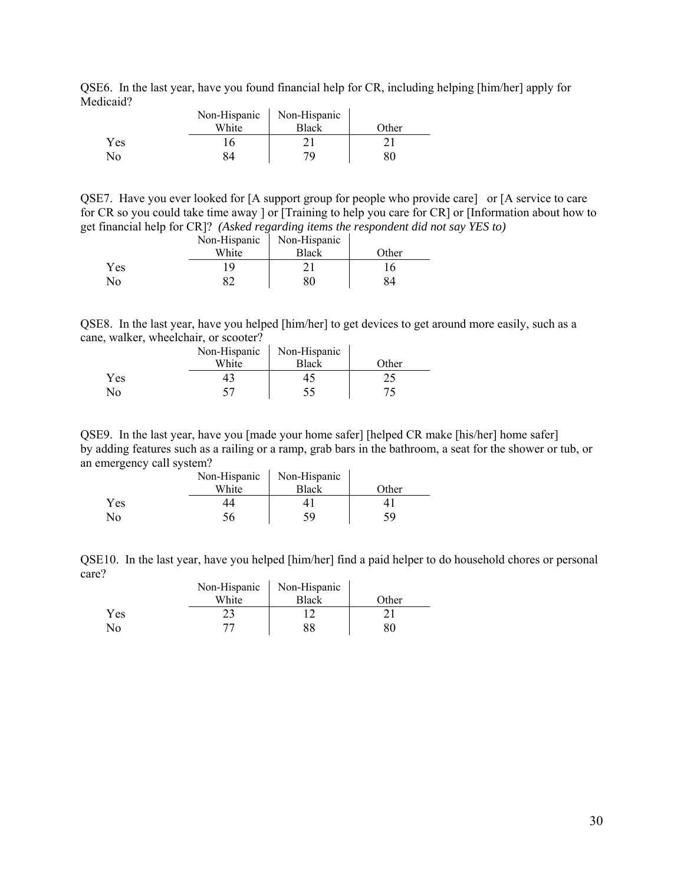QSE6. In the last year, have you found financial help for CR, including helping [him/her] apply for Medicaid?

| | Non-Hispanic White | Non-Hispanic Black | Other |
|---|---|---|---|
| Yes | 16 | 21 | 21 |
| No | 84 | 79 | 80 |

QSE7. Have you ever looked for [A support group for people who provide care] or [A service to care for CR so you could take time away ] or [Training to help you care for CR] or [Information about how to get financial help for CR]? *(Asked regarding items the respondent did not say YES to)*

| | Non-Hispanic White | Non-Hispanic Black | Other |
|---|---|---|---|
| Yes | 19 | 21 | 16 |
| No | 82 | 80 | 84 |

QSE8. In the last year, have you helped [him/her] to get devices to get around more easily, such as a cane, walker, wheelchair, or scooter?

| | Non-Hispanic White | Non-Hispanic Black | Other |
|---|---|---|---|
| Yes | 43 | 45 | 25 |
| No | 57 | 55 | 75 |

QSE9. In the last year, have you [made your home safer] [helped CR make [his/her] home safer] by adding features such as a railing or a ramp, grab bars in the bathroom, a seat for the shower or tub, or an emergency call system?

| | Non-Hispanic White | Non-Hispanic Black | Other |
|---|---|---|---|
| Yes | 44 | 41 | 41 |
| No | 56 | 59 | 59 |

QSE10. In the last year, have you helped [him/her] find a paid helper to do household chores or personal care?

| | Non-Hispanic White | Non-Hispanic Black | Other |
|---|---|---|---|
| Yes | 23 | 12 | 21 |
| No | 77 | 88 | 80 |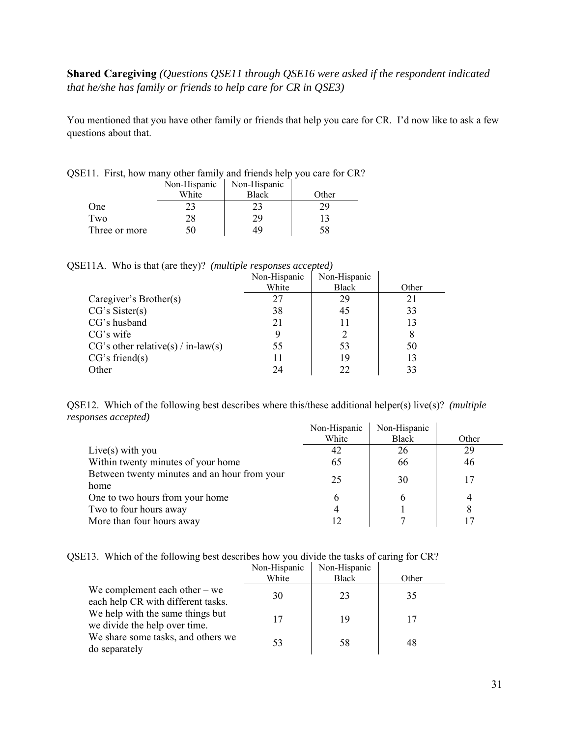**Shared Caregiving** *(Questions QSE11 through QSE16 were asked if the respondent indicated that he/she has family or friends to help care for CR in QSE3)*

You mentioned that you have other family or friends that help you care for CR. I'd now like to ask a few questions about that.

QSE11. First, how many other family and friends help you care for CR?

| | Non-Hispanic White | Non-Hispanic Black | Other |
|---|---|---|---|
| One | 23 | 23 | 29 |
| Two | 28 | 29 | 13 |
| Three or more | 50 | 49 | 58 |

QSE11A. Who is that (are they)? *(multiple responses accepted)*

| | Non-Hispanic White | Non-Hispanic Black | Other |
|---|---|---|---|
| Caregiver's Brother(s) | 27 | 29 | 21 |
| CG's Sister(s) | 38 | 45 | 33 |
| CG's husband | 21 | 11 | 13 |
| CG's wife | 9 | 2 | 8 |
| CG's other relative(s) / in-law(s) | 55 | 53 | 50 |
| CG's friend(s) | 11 | 19 | 13 |
| Other | 24 | 22 | 33 |

QSE12. Which of the following best describes where this/these additional helper(s) live(s)? *(multiple responses accepted)*

| | Non-Hispanic White | Non-Hispanic Black | Other |
|---|---|---|---|
| Live(s) with you | 42 | 26 | 29 |
| Within twenty minutes of your home | 65 | 66 | 46 |
| Between twenty minutes and an hour from your home | 25 | 30 | 17 |
| One to two hours from your home | 6 | 6 | 4 |
| Two to four hours away | 4 | 1 | 8 |
| More than four hours away | 12 | 7 | 17 |

QSE13. Which of the following best describes how you divide the tasks of caring for CR?

| | Non-Hispanic White | Non-Hispanic Black | Other |
|---|---|---|---|
| We complement each other – we each help CR with different tasks. | 30 | 23 | 35 |
| We help with the same things but we divide the help over time. | 17 | 19 | 17 |
| We share some tasks, and others we do separately | 53 | 58 | 48 |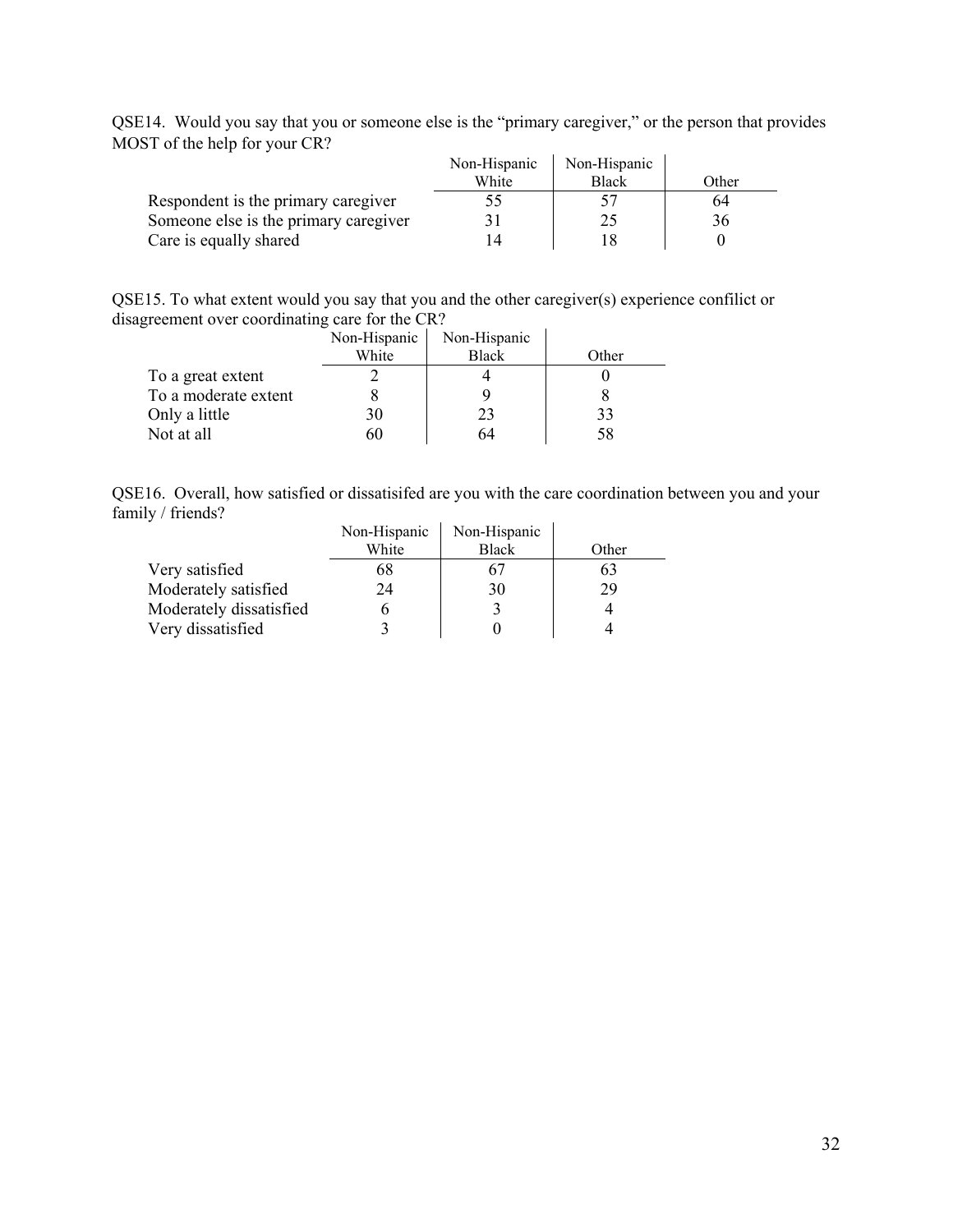QSE14. Would you say that you or someone else is the "primary caregiver," or the person that provides MOST of the help for your CR?

| | Non-Hispanic White | Non-Hispanic Black | Other |
|---|---|---|---|
| Respondent is the primary caregiver | 55 | 57 | 64 |
| Someone else is the primary caregiver | 31 | 25 | 36 |
| Care is equally shared | 14 | 18 | 0 |

QSE15. To what extent would you say that you and the other caregiver(s) experience confilict or disagreement over coordinating care for the CR?

| | Non-Hispanic White | Non-Hispanic Black | Other |
|---|---|---|---|
| To a great extent | 2 | 4 | 0 |
| To a moderate extent | 8 | 9 | 8 |
| Only a little | 30 | 23 | 33 |
| Not at all | 60 | 64 | 58 |

QSE16. Overall, how satisfied or dissatisifed are you with the care coordination between you and your family / friends?

| | Non-Hispanic White | Non-Hispanic Black | Other |
|---|---|---|---|
| Very satisfied | 68 | 67 | 63 |
| Moderately satisfied | 24 | 30 | 29 |
| Moderately dissatisfied | 6 | 3 | 4 |
| Very dissatisfied | 3 | 0 | 4 |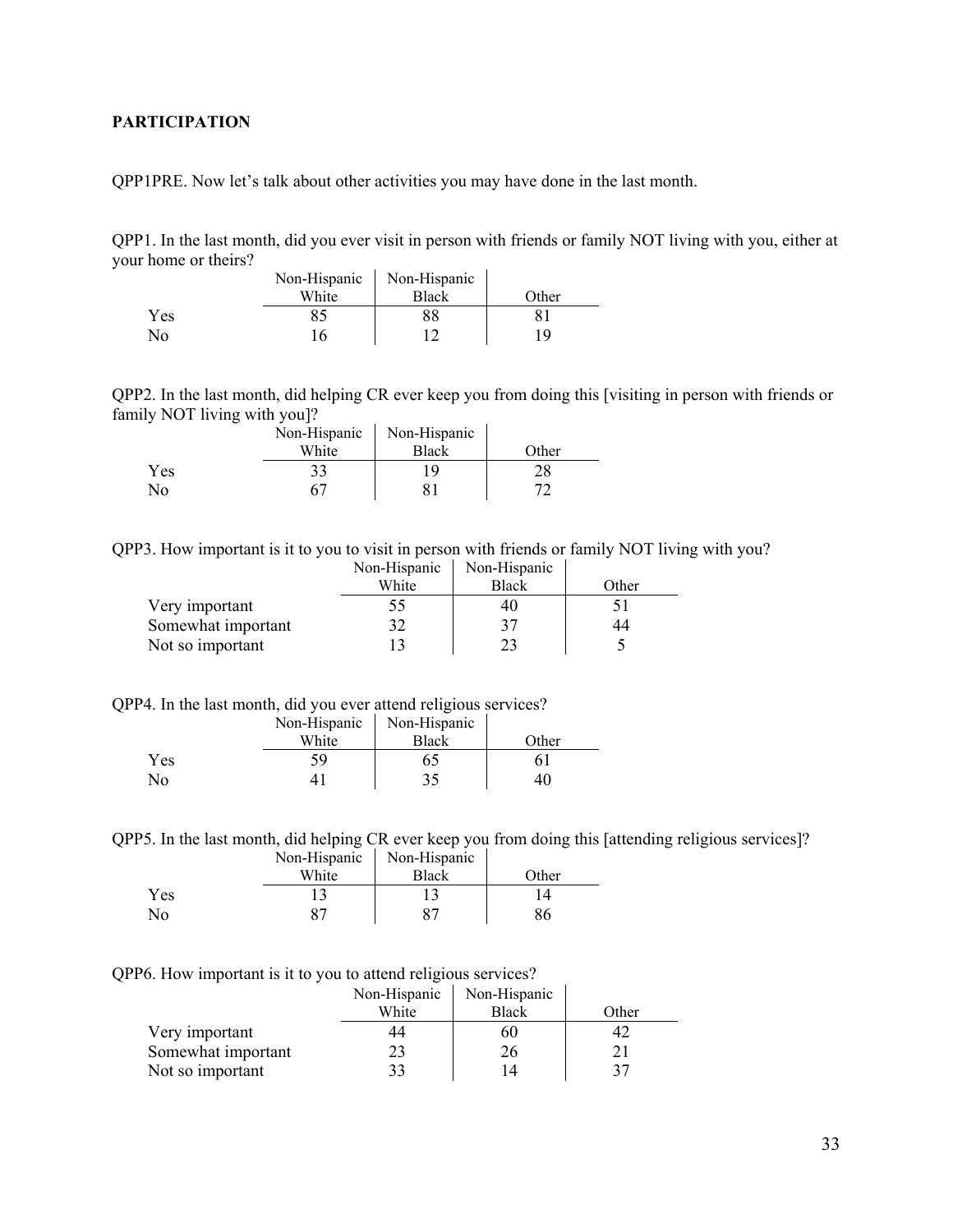**PARTICIPATION**

QPP1PRE. Now let's talk about other activities you may have done in the last month.

QPP1. In the last month, did you ever visit in person with friends or family NOT living with you, either at your home or theirs?

| | Non-Hispanic White | Non-Hispanic Black | Other |
|---|---|---|---|
| Yes | 85 | 88 | 81 |
| No | 16 | 12 | 19 |

QPP2. In the last month, did helping CR ever keep you from doing this [visiting in person with friends or family NOT living with you]?

| | Non-Hispanic White | Non-Hispanic Black | Other |
|---|---|---|---|
| Yes | 33 | 19 | 28 |
| No | 67 | 81 | 72 |

QPP3. How important is it to you to visit in person with friends or family NOT living with you?

| | Non-Hispanic White | Non-Hispanic Black | Other |
|---|---|---|---|
| Very important | 55 | 40 | 51 |
| Somewhat important | 32 | 37 | 44 |
| Not so important | 13 | 23 | 5 |

QPP4. In the last month, did you ever attend religious services?

| | Non-Hispanic White | Non-Hispanic Black | Other |
|---|---|---|---|
| Yes | 59 | 65 | 61 |
| No | 41 | 35 | 40 |

QPP5. In the last month, did helping CR ever keep you from doing this [attending religious services]?

| | Non-Hispanic White | Non-Hispanic Black | Other |
|---|---|---|---|
| Yes | 13 | 13 | 14 |
| No | 87 | 87 | 86 |

QPP6. How important is it to you to attend religious services?

| | Non-Hispanic White | Non-Hispanic Black | Other |
|---|---|---|---|
| Very important | 44 | 60 | 42 |
| Somewhat important | 23 | 26 | 21 |
| Not so important | 33 | 14 | 37 |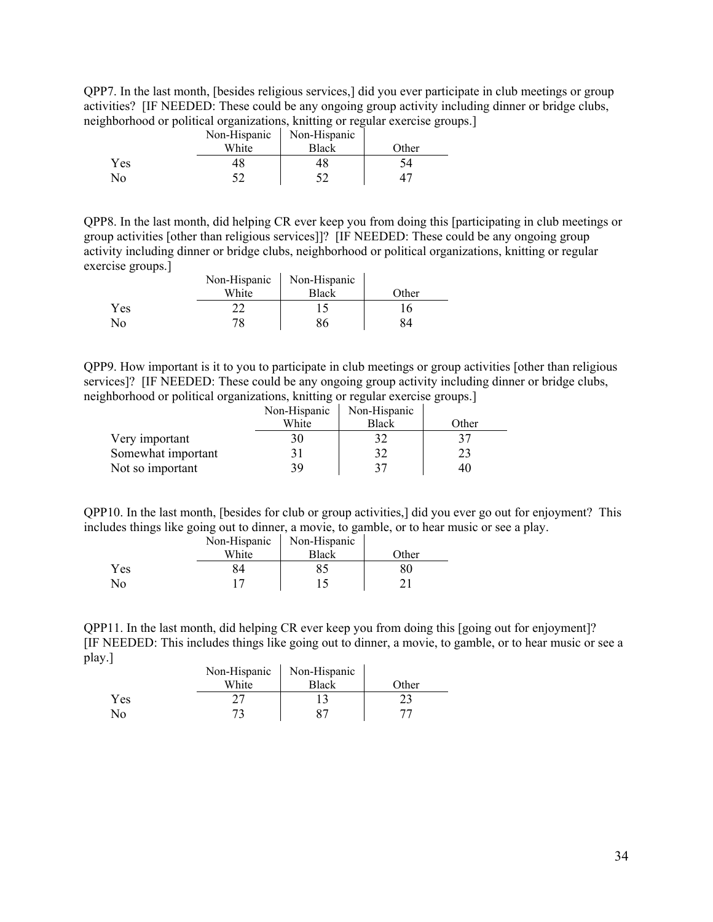QPP7. In the last month, [besides religious services,] did you ever participate in club meetings or group activities? [IF NEEDED: These could be any ongoing group activity including dinner or bridge clubs, neighborhood or political organizations, knitting or regular exercise groups.]

| | Non-Hispanic White | Non-Hispanic Black | Other |
|---|---|---|---|
| Yes | 48 | 48 | 54 |
| No | 52 | 52 | 47 |

QPP8. In the last month, did helping CR ever keep you from doing this [participating in club meetings or group activities [other than religious services]]? [IF NEEDED: These could be any ongoing group activity including dinner or bridge clubs, neighborhood or political organizations, knitting or regular exercise groups.]

| | Non-Hispanic White | Non-Hispanic Black | Other |
|---|---|---|---|
| Yes | 22 | 15 | 16 |
| No | 78 | 86 | 84 |

QPP9. How important is it to you to participate in club meetings or group activities [other than religious services]? [IF NEEDED: These could be any ongoing group activity including dinner or bridge clubs, neighborhood or political organizations, knitting or regular exercise groups.]

| | Non-Hispanic White | Non-Hispanic Black | Other |
|---|---|---|---|
| Very important | 30 | 32 | 37 |
| Somewhat important | 31 | 32 | 23 |
| Not so important | 39 | 37 | 40 |

QPP10. In the last month, [besides for club or group activities,] did you ever go out for enjoyment? This includes things like going out to dinner, a movie, to gamble, or to hear music or see a play.

| | Non-Hispanic White | Non-Hispanic Black | Other |
|---|---|---|---|
| Yes | 84 | 85 | 80 |
| No | 17 | 15 | 21 |

QPP11. In the last month, did helping CR ever keep you from doing this [going out for enjoyment]? [IF NEEDED: This includes things like going out to dinner, a movie, to gamble, or to hear music or see a play.]

| | Non-Hispanic White | Non-Hispanic Black | Other |
|---|---|---|---|
| Yes | 27 | 13 | 23 |
| No | 73 | 87 | 77 |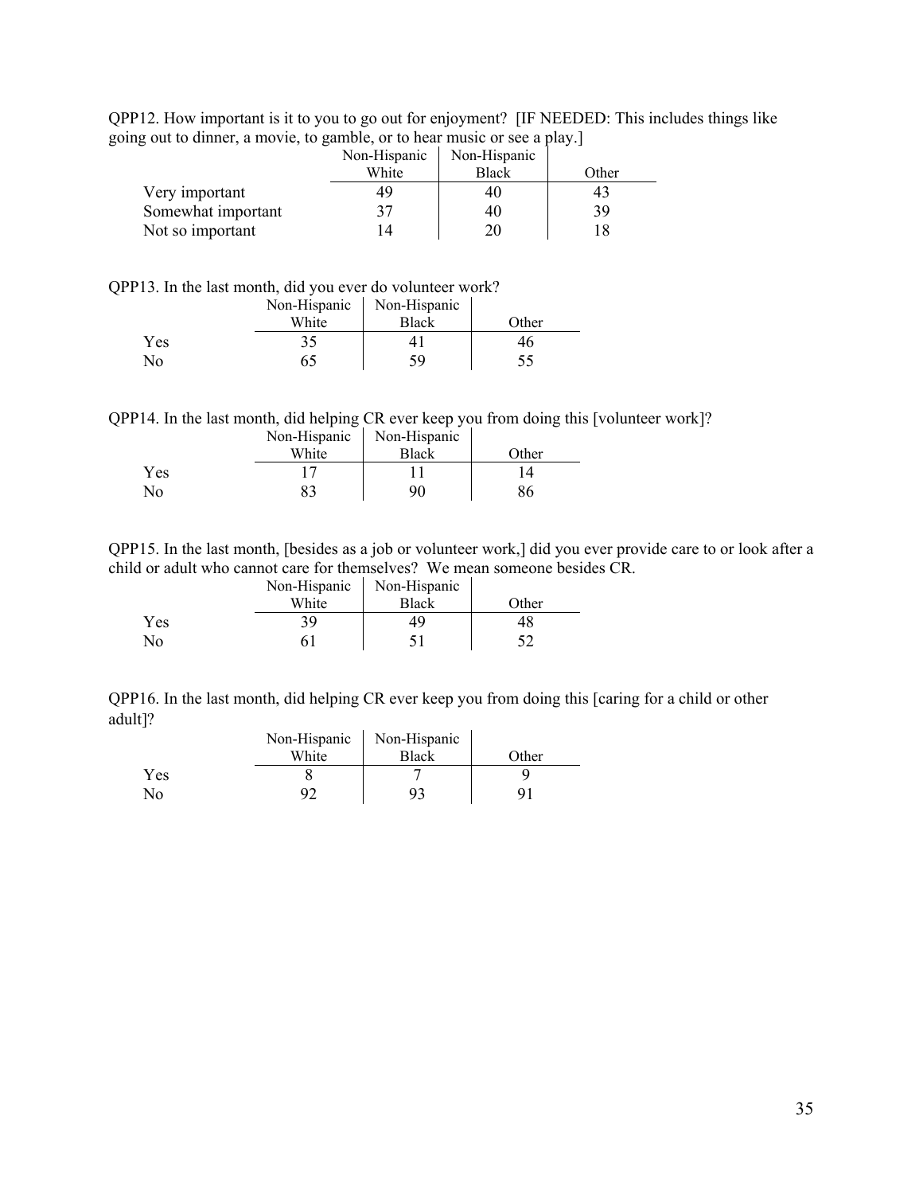QPP12. How important is it to you to go out for enjoyment? [IF NEEDED: This includes things like going out to dinner, a movie, to gamble, or to hear music or see a play.]

| | Non-Hispanic White | Non-Hispanic Black | Other |
|---|---|---|---|
| Very important | 49 | 40 | 43 |
| Somewhat important | 37 | 40 | 39 |
| Not so important | 14 | 20 | 18 |

QPP13. In the last month, did you ever do volunteer work?

| | Non-Hispanic White | Non-Hispanic Black | Other |
|---|---|---|---|
| Yes | 35 | 41 | 46 |
| No | 65 | 59 | 55 |

QPP14. In the last month, did helping CR ever keep you from doing this [volunteer work]?

| | Non-Hispanic White | Non-Hispanic Black | Other |
|---|---|---|---|
| Yes | 17 | 11 | 14 |
| No | 83 | 90 | 86 |

QPP15. In the last month, [besides as a job or volunteer work,] did you ever provide care to or look after a child or adult who cannot care for themselves? We mean someone besides CR.

| | Non-Hispanic White | Non-Hispanic Black | Other |
|---|---|---|---|
| Yes | 39 | 49 | 48 |
| No | 61 | 51 | 52 |

QPP16. In the last month, did helping CR ever keep you from doing this [caring for a child or other adult]?

| | Non-Hispanic White | Non-Hispanic Black | Other |
|---|---|---|---|
| Yes | 8 | 7 | 9 |
| No | 92 | 93 | 91 |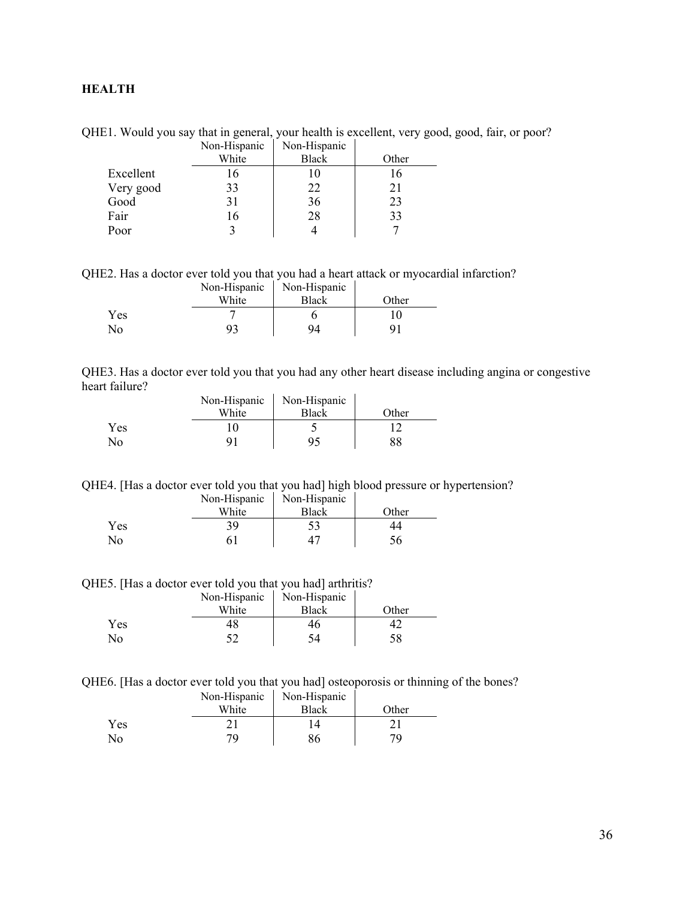**HEALTH**

QHE1. Would you say that in general, your health is excellent, very good, good, fair, or poor?

| | Non-Hispanic White | Non-Hispanic Black | Other |
|---|---|---|---|
| Excellent | 16 | 10 | 16 |
| Very good | 33 | 22 | 21 |
| Good | 31 | 36 | 23 |
| Fair | 16 | 28 | 33 |
| Poor | 3 | 4 | 7 |

QHE2. Has a doctor ever told you that you had a heart attack or myocardial infarction?

| | Non-Hispanic White | Non-Hispanic Black | Other |
|---|---|---|---|
| Yes | 7 | 6 | 10 |
| No | 93 | 94 | 91 |

QHE3. Has a doctor ever told you that you had any other heart disease including angina or congestive heart failure?

| | Non-Hispanic White | Non-Hispanic Black | Other |
|---|---|---|---|
| Yes | 10 | 5 | 12 |
| No | 91 | 95 | 88 |

QHE4. [Has a doctor ever told you that you had] high blood pressure or hypertension?

| | Non-Hispanic White | Non-Hispanic Black | Other |
|---|---|---|---|
| Yes | 39 | 53 | 44 |
| No | 61 | 47 | 56 |

QHE5. [Has a doctor ever told you that you had] arthritis?

| | Non-Hispanic White | Non-Hispanic Black | Other |
|---|---|---|---|
| Yes | 48 | 46 | 42 |
| No | 52 | 54 | 58 |

QHE6. [Has a doctor ever told you that you had] osteoporosis or thinning of the bones?

| | Non-Hispanic White | Non-Hispanic Black | Other |
|---|---|---|---|
| Yes | 21 | 14 | 21 |
| No | 79 | 86 | 79 |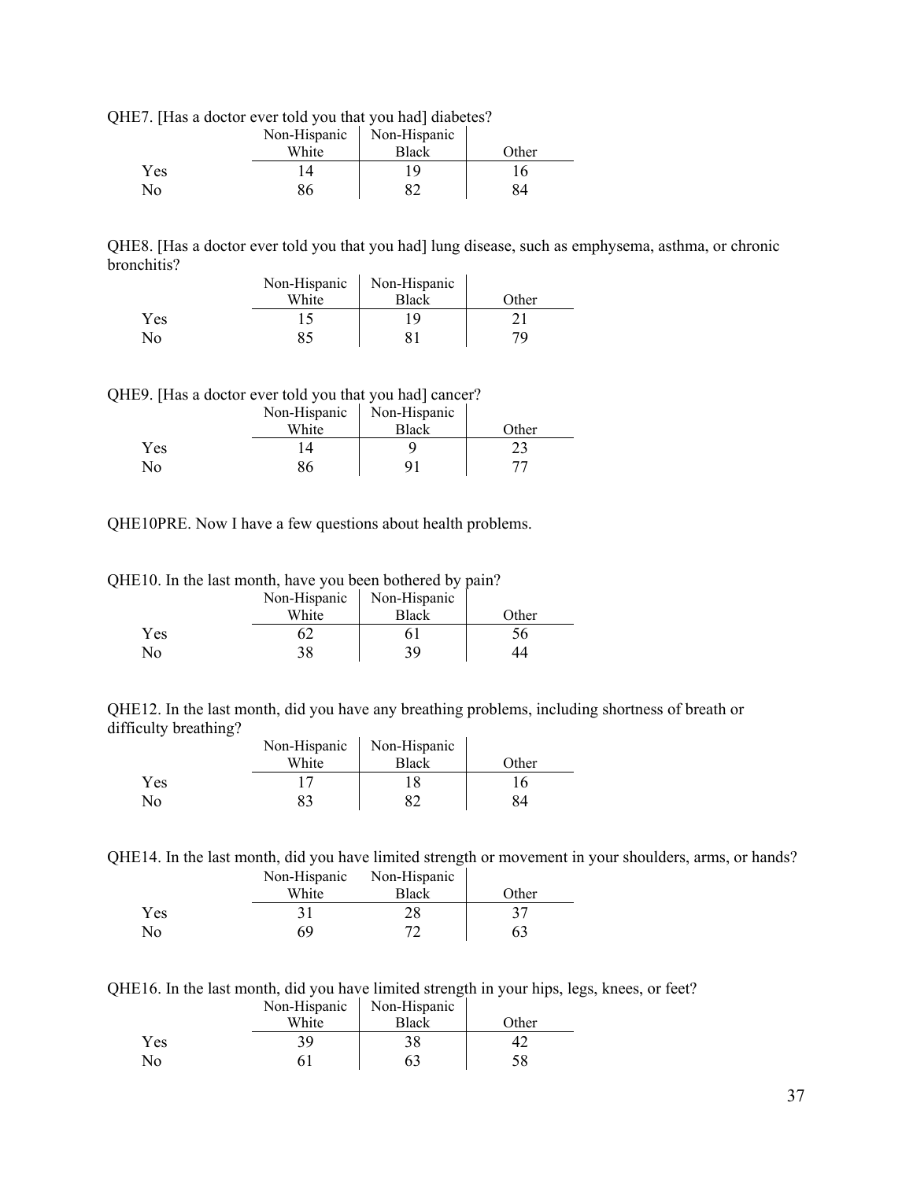QHE7. [Has a doctor ever told you that you had] diabetes?

| | Non-Hispanic White | Non-Hispanic Black | Other |
|---|---|---|---|
| Yes | 14 | 19 | 16 |
| No | 86 | 82 | 84 |

QHE8. [Has a doctor ever told you that you had] lung disease, such as emphysema, asthma, or chronic bronchitis?

| | Non-Hispanic White | Non-Hispanic Black | Other |
|---|---|---|---|
| Yes | 15 | 19 | 21 |
| No | 85 | 81 | 79 |

QHE9. [Has a doctor ever told you that you had] cancer?

| | Non-Hispanic White | Non-Hispanic Black | Other |
|---|---|---|---|
| Yes | 14 | 9 | 23 |
| No | 86 | 91 | 77 |

QHE10PRE. Now I have a few questions about health problems.

QHE10. In the last month, have you been bothered by pain?

| | Non-Hispanic White | Non-Hispanic Black | Other |
|---|---|---|---|
| Yes | 62 | 61 | 56 |
| No | 38 | 39 | 44 |

QHE12. In the last month, did you have any breathing problems, including shortness of breath or difficulty breathing?

| | Non-Hispanic White | Non-Hispanic Black | Other |
|---|---|---|---|
| Yes | 17 | 18 | 16 |
| No | 83 | 82 | 84 |

QHE14. In the last month, did you have limited strength or movement in your shoulders, arms, or hands?

| | Non-Hispanic White | Non-Hispanic Black | Other |
|---|---|---|---|
| Yes | 31 | 28 | 37 |
| No | 69 | 72 | 63 |

QHE16. In the last month, did you have limited strength in your hips, legs, knees, or feet?

| | Non-Hispanic White | Non-Hispanic Black | Other |
|---|---|---|---|
| Yes | 39 | 38 | 42 |
| No | 61 | 63 | 58 |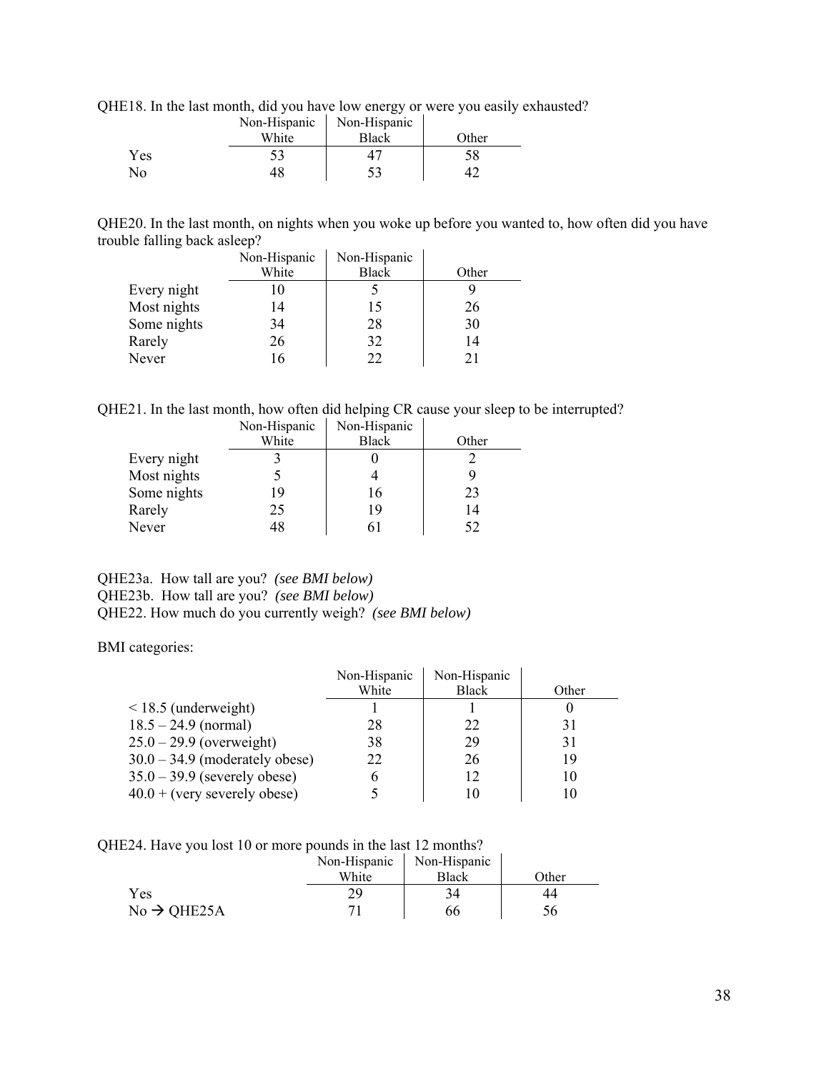QHE18. In the last month, did you have low energy or were you easily exhausted?

| | Non-Hispanic White | Non-Hispanic Black | Other |
|---|---|---|---|
| Yes | 53 | 47 | 58 |
| No | 48 | 53 | 42 |

QHE20. In the last month, on nights when you woke up before you wanted to, how often did you have trouble falling back asleep?

| | Non-Hispanic White | Non-Hispanic Black | Other |
|---|---|---|---|
| Every night | 10 | 5 | 9 |
| Most nights | 14 | 15 | 26 |
| Some nights | 34 | 28 | 30 |
| Rarely | 26 | 32 | 14 |
| Never | 16 | 22 | 21 |

QHE21. In the last month, how often did helping CR cause your sleep to be interrupted?

| | Non-Hispanic White | Non-Hispanic Black | Other |
|---|---|---|---|
| Every night | 3 | 0 | 2 |
| Most nights | 5 | 4 | 9 |
| Some nights | 19 | 16 | 23 |
| Rarely | 25 | 19 | 14 |
| Never | 48 | 61 | 52 |

QHE23a. How tall are you? *(see BMI below)*
QHE23b. How tall are you? *(see BMI below)*
QHE22. How much do you currently weigh? *(see BMI below)*

BMI categories:

| | Non-Hispanic White | Non-Hispanic Black | Other |
|---|---|---|---|
| < 18.5 (underweight) | 1 | 1 | 0 |
| 18.5 – 24.9 (normal) | 28 | 22 | 31 |
| 25.0 – 29.9 (overweight) | 38 | 29 | 31 |
| 30.0 – 34.9 (moderately obese) | 22 | 26 | 19 |
| 35.0 – 39.9 (severely obese) | 6 | 12 | 10 |
| 40.0 + (very severely obese) | 5 | 10 | 10 |

QHE24. Have you lost 10 or more pounds in the last 12 months?

| | Non-Hispanic White | Non-Hispanic Black | Other |
|---|---|---|---|
| Yes | 29 | 34 | 44 |
| No → QHE25A | 71 | 66 | 56 |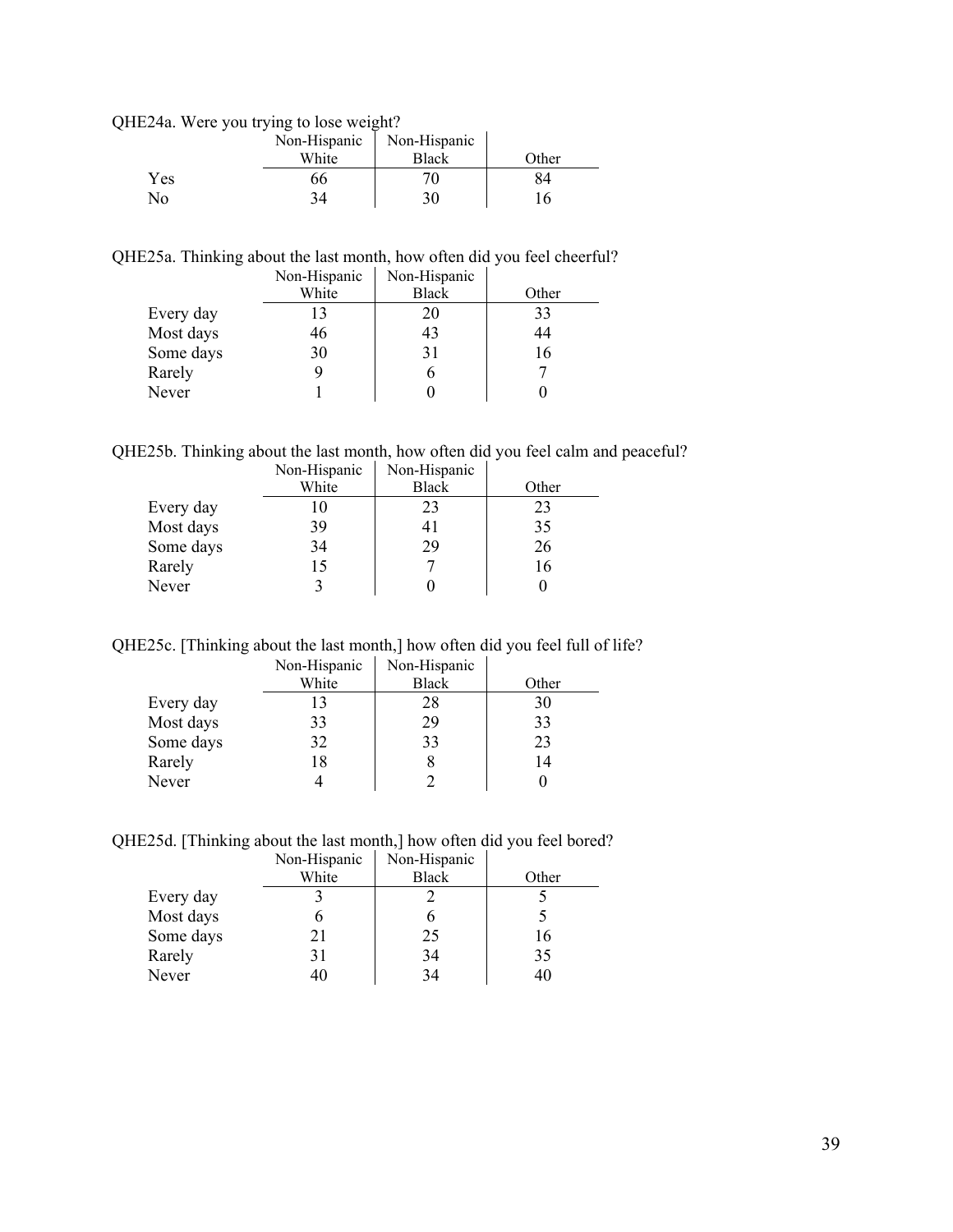QHE24a. Were you trying to lose weight?

| | Non-Hispanic White | Non-Hispanic Black | Other |
|---|---|---|---|
| Yes | 66 | 70 | 84 |
| No | 34 | 30 | 16 |

QHE25a. Thinking about the last month, how often did you feel cheerful?

| | Non-Hispanic White | Non-Hispanic Black | Other |
|---|---|---|---|
| Every day | 13 | 20 | 33 |
| Most days | 46 | 43 | 44 |
| Some days | 30 | 31 | 16 |
| Rarely | 9 | 6 | 7 |
| Never | 1 | 0 | 0 |

QHE25b. Thinking about the last month, how often did you feel calm and peaceful?

| | Non-Hispanic White | Non-Hispanic Black | Other |
|---|---|---|---|
| Every day | 10 | 23 | 23 |
| Most days | 39 | 41 | 35 |
| Some days | 34 | 29 | 26 |
| Rarely | 15 | 7 | 16 |
| Never | 3 | 0 | 0 |

QHE25c. [Thinking about the last month,] how often did you feel full of life?

| | Non-Hispanic White | Non-Hispanic Black | Other |
|---|---|---|---|
| Every day | 13 | 28 | 30 |
| Most days | 33 | 29 | 33 |
| Some days | 32 | 33 | 23 |
| Rarely | 18 | 8 | 14 |
| Never | 4 | 2 | 0 |

QHE25d. [Thinking about the last month,] how often did you feel bored?

| | Non-Hispanic White | Non-Hispanic Black | Other |
|---|---|---|---|
| Every day | 3 | 2 | 5 |
| Most days | 6 | 6 | 5 |
| Some days | 21 | 25 | 16 |
| Rarely | 31 | 34 | 35 |
| Never | 40 | 34 | 40 |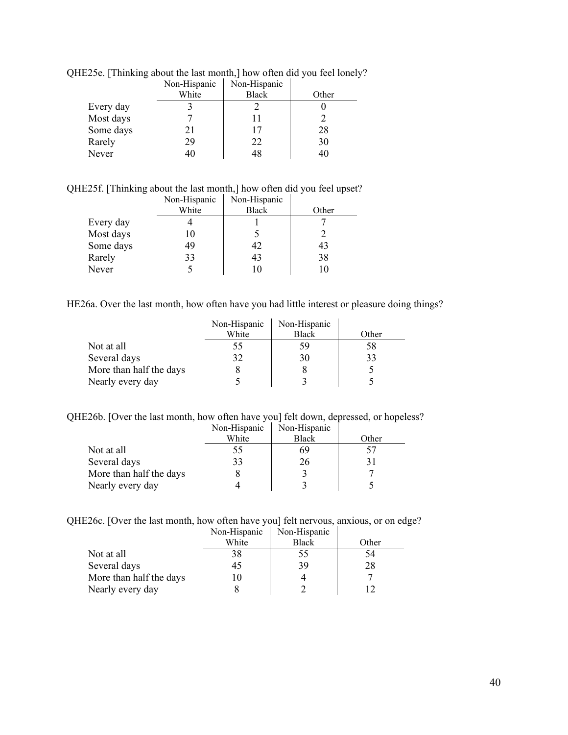QHE25e. [Thinking about the last month,] how often did you feel lonely?

| | Non-Hispanic White | Non-Hispanic Black | Other |
|---|---|---|---|
| Every day | 3 | 2 | 0 |
| Most days | 7 | 11 | 2 |
| Some days | 21 | 17 | 28 |
| Rarely | 29 | 22 | 30 |
| Never | 40 | 48 | 40 |

QHE25f. [Thinking about the last month,] how often did you feel upset?

| | Non-Hispanic White | Non-Hispanic Black | Other |
|---|---|---|---|
| Every day | 4 | 1 | 7 |
| Most days | 10 | 5 | 2 |
| Some days | 49 | 42 | 43 |
| Rarely | 33 | 43 | 38 |
| Never | 5 | 10 | 10 |

HE26a. Over the last month, how often have you had little interest or pleasure doing things?

| | Non-Hispanic White | Non-Hispanic Black | Other |
|---|---|---|---|
| Not at all | 55 | 59 | 58 |
| Several days | 32 | 30 | 33 |
| More than half the days | 8 | 8 | 5 |
| Nearly every day | 5 | 3 | 5 |

QHE26b. [Over the last month, how often have you] felt down, depressed, or hopeless?

| | Non-Hispanic White | Non-Hispanic Black | Other |
|---|---|---|---|
| Not at all | 55 | 69 | 57 |
| Several days | 33 | 26 | 31 |
| More than half the days | 8 | 3 | 7 |
| Nearly every day | 4 | 3 | 5 |

QHE26c. [Over the last month, how often have you] felt nervous, anxious, or on edge?

| | Non-Hispanic White | Non-Hispanic Black | Other |
|---|---|---|---|
| Not at all | 38 | 55 | 54 |
| Several days | 45 | 39 | 28 |
| More than half the days | 10 | 4 | 7 |
| Nearly every day | 8 | 2 | 12 |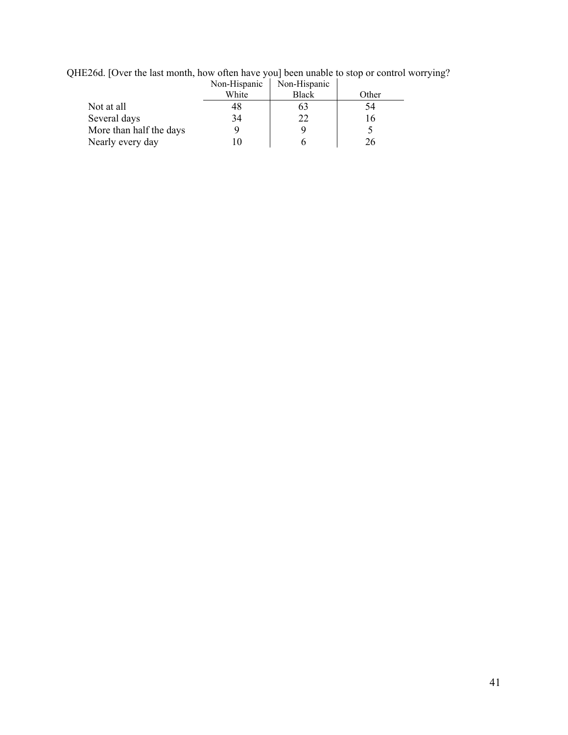QHE26d. [Over the last month, how often have you] been unable to stop or control worrying?

| | Non-Hispanic White | Non-Hispanic Black | Other |
|---|---|---|---|
| Not at all | 48 | 63 | 54 |
| Several days | 34 | 22 | 16 |
| More than half the days | 9 | 9 | 5 |
| Nearly every day | 10 | 6 | 26 |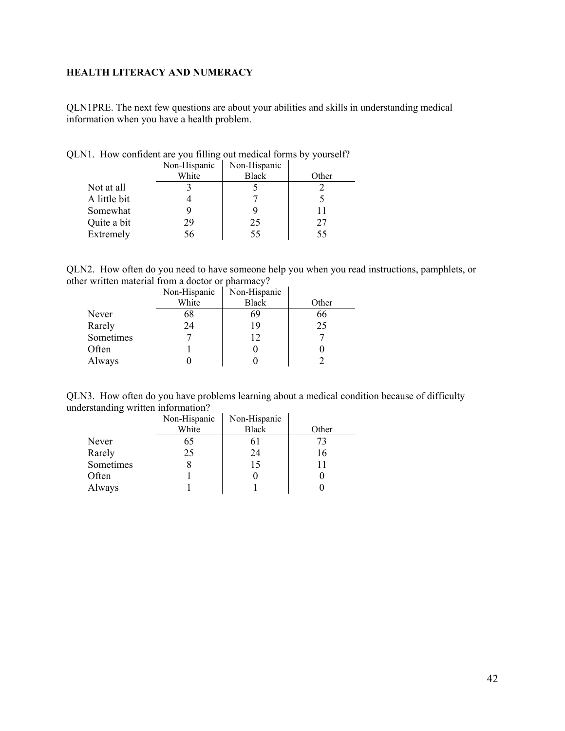**HEALTH LITERACY AND NUMERACY**

QLN1PRE. The next few questions are about your abilities and skills in understanding medical information when you have a health problem.

QLN1. How confident are you filling out medical forms by yourself?

| | Non-Hispanic White | Non-Hispanic Black | Other |
|---|---|---|---|
| Not at all | 3 | 5 | 2 |
| A little bit | 4 | 7 | 5 |
| Somewhat | 9 | 9 | 11 |
| Quite a bit | 29 | 25 | 27 |
| Extremely | 56 | 55 | 55 |

QLN2. How often do you need to have someone help you when you read instructions, pamphlets, or other written material from a doctor or pharmacy?

| | Non-Hispanic White | Non-Hispanic Black | Other |
|---|---|---|---|
| Never | 68 | 69 | 66 |
| Rarely | 24 | 19 | 25 |
| Sometimes | 7 | 12 | 7 |
| Often | 1 | 0 | 0 |
| Always | 0 | 0 | 2 |

QLN3. How often do you have problems learning about a medical condition because of difficulty understanding written information?

| | Non-Hispanic White | Non-Hispanic Black | Other |
|---|---|---|---|
| Never | 65 | 61 | 73 |
| Rarely | 25 | 24 | 16 |
| Sometimes | 8 | 15 | 11 |
| Often | 1 | 0 | 0 |
| Always | 1 | 1 | 0 |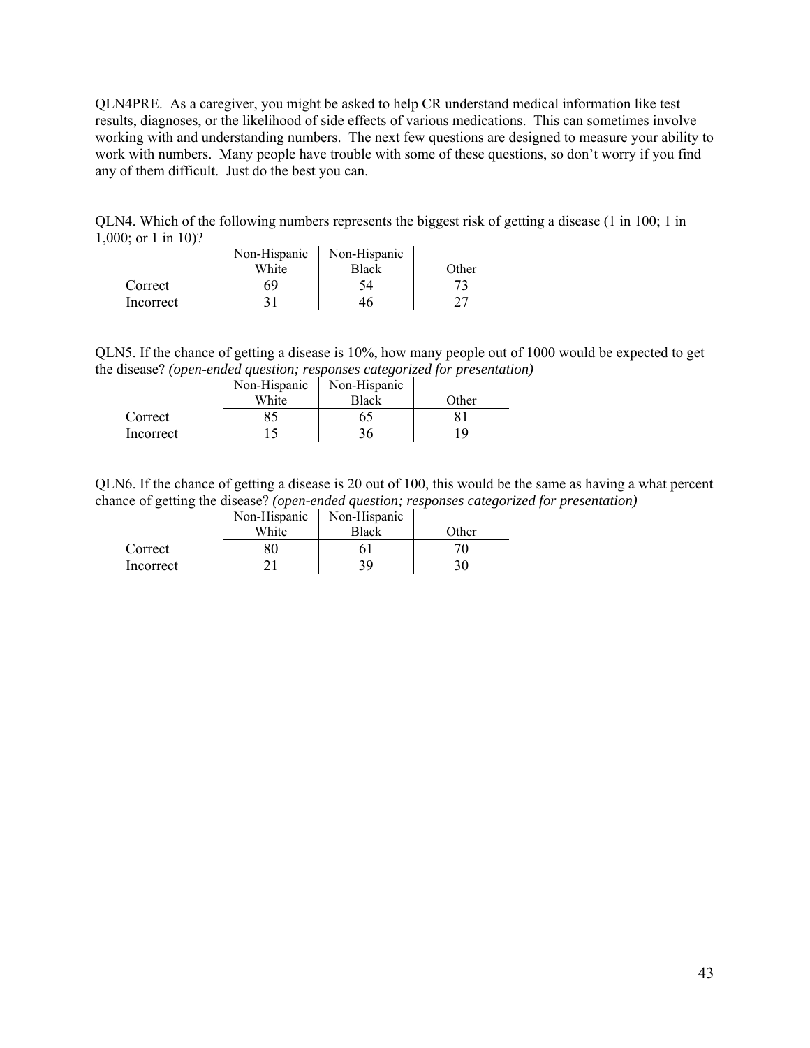QLN4PRE. As a caregiver, you might be asked to help CR understand medical information like test results, diagnoses, or the likelihood of side effects of various medications. This can sometimes involve working with and understanding numbers. The next few questions are designed to measure your ability to work with numbers. Many people have trouble with some of these questions, so don't worry if you find any of them difficult. Just do the best you can.

QLN4. Which of the following numbers represents the biggest risk of getting a disease (1 in 100; 1 in 1,000; or 1 in 10)?

| | Non-Hispanic White | Non-Hispanic Black | Other |
|---|---|---|---|
| Correct | 69 | 54 | 73 |
| Incorrect | 31 | 46 | 27 |

QLN5. If the chance of getting a disease is 10%, how many people out of 1000 would be expected to get the disease? *(open-ended question; responses categorized for presentation)*

| | Non-Hispanic White | Non-Hispanic Black | Other |
|---|---|---|---|
| Correct | 85 | 65 | 81 |
| Incorrect | 15 | 36 | 19 |

QLN6. If the chance of getting a disease is 20 out of 100, this would be the same as having a what percent chance of getting the disease? *(open-ended question; responses categorized for presentation)*

| | Non-Hispanic White | Non-Hispanic Black | Other |
|---|---|---|---|
| Correct | 80 | 61 | 70 |
| Incorrect | 21 | 39 | 30 |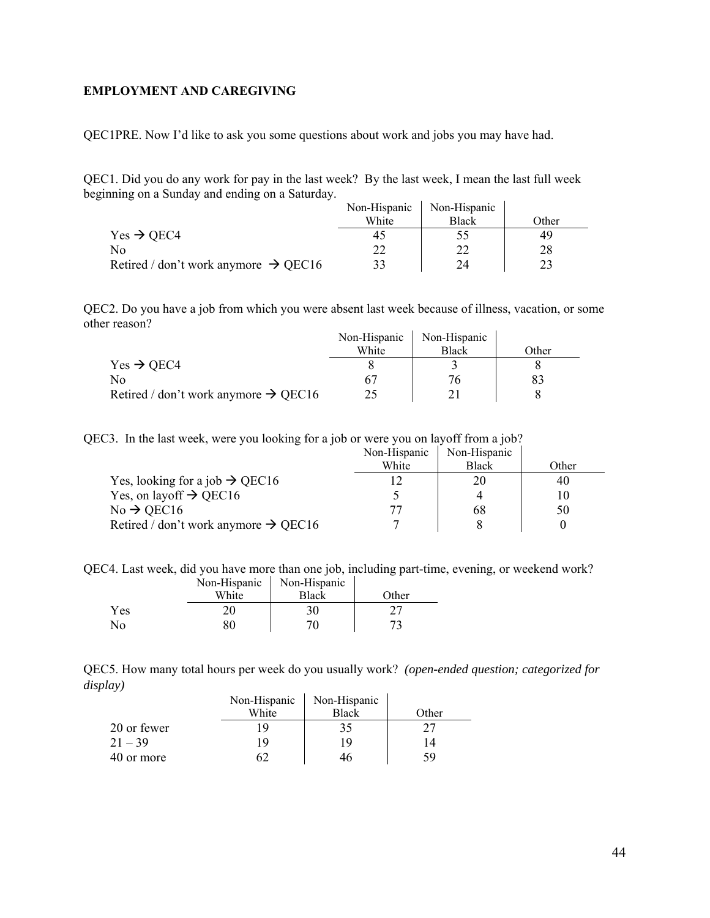**EMPLOYMENT AND CAREGIVING**

QEC1PRE. Now I'd like to ask you some questions about work and jobs you may have had.

QEC1. Did you do any work for pay in the last week? By the last week, I mean the last full week beginning on a Sunday and ending on a Saturday.

| | Non-Hispanic White | Non-Hispanic Black | Other |
|---|---|---|---|
| Yes → QEC4 | 45 | 55 | 49 |
| No | 22 | 22 | 28 |
| Retired / don't work anymore → QEC16 | 33 | 24 | 23 |

QEC2. Do you have a job from which you were absent last week because of illness, vacation, or some other reason?

| | Non-Hispanic White | Non-Hispanic Black | Other |
|---|---|---|---|
| Yes → QEC4 | 8 | 3 | 8 |
| No | 67 | 76 | 83 |
| Retired / don't work anymore → QEC16 | 25 | 21 | 8 |

QEC3. In the last week, were you looking for a job or were you on layoff from a job?

| | Non-Hispanic White | Non-Hispanic Black | Other |
|---|---|---|---|
| Yes, looking for a job → QEC16 | 12 | 20 | 40 |
| Yes, on layoff → QEC16 | 5 | 4 | 10 |
| No → QEC16 | 77 | 68 | 50 |
| Retired / don't work anymore → QEC16 | 7 | 8 | 0 |

QEC4. Last week, did you have more than one job, including part-time, evening, or weekend work?

| | Non-Hispanic White | Non-Hispanic Black | Other |
|---|---|---|---|
| Yes | 20 | 30 | 27 |
| No | 80 | 70 | 73 |

QEC5. How many total hours per week do you usually work? *(open-ended question; categorized for display)*

| | Non-Hispanic White | Non-Hispanic Black | Other |
|---|---|---|---|
| 20 or fewer | 19 | 35 | 27 |
| 21 – 39 | 19 | 19 | 14 |
| 40 or more | 62 | 46 | 59 |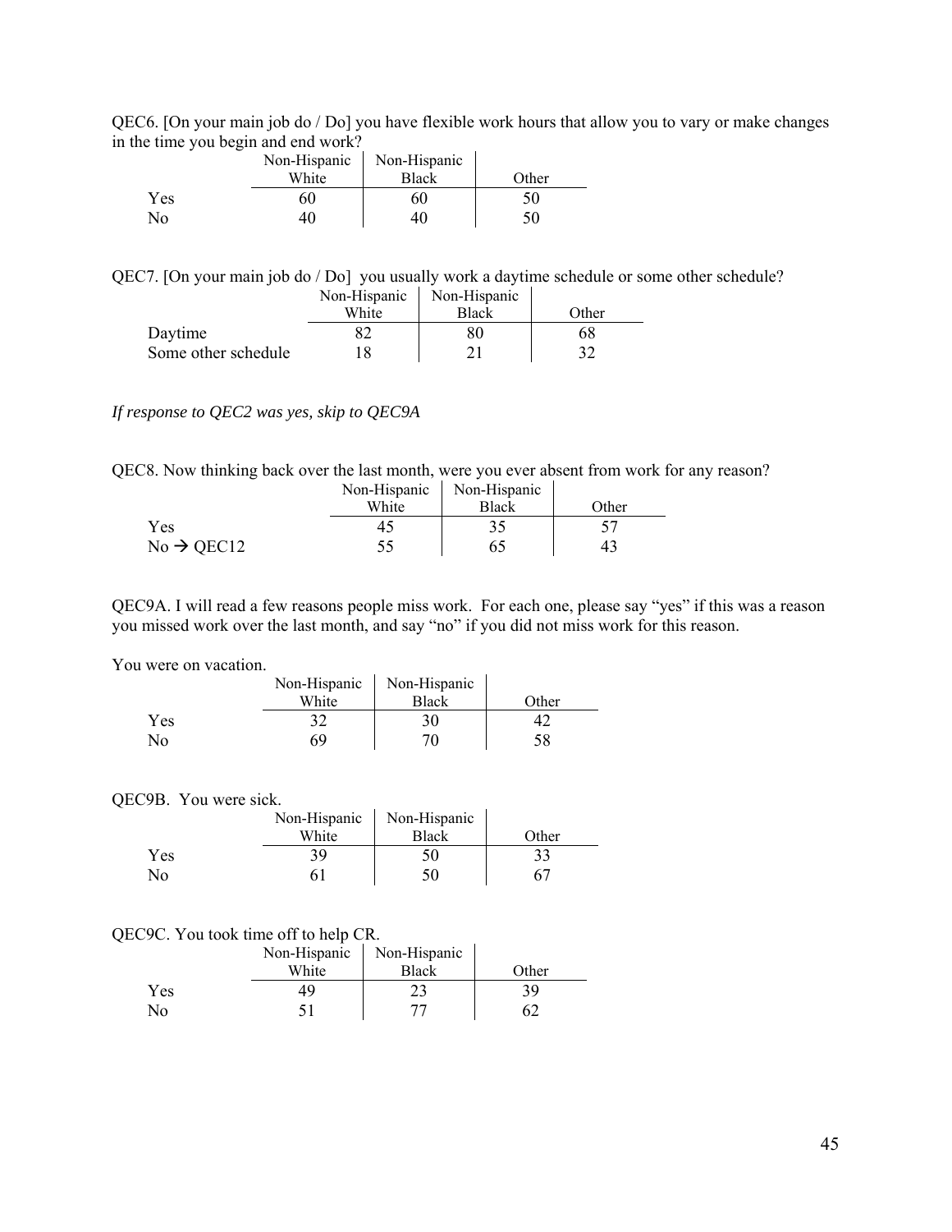QEC6. [On your main job do / Do] you have flexible work hours that allow you to vary or make changes in the time you begin and end work?

| | Non-Hispanic White | Non-Hispanic Black | Other |
|---|---|---|---|
| Yes | 60 | 60 | 50 |
| No | 40 | 40 | 50 |

QEC7. [On your main job do / Do] you usually work a daytime schedule or some other schedule?

| | Non-Hispanic White | Non-Hispanic Black | Other |
|---|---|---|---|
| Daytime | 82 | 80 | 68 |
| Some other schedule | 18 | 21 | 32 |

*If response to QEC2 was yes, skip to QEC9A*

QEC8. Now thinking back over the last month, were you ever absent from work for any reason?

| | Non-Hispanic White | Non-Hispanic Black | Other |
|---|---|---|---|
| Yes | 45 | 35 | 57 |
| No → QEC12 | 55 | 65 | 43 |

QEC9A. I will read a few reasons people miss work. For each one, please say "yes" if this was a reason you missed work over the last month, and say "no" if you did not miss work for this reason.

You were on vacation.

| | Non-Hispanic White | Non-Hispanic Black | Other |
|---|---|---|---|
| Yes | 32 | 30 | 42 |
| No | 69 | 70 | 58 |

QEC9B. You were sick.

| | Non-Hispanic White | Non-Hispanic Black | Other |
|---|---|---|---|
| Yes | 39 | 50 | 33 |
| No | 61 | 50 | 67 |

QEC9C. You took time off to help CR.

| | Non-Hispanic White | Non-Hispanic Black | Other |
|---|---|---|---|
| Yes | 49 | 23 | 39 |
| No | 51 | 77 | 62 |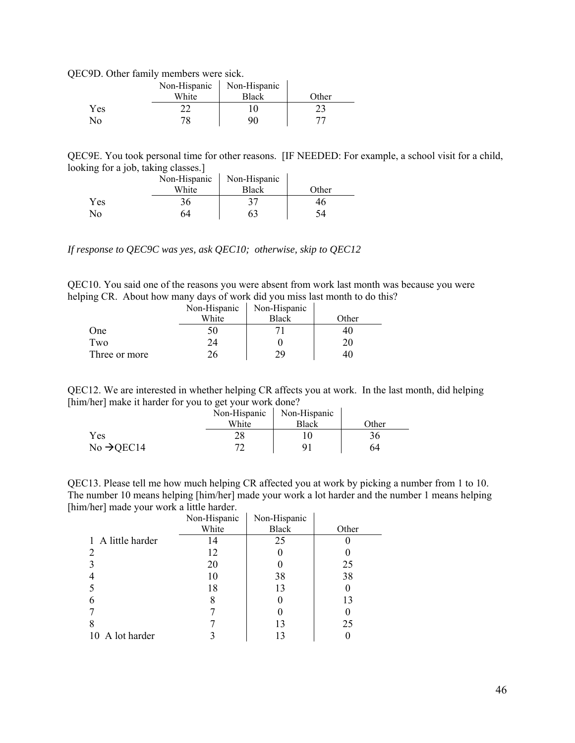QEC9D. Other family members were sick.

| | Non-Hispanic White | Non-Hispanic Black | Other |
|---|---|---|---|
| Yes | 22 | 10 | 23 |
| No | 78 | 90 | 77 |

QEC9E. You took personal time for other reasons. [IF NEEDED: For example, a school visit for a child, looking for a job, taking classes.]

| | Non-Hispanic White | Non-Hispanic Black | Other |
|---|---|---|---|
| Yes | 36 | 37 | 46 |
| No | 64 | 63 | 54 |

*If response to QEC9C was yes, ask QEC10; otherwise, skip to QEC12*

QEC10. You said one of the reasons you were absent from work last month was because you were helping CR. About how many days of work did you miss last month to do this?

| | Non-Hispanic White | Non-Hispanic Black | Other |
|---|---|---|---|
| One | 50 | 71 | 40 |
| Two | 24 | 0 | 20 |
| Three or more | 26 | 29 | 40 |

QEC12. We are interested in whether helping CR affects you at work. In the last month, did helping [him/her] make it harder for you to get your work done?

| | Non-Hispanic White | Non-Hispanic Black | Other |
|---|---|---|---|
| Yes | 28 | 10 | 36 |
| No →QEC14 | 72 | 91 | 64 |

QEC13. Please tell me how much helping CR affected you at work by picking a number from 1 to 10. The number 10 means helping [him/her] made your work a lot harder and the number 1 means helping [him/her] made your work a little harder.

| | Non-Hispanic White | Non-Hispanic Black | Other |
|---|---|---|---|
| 1 A little harder | 14 | 25 | 0 |
| 2 | 12 | 0 | 0 |
| 3 | 20 | 0 | 25 |
| 4 | 10 | 38 | 38 |
| 5 | 18 | 13 | 0 |
| 6 | 8 | 0 | 13 |
| 7 | 7 | 0 | 0 |
| 8 | 7 | 13 | 25 |
| 10 A lot harder | 3 | 13 | 0 |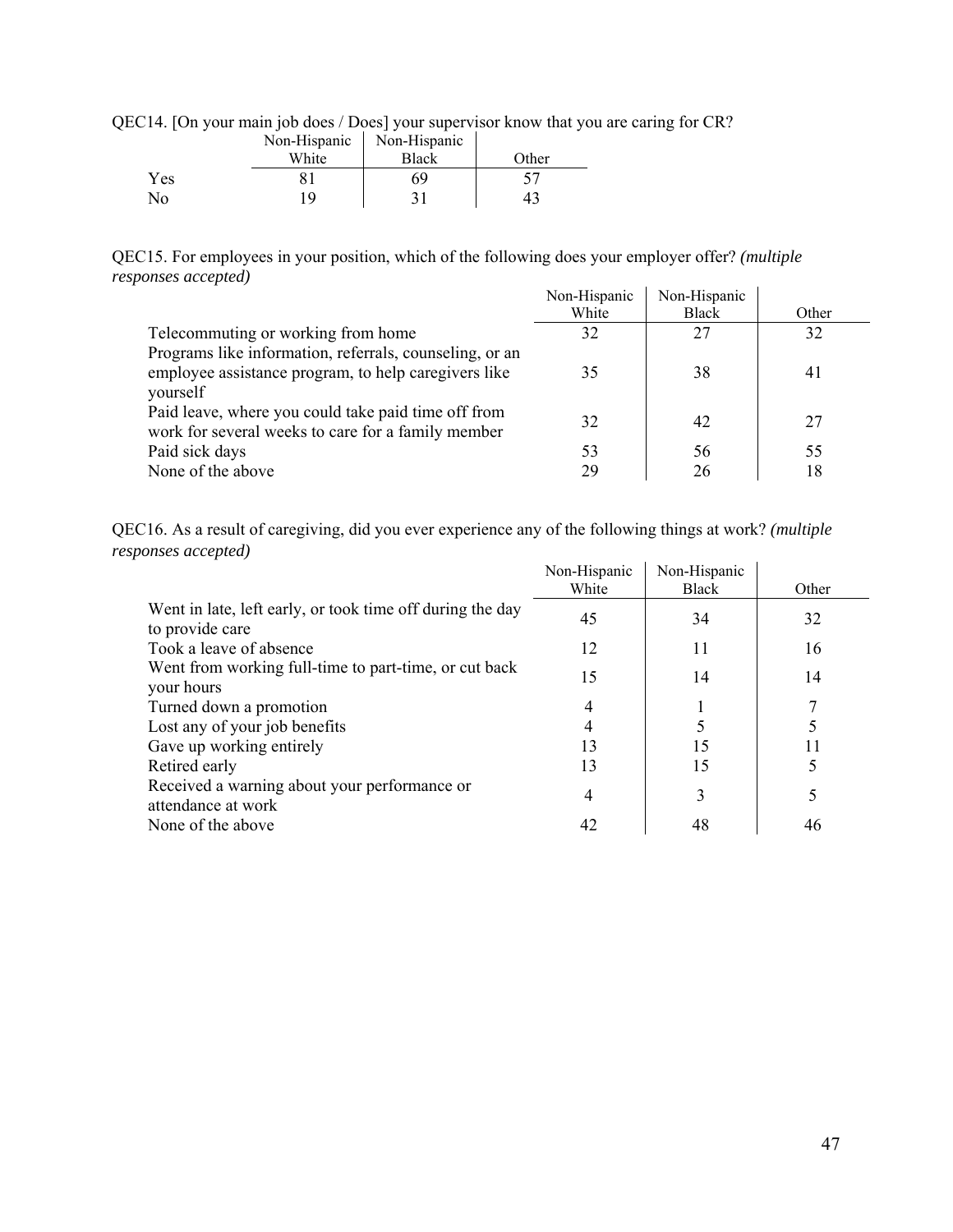QEC14. [On your main job does / Does] your supervisor know that you are caring for CR?

| | Non-Hispanic White | Non-Hispanic Black | Other |
|---|---|---|---|
| Yes | 81 | 69 | 57 |
| No | 19 | 31 | 43 |

QEC15. For employees in your position, which of the following does your employer offer? *(multiple responses accepted)*

| | Non-Hispanic White | Non-Hispanic Black | Other |
|---|---|---|---|
| Telecommuting or working from home | 32 | 27 | 32 |
| Programs like information, referrals, counseling, or an employee assistance program, to help caregivers like yourself | 35 | 38 | 41 |
| Paid leave, where you could take paid time off from work for several weeks to care for a family member | 32 | 42 | 27 |
| Paid sick days | 53 | 56 | 55 |
| None of the above | 29 | 26 | 18 |

QEC16. As a result of caregiving, did you ever experience any of the following things at work? *(multiple responses accepted)*

| | Non-Hispanic White | Non-Hispanic Black | Other |
|---|---|---|---|
| Went in late, left early, or took time off during the day to provide care | 45 | 34 | 32 |
| Took a leave of absence | 12 | 11 | 16 |
| Went from working full-time to part-time, or cut back your hours | 15 | 14 | 14 |
| Turned down a promotion | 4 | 1 | 7 |
| Lost any of your job benefits | 4 | 5 | 5 |
| Gave up working entirely | 13 | 15 | 11 |
| Retired early | 13 | 15 | 5 |
| Received a warning about your performance or attendance at work | 4 | 3 | 5 |
| None of the above | 42 | 48 | 46 |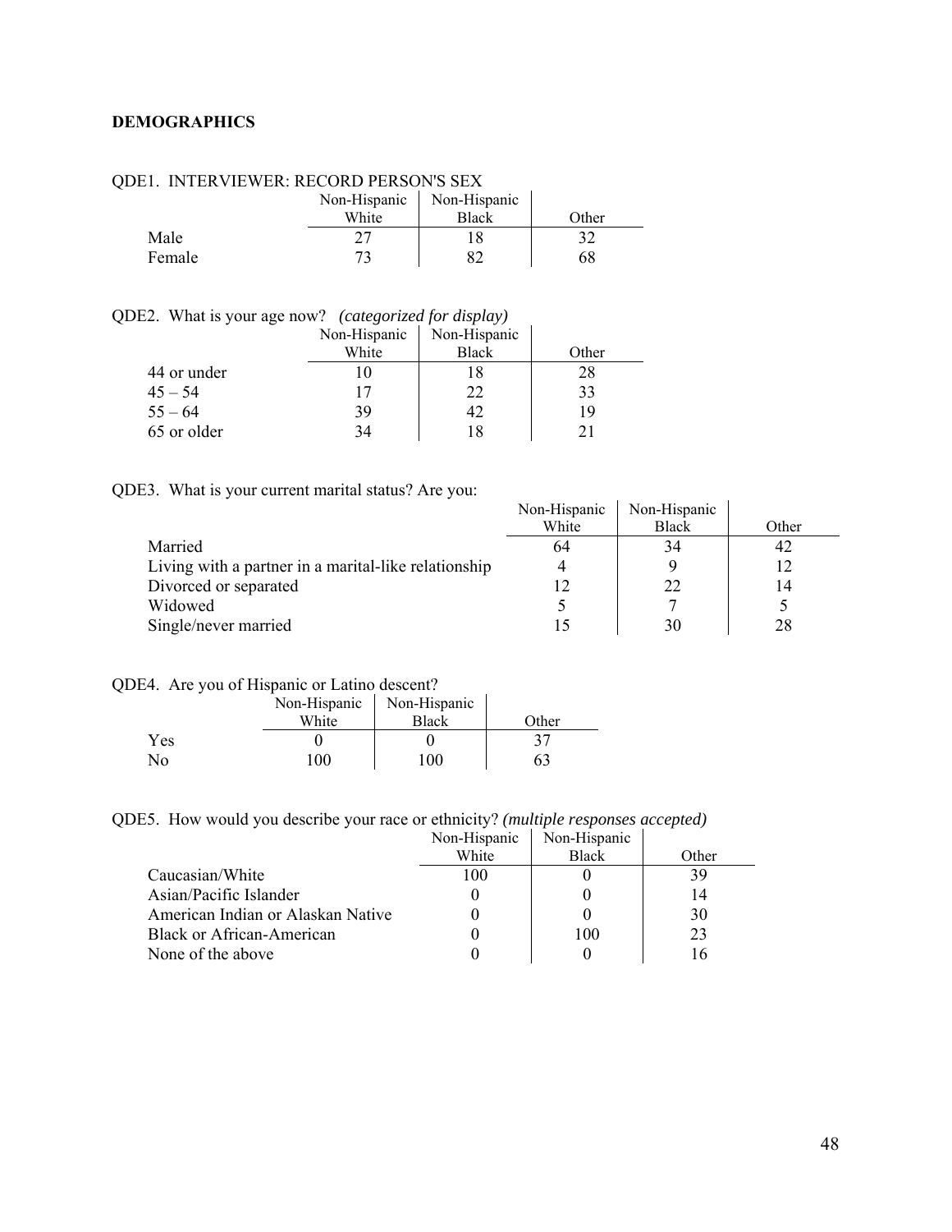## DEMOGRAPHICS

QDE1. INTERVIEWER: RECORD PERSON'S SEX

| | Non-Hispanic White | Non-Hispanic Black | Other |
|---|---|---|---|
| Male | 27 | 18 | 32 |
| Female | 73 | 82 | 68 |

QDE2. What is your age now? *(categorized for display)*

| | Non-Hispanic White | Non-Hispanic Black | Other |
|---|---|---|---|
| 44 or under | 10 | 18 | 28 |
| 45 – 54 | 17 | 22 | 33 |
| 55 – 64 | 39 | 42 | 19 |
| 65 or older | 34 | 18 | 21 |

QDE3. What is your current marital status? Are you:

| | Non-Hispanic White | Non-Hispanic Black | Other |
|---|---|---|---|
| Married | 64 | 34 | 42 |
| Living with a partner in a marital-like relationship | 4 | 9 | 12 |
| Divorced or separated | 12 | 22 | 14 |
| Widowed | 5 | 7 | 5 |
| Single/never married | 15 | 30 | 28 |

QDE4. Are you of Hispanic or Latino descent?

| | Non-Hispanic White | Non-Hispanic Black | Other |
|---|---|---|---|
| Yes | 0 | 0 | 37 |
| No | 100 | 100 | 63 |

QDE5. How would you describe your race or ethnicity? *(multiple responses accepted)*

| | Non-Hispanic White | Non-Hispanic Black | Other |
|---|---|---|---|
| Caucasian/White | 100 | 0 | 39 |
| Asian/Pacific Islander | 0 | 0 | 14 |
| American Indian or Alaskan Native | 0 | 0 | 30 |
| Black or African-American | 0 | 100 | 23 |
| None of the above | 0 | 0 | 16 |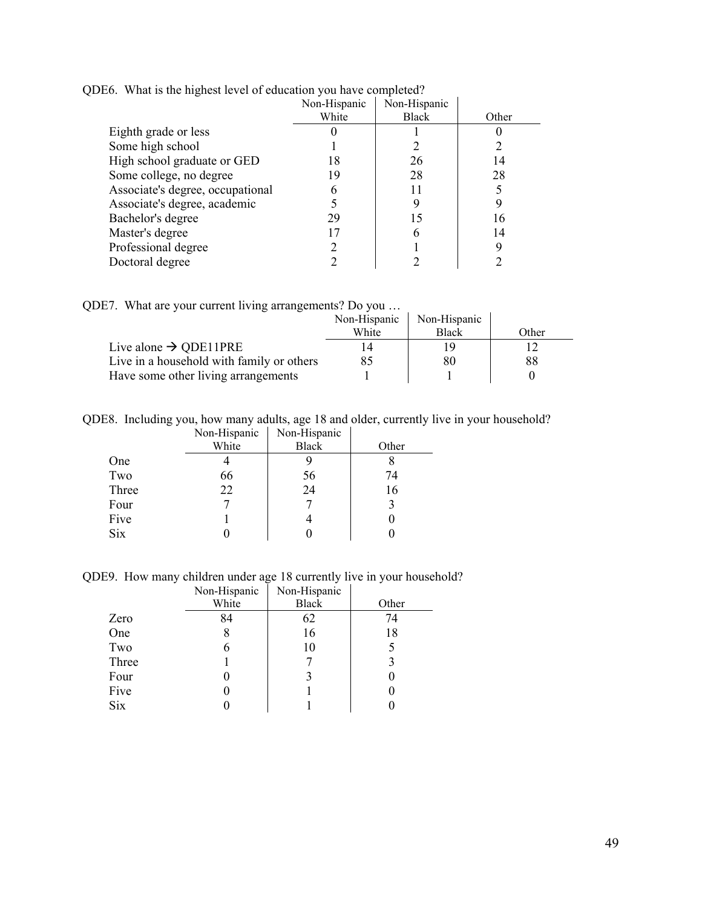QDE6. What is the highest level of education you have completed?

| | Non-Hispanic White | Non-Hispanic Black | Other |
|---|---|---|---|
| Eighth grade or less | 0 | 1 | 0 |
| Some high school | 1 | 2 | 2 |
| High school graduate or GED | 18 | 26 | 14 |
| Some college, no degree | 19 | 28 | 28 |
| Associate's degree, occupational | 6 | 11 | 5 |
| Associate's degree, academic | 5 | 9 | 9 |
| Bachelor's degree | 29 | 15 | 16 |
| Master's degree | 17 | 6 | 14 |
| Professional degree | 2 | 1 | 9 |
| Doctoral degree | 2 | 2 | 2 |

QDE7. What are your current living arrangements? Do you …

| | Non-Hispanic White | Non-Hispanic Black | Other |
|---|---|---|---|
| Live alone → QDE11PRE | 14 | 19 | 12 |
| Live in a household with family or others | 85 | 80 | 88 |
| Have some other living arrangements | 1 | 1 | 0 |

QDE8. Including you, how many adults, age 18 and older, currently live in your household?

| | Non-Hispanic White | Non-Hispanic Black | Other |
|---|---|---|---|
| One | 4 | 9 | 8 |
| Two | 66 | 56 | 74 |
| Three | 22 | 24 | 16 |
| Four | 7 | 7 | 3 |
| Five | 1 | 4 | 0 |
| Six | 0 | 0 | 0 |

QDE9. How many children under age 18 currently live in your household?

| | Non-Hispanic White | Non-Hispanic Black | Other |
|---|---|---|---|
| Zero | 84 | 62 | 74 |
| One | 8 | 16 | 18 |
| Two | 6 | 10 | 5 |
| Three | 1 | 7 | 3 |
| Four | 0 | 3 | 0 |
| Five | 0 | 1 | 0 |
| Six | 0 | 1 | 0 |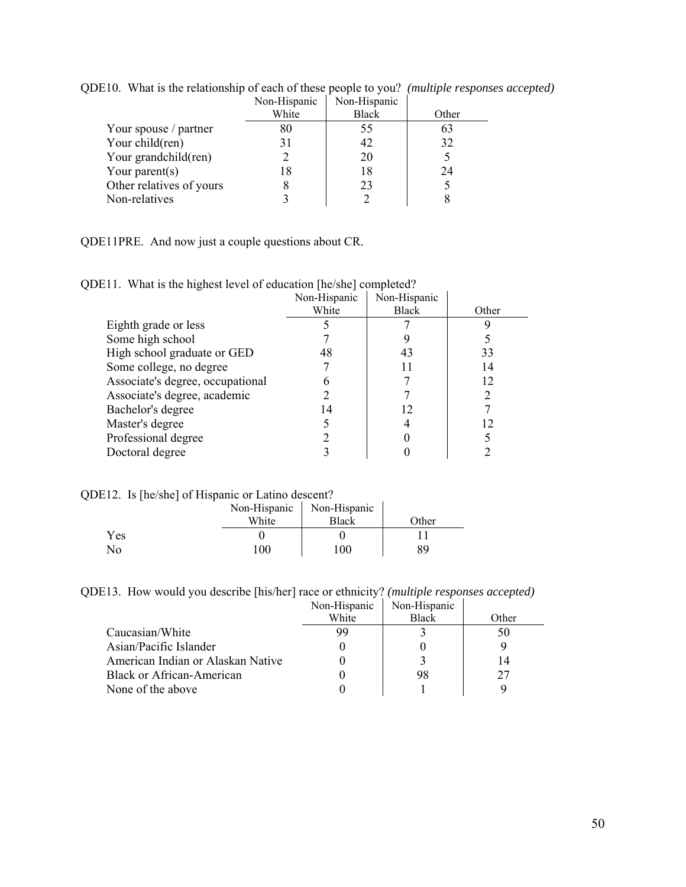QDE10. What is the relationship of each of these people to you? *(multiple responses accepted)*

| | Non-Hispanic White | Non-Hispanic Black | Other |
|---|---|---|---|
| Your spouse / partner | 80 | 55 | 63 |
| Your child(ren) | 31 | 42 | 32 |
| Your grandchild(ren) | 2 | 20 | 5 |
| Your parent(s) | 18 | 18 | 24 |
| Other relatives of yours | 8 | 23 | 5 |
| Non-relatives | 3 | 2 | 8 |

QDE11PRE. And now just a couple questions about CR.

QDE11. What is the highest level of education [he/she] completed?

| | Non-Hispanic White | Non-Hispanic Black | Other |
|---|---|---|---|
| Eighth grade or less | 5 | 7 | 9 |
| Some high school | 7 | 9 | 5 |
| High school graduate or GED | 48 | 43 | 33 |
| Some college, no degree | 7 | 11 | 14 |
| Associate's degree, occupational | 6 | 7 | 12 |
| Associate's degree, academic | 2 | 7 | 2 |
| Bachelor's degree | 14 | 12 | 7 |
| Master's degree | 5 | 4 | 12 |
| Professional degree | 2 | 0 | 5 |
| Doctoral degree | 3 | 0 | 2 |

QDE12. Is [he/she] of Hispanic or Latino descent?

| | Non-Hispanic White | Non-Hispanic Black | Other |
|---|---|---|---|
| Yes | 0 | 0 | 11 |
| No | 100 | 100 | 89 |

QDE13. How would you describe [his/her] race or ethnicity? *(multiple responses accepted)*

| | Non-Hispanic White | Non-Hispanic Black | Other |
|---|---|---|---|
| Caucasian/White | 99 | 3 | 50 |
| Asian/Pacific Islander | 0 | 0 | 9 |
| American Indian or Alaskan Native | 0 | 3 | 14 |
| Black or African-American | 0 | 98 | 27 |
| None of the above | 0 | 1 | 9 |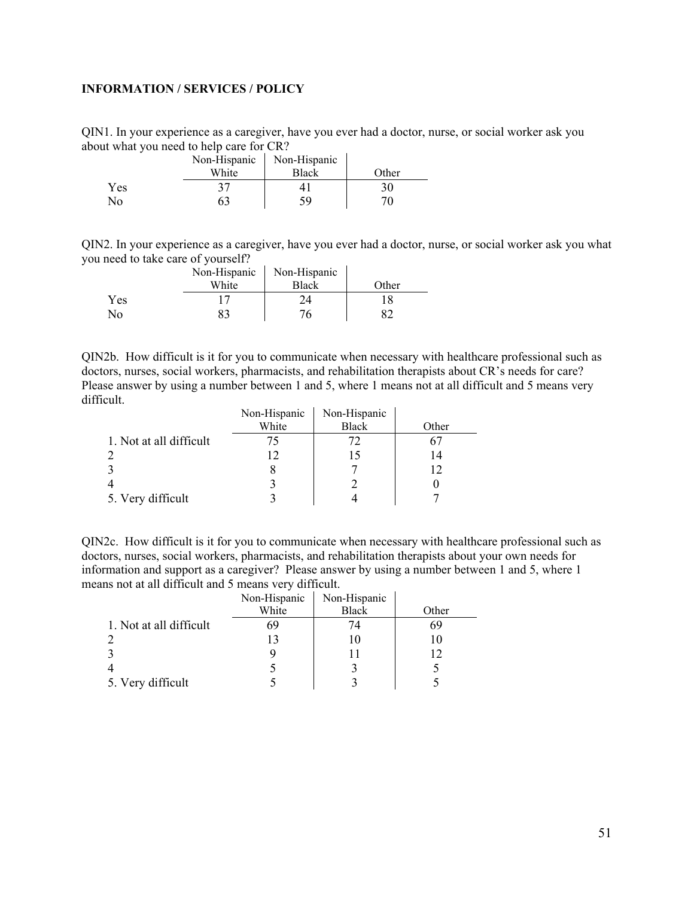**INFORMATION / SERVICES / POLICY**

QIN1. In your experience as a caregiver, have you ever had a doctor, nurse, or social worker ask you about what you need to help care for CR?

| | Non-Hispanic White | Non-Hispanic Black | Other |
|---|---|---|---|
| Yes | 37 | 41 | 30 |
| No | 63 | 59 | 70 |

QIN2. In your experience as a caregiver, have you ever had a doctor, nurse, or social worker ask you what you need to take care of yourself?

| | Non-Hispanic White | Non-Hispanic Black | Other |
|---|---|---|---|
| Yes | 17 | 24 | 18 |
| No | 83 | 76 | 82 |

QIN2b. How difficult is it for you to communicate when necessary with healthcare professional such as doctors, nurses, social workers, pharmacists, and rehabilitation therapists about CR's needs for care? Please answer by using a number between 1 and 5, where 1 means not at all difficult and 5 means very difficult.

| | Non-Hispanic White | Non-Hispanic Black | Other |
|---|---|---|---|
| 1. Not at all difficult | 75 | 72 | 67 |
| 2 | 12 | 15 | 14 |
| 3 | 8 | 7 | 12 |
| 4 | 3 | 2 | 0 |
| 5. Very difficult | 3 | 4 | 7 |

QIN2c. How difficult is it for you to communicate when necessary with healthcare professional such as doctors, nurses, social workers, pharmacists, and rehabilitation therapists about your own needs for information and support as a caregiver? Please answer by using a number between 1 and 5, where 1 means not at all difficult and 5 means very difficult.

| | Non-Hispanic White | Non-Hispanic Black | Other |
|---|---|---|---|
| 1. Not at all difficult | 69 | 74 | 69 |
| 2 | 13 | 10 | 10 |
| 3 | 9 | 11 | 12 |
| 4 | 5 | 3 | 5 |
| 5. Very difficult | 5 | 3 | 5 |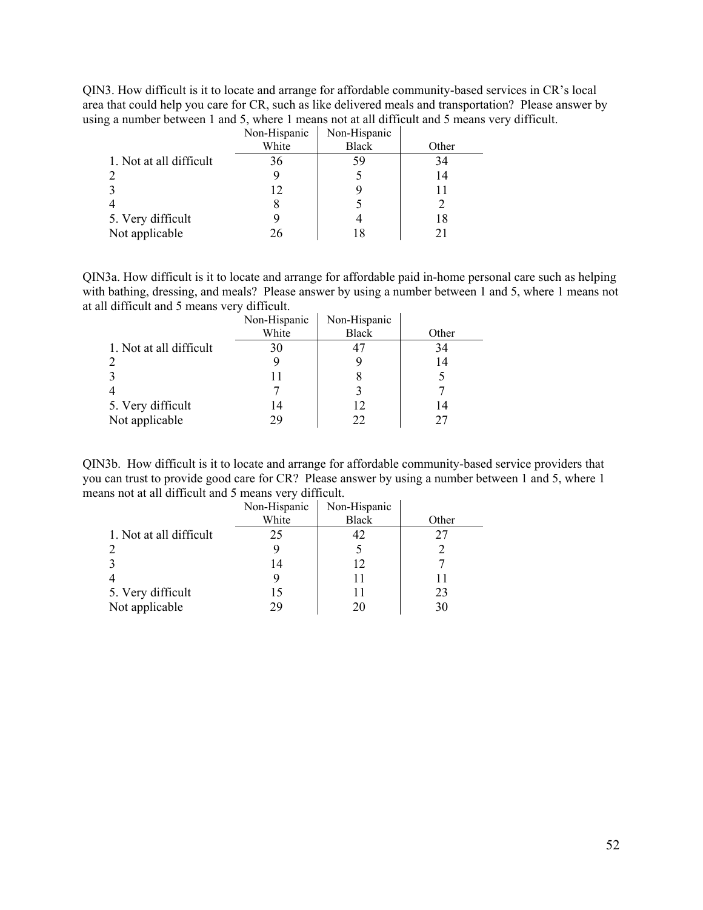QIN3. How difficult is it to locate and arrange for affordable community-based services in CR's local area that could help you care for CR, such as like delivered meals and transportation? Please answer by using a number between 1 and 5, where 1 means not at all difficult and 5 means very difficult.

| | Non-Hispanic White | Non-Hispanic Black | Other |
|---|---|---|---|
| 1. Not at all difficult | 36 | 59 | 34 |
| 2 | 9 | 5 | 14 |
| 3 | 12 | 9 | 11 |
| 4 | 8 | 5 | 2 |
| 5. Very difficult | 9 | 4 | 18 |
| Not applicable | 26 | 18 | 21 |

QIN3a. How difficult is it to locate and arrange for affordable paid in-home personal care such as helping with bathing, dressing, and meals? Please answer by using a number between 1 and 5, where 1 means not at all difficult and 5 means very difficult.

| | Non-Hispanic White | Non-Hispanic Black | Other |
|---|---|---|---|
| 1. Not at all difficult | 30 | 47 | 34 |
| 2 | 9 | 9 | 14 |
| 3 | 11 | 8 | 5 |
| 4 | 7 | 3 | 7 |
| 5. Very difficult | 14 | 12 | 14 |
| Not applicable | 29 | 22 | 27 |

QIN3b. How difficult is it to locate and arrange for affordable community-based service providers that you can trust to provide good care for CR? Please answer by using a number between 1 and 5, where 1 means not at all difficult and 5 means very difficult.

| | Non-Hispanic White | Non-Hispanic Black | Other |
|---|---|---|---|
| 1. Not at all difficult | 25 | 42 | 27 |
| 2 | 9 | 5 | 2 |
| 3 | 14 | 12 | 7 |
| 4 | 9 | 11 | 11 |
| 5. Very difficult | 15 | 11 | 23 |
| Not applicable | 29 | 20 | 30 |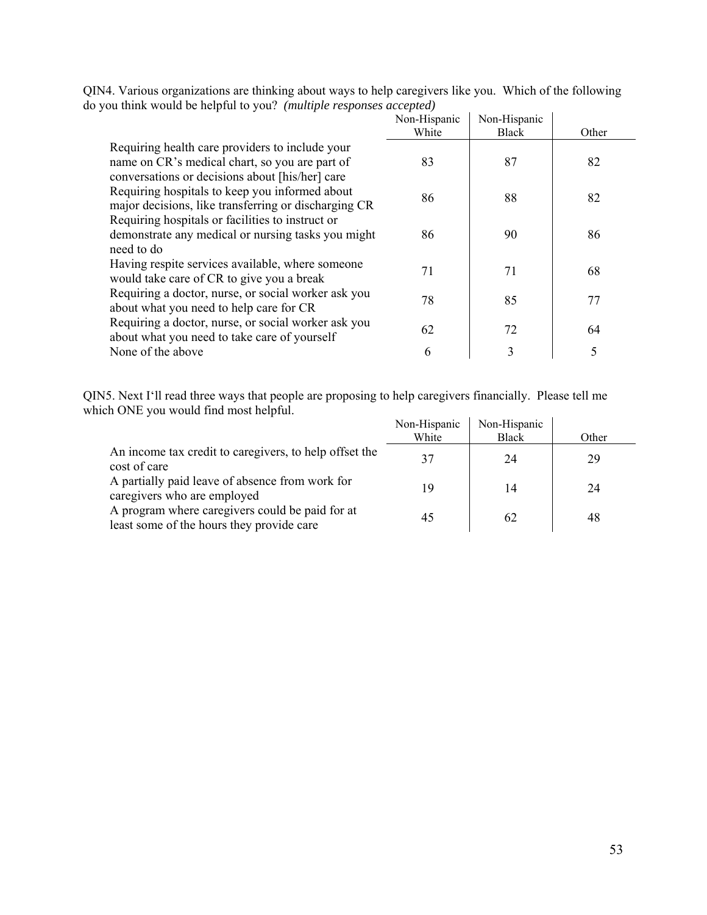QIN4. Various organizations are thinking about ways to help caregivers like you. Which of the following do you think would be helpful to you? *(multiple responses accepted)*

| | Non-Hispanic White | Non-Hispanic Black | Other |
|---|---|---|---|
| Requiring health care providers to include your name on CR's medical chart, so you are part of conversations or decisions about [his/her] care | 83 | 87 | 82 |
| Requiring hospitals to keep you informed about major decisions, like transferring or discharging CR | 86 | 88 | 82 |
| Requiring hospitals or facilities to instruct or demonstrate any medical or nursing tasks you might need to do | 86 | 90 | 86 |
| Having respite services available, where someone would take care of CR to give you a break | 71 | 71 | 68 |
| Requiring a doctor, nurse, or social worker ask you about what you need to help care for CR | 78 | 85 | 77 |
| Requiring a doctor, nurse, or social worker ask you about what you need to take care of yourself | 62 | 72 | 64 |
| None of the above | 6 | 3 | 5 |

QIN5. Next I'll read three ways that people are proposing to help caregivers financially. Please tell me which ONE you would find most helpful.

| | Non-Hispanic White | Non-Hispanic Black | Other |
|---|---|---|---|
| An income tax credit to caregivers, to help offset the cost of care | 37 | 24 | 29 |
| A partially paid leave of absence from work for caregivers who are employed | 19 | 14 | 24 |
| A program where caregivers could be paid for at least some of the hours they provide care | 45 | 62 | 48 |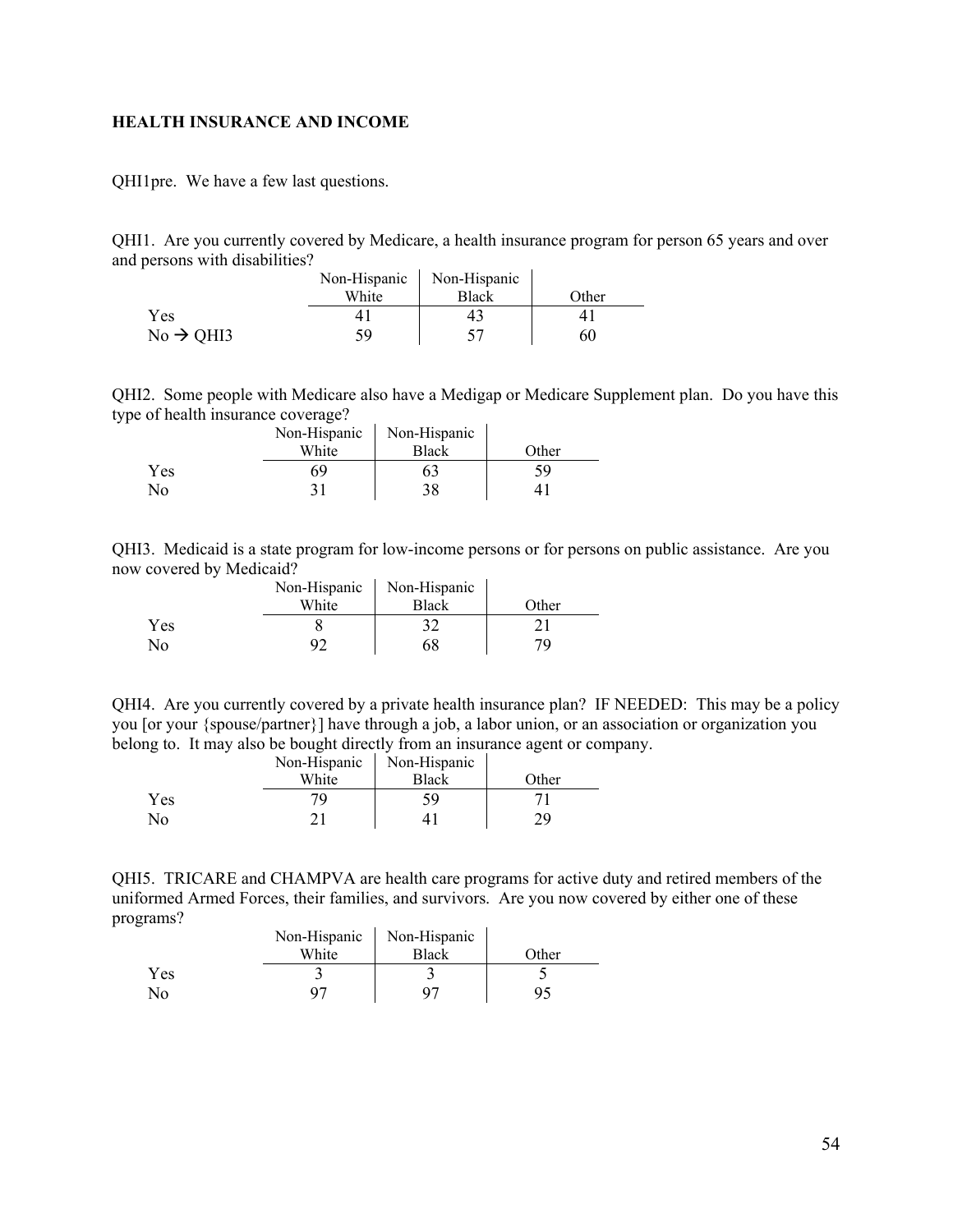**HEALTH INSURANCE AND INCOME**

QHI1pre. We have a few last questions.

QHI1. Are you currently covered by Medicare, a health insurance program for person 65 years and over and persons with disabilities?

| | Non-Hispanic White | Non-Hispanic Black | Other |
|---|---|---|---|
| Yes | 41 | 43 | 41 |
| No → QHI3 | 59 | 57 | 60 |

QHI2. Some people with Medicare also have a Medigap or Medicare Supplement plan. Do you have this type of health insurance coverage?

| | Non-Hispanic White | Non-Hispanic Black | Other |
|---|---|---|---|
| Yes | 69 | 63 | 59 |
| No | 31 | 38 | 41 |

QHI3. Medicaid is a state program for low-income persons or for persons on public assistance. Are you now covered by Medicaid?

| | Non-Hispanic White | Non-Hispanic Black | Other |
|---|---|---|---|
| Yes | 8 | 32 | 21 |
| No | 92 | 68 | 79 |

QHI4. Are you currently covered by a private health insurance plan? IF NEEDED: This may be a policy you [or your {spouse/partner}] have through a job, a labor union, or an association or organization you belong to. It may also be bought directly from an insurance agent or company.

| | Non-Hispanic White | Non-Hispanic Black | Other |
|---|---|---|---|
| Yes | 79 | 59 | 71 |
| No | 21 | 41 | 29 |

QHI5. TRICARE and CHAMPVA are health care programs for active duty and retired members of the uniformed Armed Forces, their families, and survivors. Are you now covered by either one of these programs?

| | Non-Hispanic White | Non-Hispanic Black | Other |
|---|---|---|---|
| Yes | 3 | 3 | 5 |
| No | 97 | 97 | 95 |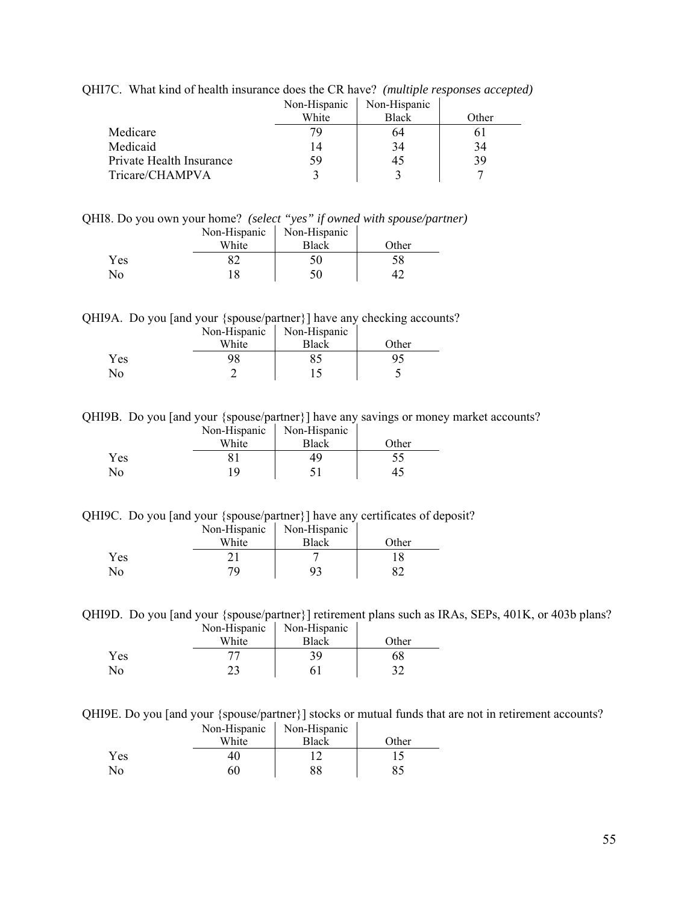QHI7C. What kind of health insurance does the CR have? *(multiple responses accepted)*

| | Non-Hispanic White | Non-Hispanic Black | Other |
|---|---|---|---|
| Medicare | 79 | 64 | 61 |
| Medicaid | 14 | 34 | 34 |
| Private Health Insurance | 59 | 45 | 39 |
| Tricare/CHAMPVA | 3 | 3 | 7 |

QHI8. Do you own your home? *(select "yes" if owned with spouse/partner)*

| | Non-Hispanic White | Non-Hispanic Black | Other |
|---|---|---|---|
| Yes | 82 | 50 | 58 |
| No | 18 | 50 | 42 |

QHI9A. Do you [and your {spouse/partner}] have any checking accounts?

| | Non-Hispanic White | Non-Hispanic Black | Other |
|---|---|---|---|
| Yes | 98 | 85 | 95 |
| No | 2 | 15 | 5 |

QHI9B. Do you [and your {spouse/partner}] have any savings or money market accounts?

| | Non-Hispanic White | Non-Hispanic Black | Other |
|---|---|---|---|
| Yes | 81 | 49 | 55 |
| No | 19 | 51 | 45 |

QHI9C. Do you [and your {spouse/partner}] have any certificates of deposit?

| | Non-Hispanic White | Non-Hispanic Black | Other |
|---|---|---|---|
| Yes | 21 | 7 | 18 |
| No | 79 | 93 | 82 |

QHI9D. Do you [and your {spouse/partner}] retirement plans such as IRAs, SEPs, 401K, or 403b plans?

| | Non-Hispanic White | Non-Hispanic Black | Other |
|---|---|---|---|
| Yes | 77 | 39 | 68 |
| No | 23 | 61 | 32 |

QHI9E. Do you [and your {spouse/partner}] stocks or mutual funds that are not in retirement accounts?

| | Non-Hispanic White | Non-Hispanic Black | Other |
|---|---|---|---|
| Yes | 40 | 12 | 15 |
| No | 60 | 88 | 85 |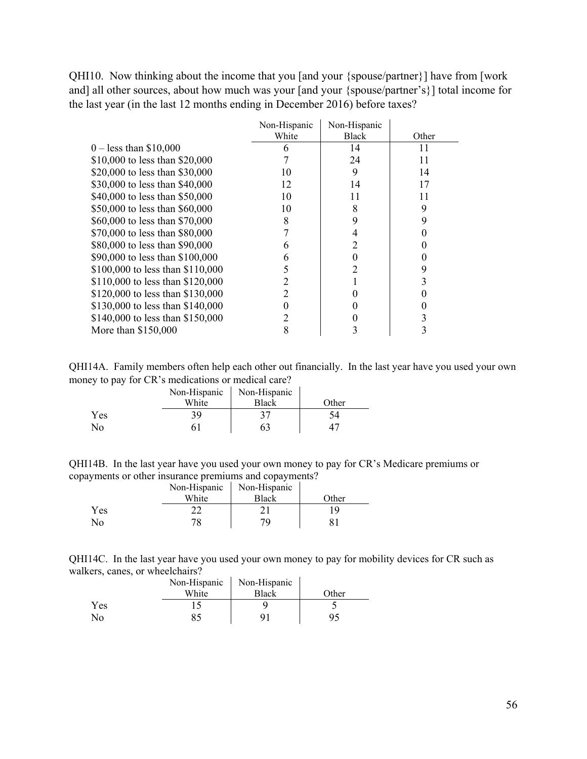QHI10. Now thinking about the income that you [and your {spouse/partner}] have from [work and] all other sources, about how much was your [and your {spouse/partner's}] total income for the last year (in the last 12 months ending in December 2016) before taxes?

| | Non-Hispanic White | Non-Hispanic Black | Other |
|---|---|---|---|
| 0 – less than $10,000 | 6 | 14 | 11 |
| $10,000 to less than $20,000 | 7 | 24 | 11 |
| $20,000 to less than $30,000 | 10 | 9 | 14 |
| $30,000 to less than $40,000 | 12 | 14 | 17 |
| $40,000 to less than $50,000 | 10 | 11 | 11 |
| $50,000 to less than $60,000 | 10 | 8 | 9 |
| $60,000 to less than $70,000 | 8 | 9 | 9 |
| $70,000 to less than $80,000 | 7 | 4 | 0 |
| $80,000 to less than $90,000 | 6 | 2 | 0 |
| $90,000 to less than $100,000 | 6 | 0 | 0 |
| $100,000 to less than $110,000 | 5 | 2 | 9 |
| $110,000 to less than $120,000 | 2 | 1 | 3 |
| $120,000 to less than $130,000 | 2 | 0 | 0 |
| $130,000 to less than $140,000 | 0 | 0 | 0 |
| $140,000 to less than $150,000 | 2 | 0 | 3 |
| More than $150,000 | 8 | 3 | 3 |

QHI14A. Family members often help each other out financially. In the last year have you used your own money to pay for CR's medications or medical care?

| | Non-Hispanic White | Non-Hispanic Black | Other |
|---|---|---|---|
| Yes | 39 | 37 | 54 |
| No | 61 | 63 | 47 |

QHI14B. In the last year have you used your own money to pay for CR's Medicare premiums or copayments or other insurance premiums and copayments?

| | Non-Hispanic White | Non-Hispanic Black | Other |
|---|---|---|---|
| Yes | 22 | 21 | 19 |
| No | 78 | 79 | 81 |

QHI14C. In the last year have you used your own money to pay for mobility devices for CR such as walkers, canes, or wheelchairs?

| | Non-Hispanic White | Non-Hispanic Black | Other |
|---|---|---|---|
| Yes | 15 | 9 | 5 |
| No | 85 | 91 | 95 |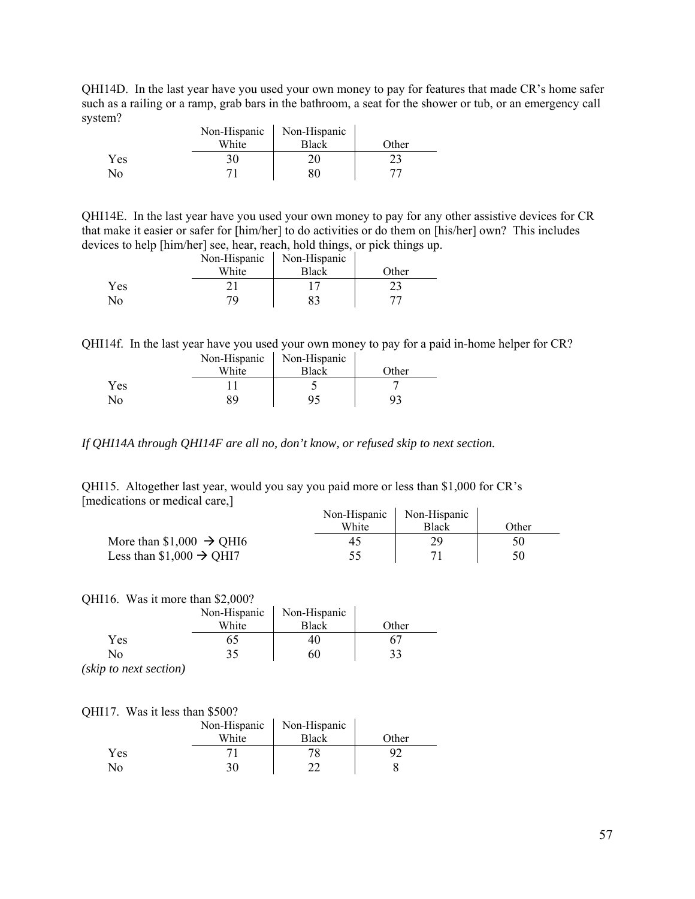QHI14D. In the last year have you used your own money to pay for features that made CR's home safer such as a railing or a ramp, grab bars in the bathroom, a seat for the shower or tub, or an emergency call system?

| | Non-Hispanic White | Non-Hispanic Black | Other |
|---|---|---|---|
| Yes | 30 | 20 | 23 |
| No | 71 | 80 | 77 |

QHI14E. In the last year have you used your own money to pay for any other assistive devices for CR that make it easier or safer for [him/her] to do activities or do them on [his/her] own? This includes devices to help [him/her] see, hear, reach, hold things, or pick things up.

| | Non-Hispanic White | Non-Hispanic Black | Other |
|---|---|---|---|
| Yes | 21 | 17 | 23 |
| No | 79 | 83 | 77 |

QHI14f. In the last year have you used your own money to pay for a paid in-home helper for CR?

| | Non-Hispanic White | Non-Hispanic Black | Other |
|---|---|---|---|
| Yes | 11 | 5 | 7 |
| No | 89 | 95 | 93 |

*If QHI14A through QHI14F are all no, don't know, or refused skip to next section.*

QHI15. Altogether last year, would you say you paid more or less than $1,000 for CR's [medications or medical care,]

| | Non-Hispanic White | Non-Hispanic Black | Other |
|---|---|---|---|
| More than $1,000 → QHI6 | 45 | 29 | 50 |
| Less than $1,000 → QHI7 | 55 | 71 | 50 |

QHI16. Was it more than $2,000?

| | Non-Hispanic White | Non-Hispanic Black | Other |
|---|---|---|---|
| Yes | 65 | 40 | 67 |
| No | 35 | 60 | 33 |

*(skip to next section)*

QHI17. Was it less than $500?

| | Non-Hispanic White | Non-Hispanic Black | Other |
|---|---|---|---|
| Yes | 71 | 78 | 92 |
| No | 30 | 22 | 8 |